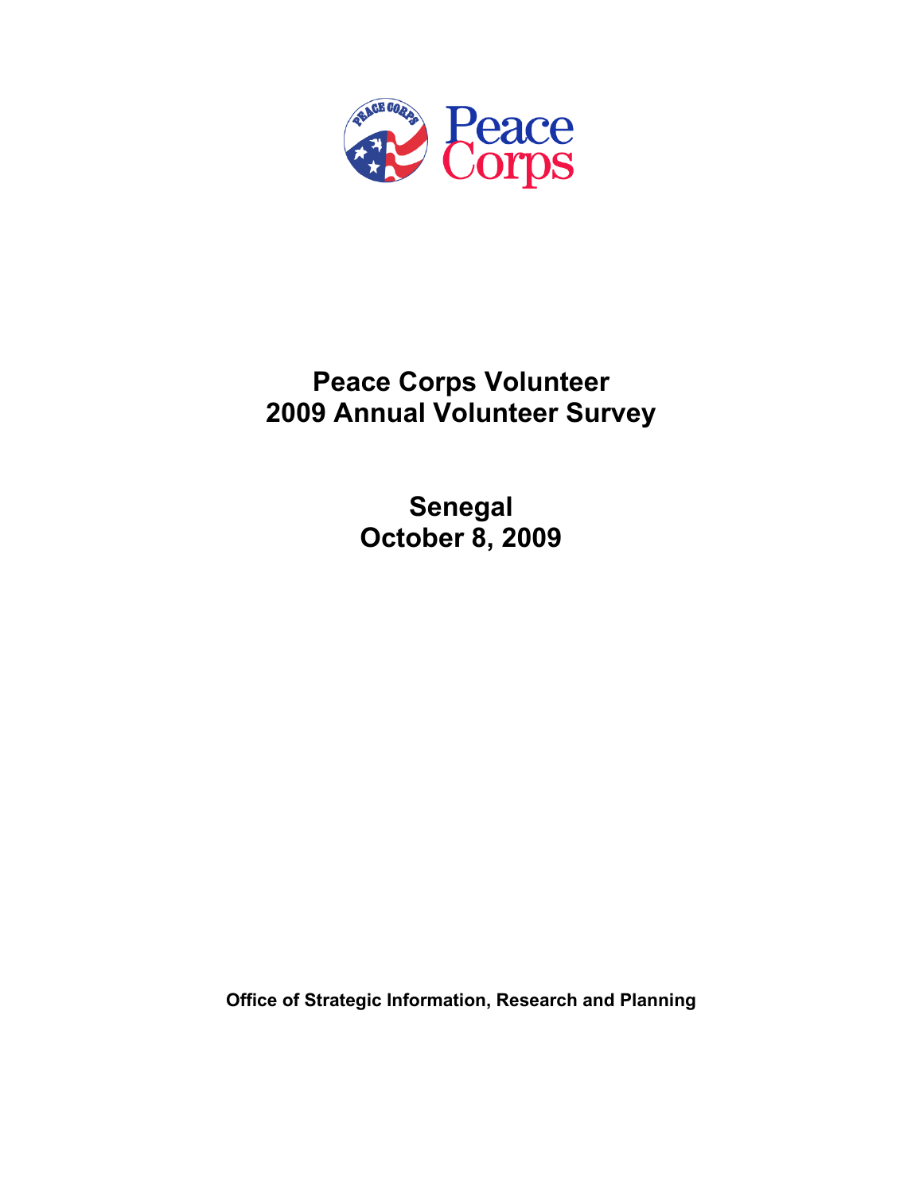Peace Corps

# Peace Corps Volunteer
# 2009 Annual Volunteer Survey

## Senegal
## October 8, 2009

**Office of Strategic Information, Research and Planning**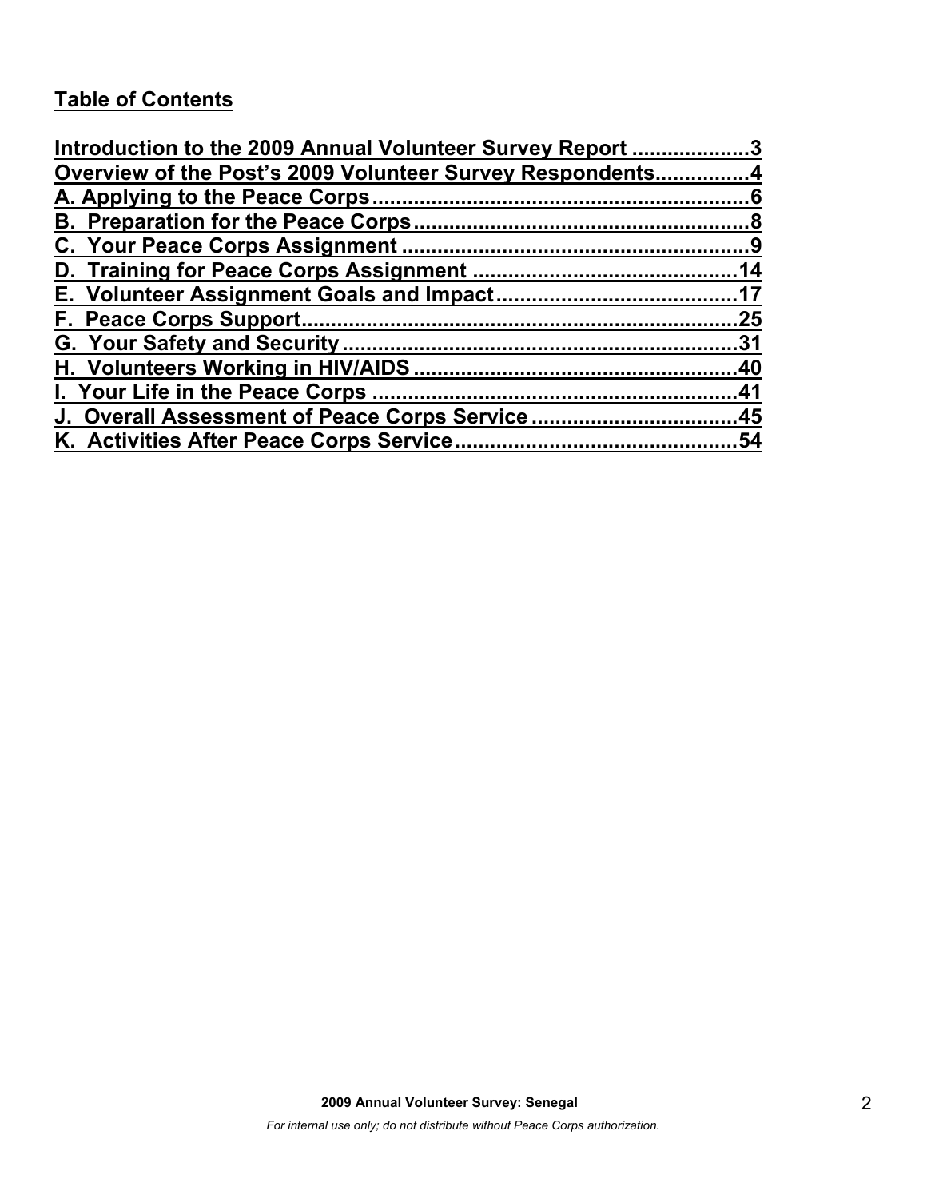## Table of Contents

Introduction to the 2009 Annual Volunteer Survey Report ....................3
Overview of the Post's 2009 Volunteer Survey Respondents................4
A. Applying to the Peace Corps................................................................6
B. Preparation for the Peace Corps.........................................................8
C. Your Peace Corps Assignment ...........................................................9
D. Training for Peace Corps Assignment ............................................14
E. Volunteer Assignment Goals and Impact........................................17
F. Peace Corps Support..........................................................................25
G. Your Safety and Security ...................................................................31
H. Volunteers Working in HIV/AIDS .......................................................40
I. Your Life in the Peace Corps .............................................................41
J. Overall Assessment of Peace Corps Service ..................................45
K. Activities After Peace Corps Service...............................................54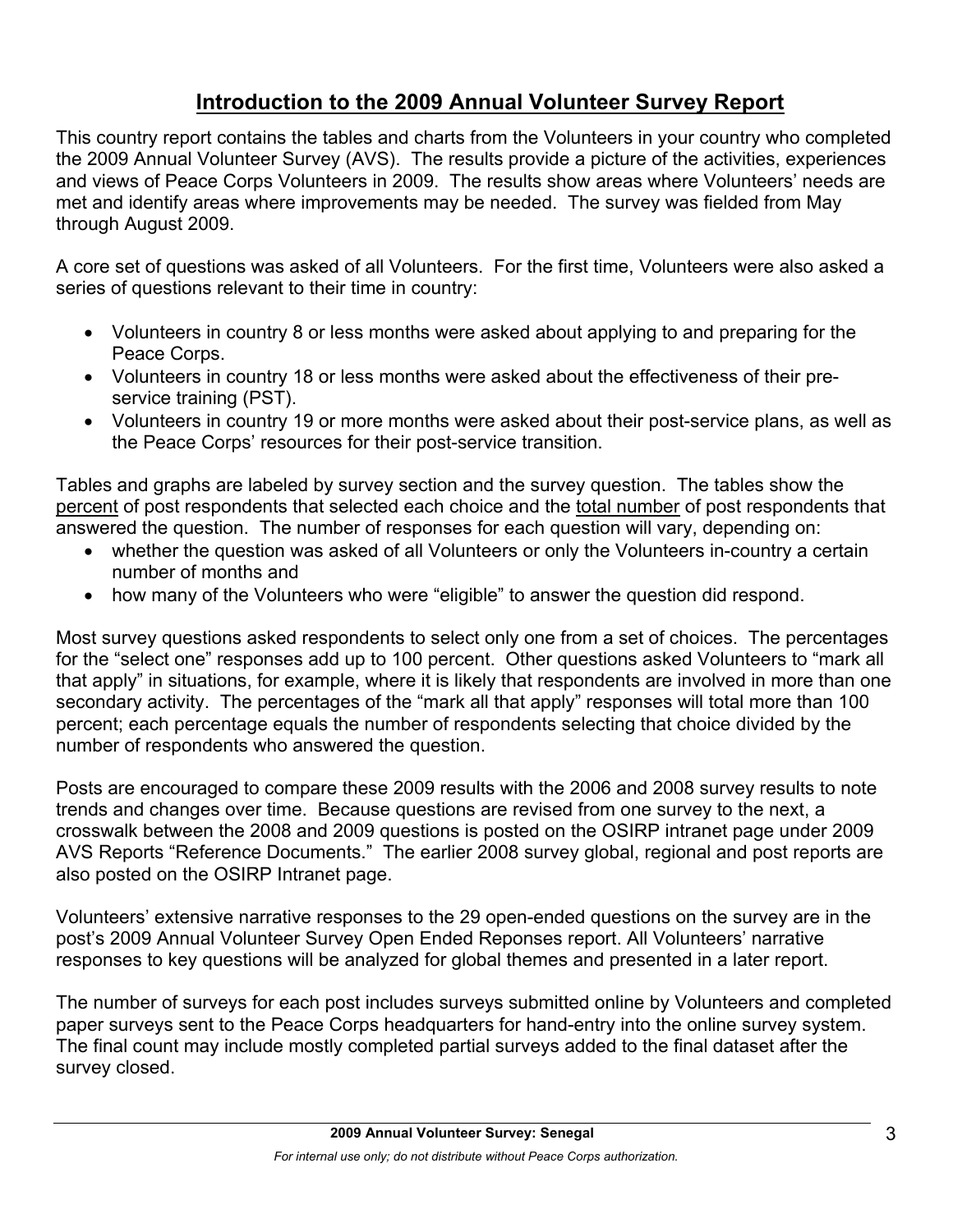## Introduction to the 2009 Annual Volunteer Survey Report

This country report contains the tables and charts from the Volunteers in your country who completed the 2009 Annual Volunteer Survey (AVS). The results provide a picture of the activities, experiences and views of Peace Corps Volunteers in 2009. The results show areas where Volunteers' needs are met and identify areas where improvements may be needed. The survey was fielded from May through August 2009.

A core set of questions was asked of all Volunteers. For the first time, Volunteers were also asked a series of questions relevant to their time in country:

- Volunteers in country 8 or less months were asked about applying to and preparing for the Peace Corps.
- Volunteers in country 18 or less months were asked about the effectiveness of their pre-service training (PST).
- Volunteers in country 19 or more months were asked about their post-service plans, as well as the Peace Corps' resources for their post-service transition.

Tables and graphs are labeled by survey section and the survey question. The tables show the percent of post respondents that selected each choice and the total number of post respondents that answered the question. The number of responses for each question will vary, depending on:

- whether the question was asked of all Volunteers or only the Volunteers in-country a certain number of months and
- how many of the Volunteers who were "eligible" to answer the question did respond.

Most survey questions asked respondents to select only one from a set of choices. The percentages for the "select one" responses add up to 100 percent. Other questions asked Volunteers to "mark all that apply" in situations, for example, where it is likely that respondents are involved in more than one secondary activity. The percentages of the "mark all that apply" responses will total more than 100 percent; each percentage equals the number of respondents selecting that choice divided by the number of respondents who answered the question.

Posts are encouraged to compare these 2009 results with the 2006 and 2008 survey results to note trends and changes over time. Because questions are revised from one survey to the next, a crosswalk between the 2008 and 2009 questions is posted on the OSIRP intranet page under 2009 AVS Reports "Reference Documents." The earlier 2008 survey global, regional and post reports are also posted on the OSIRP Intranet page.

Volunteers' extensive narrative responses to the 29 open-ended questions on the survey are in the post's 2009 Annual Volunteer Survey Open Ended Reponses report. All Volunteers' narrative responses to key questions will be analyzed for global themes and presented in a later report.

The number of surveys for each post includes surveys submitted online by Volunteers and completed paper surveys sent to the Peace Corps headquarters for hand-entry into the online survey system. The final count may include mostly completed partial surveys added to the final dataset after the survey closed.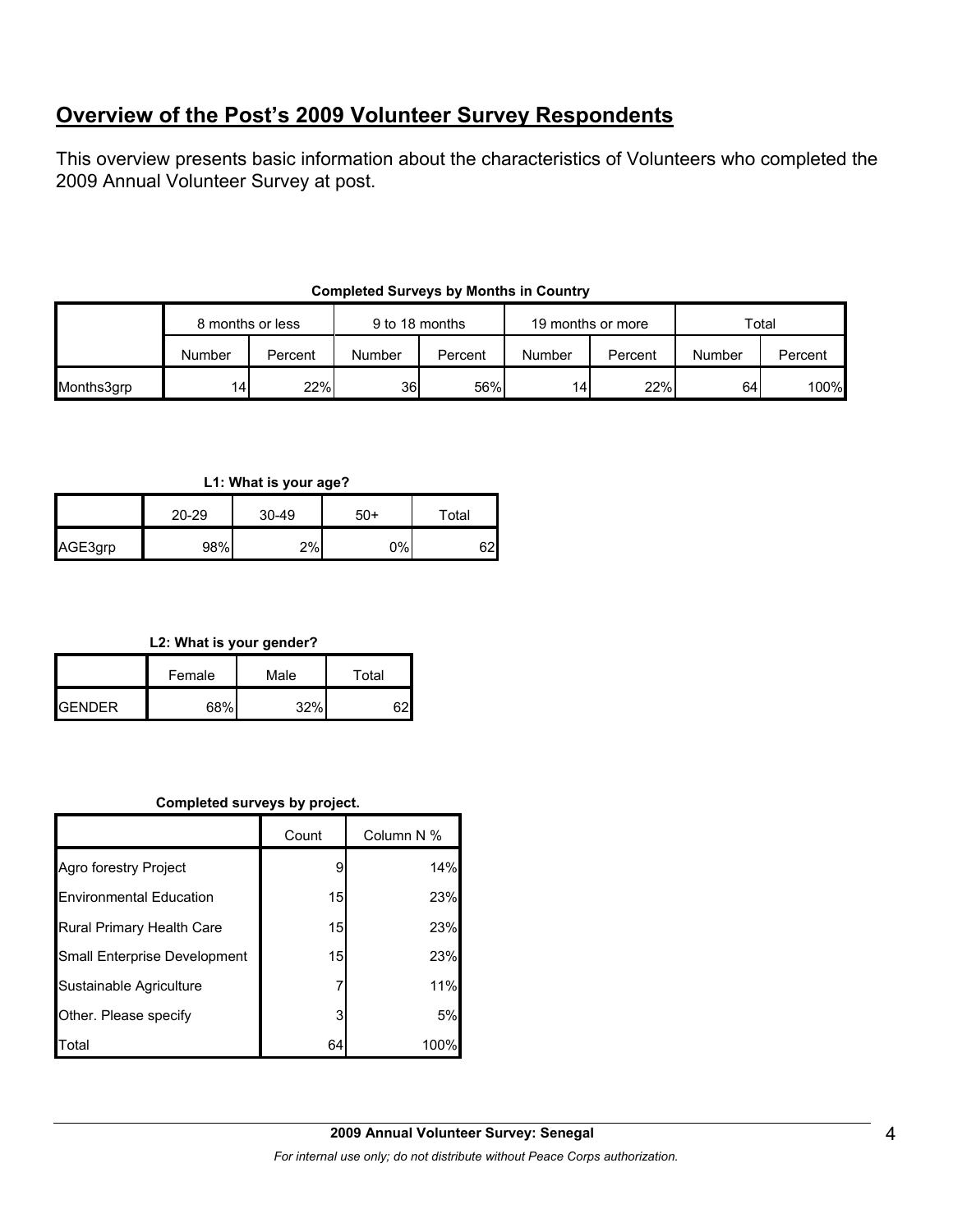## Overview of the Post's 2009 Volunteer Survey Respondents

This overview presents basic information about the characteristics of Volunteers who completed the 2009 Annual Volunteer Survey at post.

**Completed Surveys by Months in Country**

| | 8 months or less | | 9 to 18 months | | 19 months or more | | Total | |
|---|---|---|---|---|---|---|---|---|
| | Number | Percent | Number | Percent | Number | Percent | Number | Percent |
| Months3grp | 14 | 22% | 36 | 56% | 14 | 22% | 64 | 100% |

**L1: What is your age?**

| | 20-29 | 30-49 | 50+ | Total |
|---|---|---|---|---|
| AGE3grp | 98% | 2% | 0% | 62 |

**L2: What is your gender?**

| | Female | Male | Total |
|---|---|---|---|
| GENDER | 68% | 32% | 62 |

**Completed surveys by project.**

| | Count | Column N % |
|---|---|---|
| Agro forestry Project | 9 | 14% |
| Environmental Education | 15 | 23% |
| Rural Primary Health Care | 15 | 23% |
| Small Enterprise Development | 15 | 23% |
| Sustainable Agriculture | 7 | 11% |
| Other. Please specify | 3 | 5% |
| Total | 64 | 100% |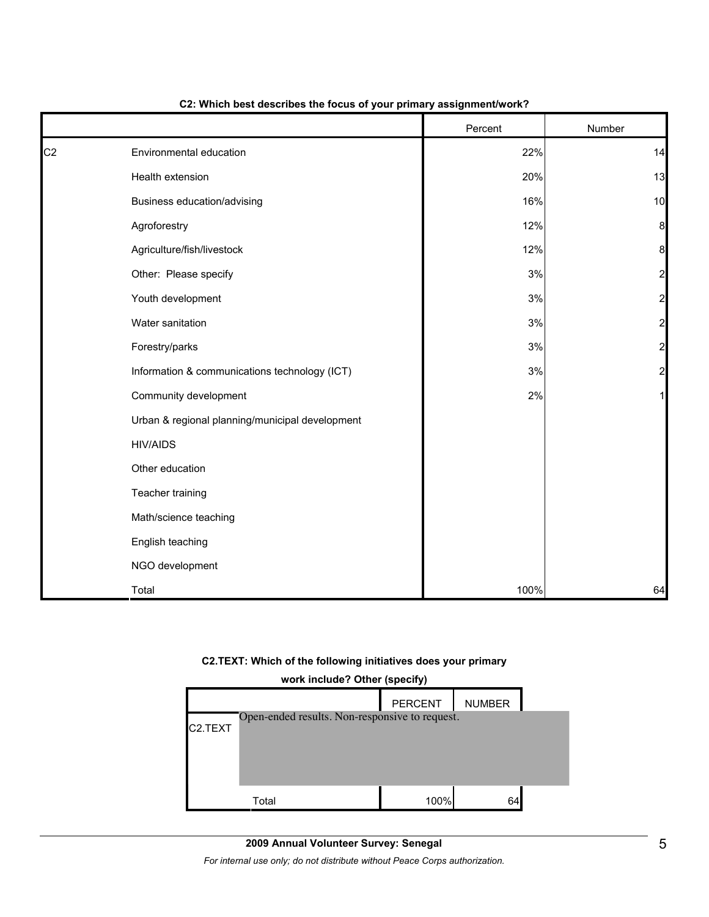**C2: Which best describes the focus of your primary assignment/work?**

| | | Percent | Number |
|---|---|---|---|
| C2 | Environmental education | 22% | 14 |
| | Health extension | 20% | 13 |
| | Business education/advising | 16% | 10 |
| | Agroforestry | 12% | 8 |
| | Agriculture/fish/livestock | 12% | 8 |
| | Other: Please specify | 3% | 2 |
| | Youth development | 3% | 2 |
| | Water sanitation | 3% | 2 |
| | Forestry/parks | 3% | 2 |
| | Information & communications technology (ICT) | 3% | 2 |
| | Community development | 2% | 1 |
| | Urban & regional planning/municipal development | | |
| | HIV/AIDS | | |
| | Other education | | |
| | Teacher training | | |
| | Math/science teaching | | |
| | English teaching | | |
| | NGO development | | |
| | Total | 100% | 64 |

**C2.TEXT: Which of the following initiatives does your primary work include? Other (specify)**

| | | PERCENT | NUMBER |
|---|---|---|---|
| C2.TEXT | Open-ended results. Non-responsive to request. | | |
| | Total | 100% | 64 |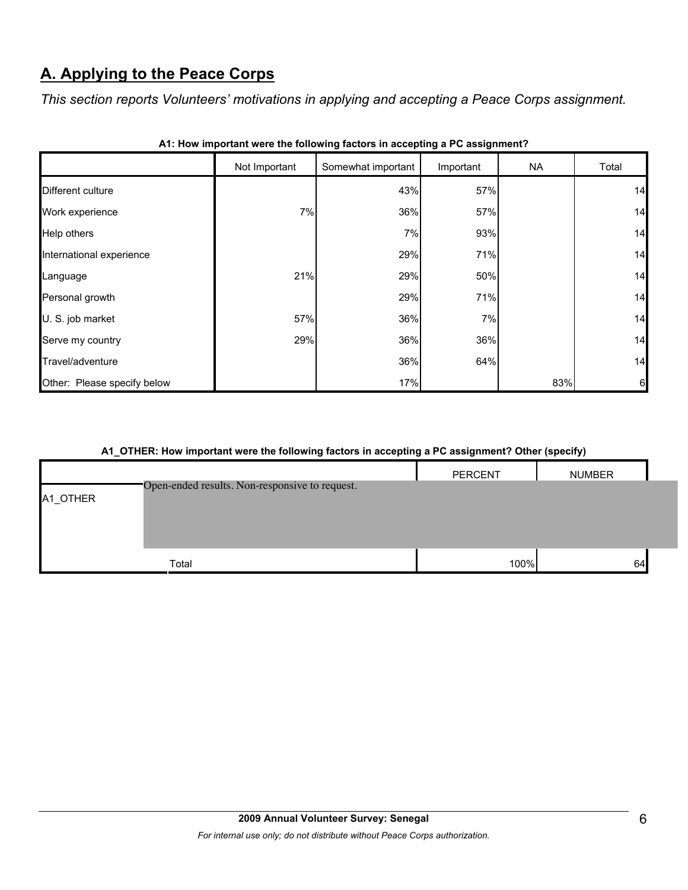## A. Applying to the Peace Corps

*This section reports Volunteers' motivations in applying and accepting a Peace Corps assignment.*

**A1: How important were the following factors in accepting a PC assignment?**

| | Not Important | Somewhat important | Important | NA | Total |
|---|---|---|---|---|---|
| Different culture | | 43% | 57% | | 14 |
| Work experience | 7% | 36% | 57% | | 14 |
| Help others | | 7% | 93% | | 14 |
| International experience | | 29% | 71% | | 14 |
| Language | 21% | 29% | 50% | | 14 |
| Personal growth | | 29% | 71% | | 14 |
| U. S. job market | 57% | 36% | 7% | | 14 |
| Serve my country | 29% | 36% | 36% | | 14 |
| Travel/adventure | | 36% | 64% | | 14 |
| Other: Please specify below | | 17% | | 83% | 6 |

**A1_OTHER: How important were the following factors in accepting a PC assignment? Other (specify)**

| | | PERCENT | NUMBER |
|---|---|---|---|
| A1_OTHER | Open-ended results. Non-responsive to request. | | |
| | Total | 100% | 64 |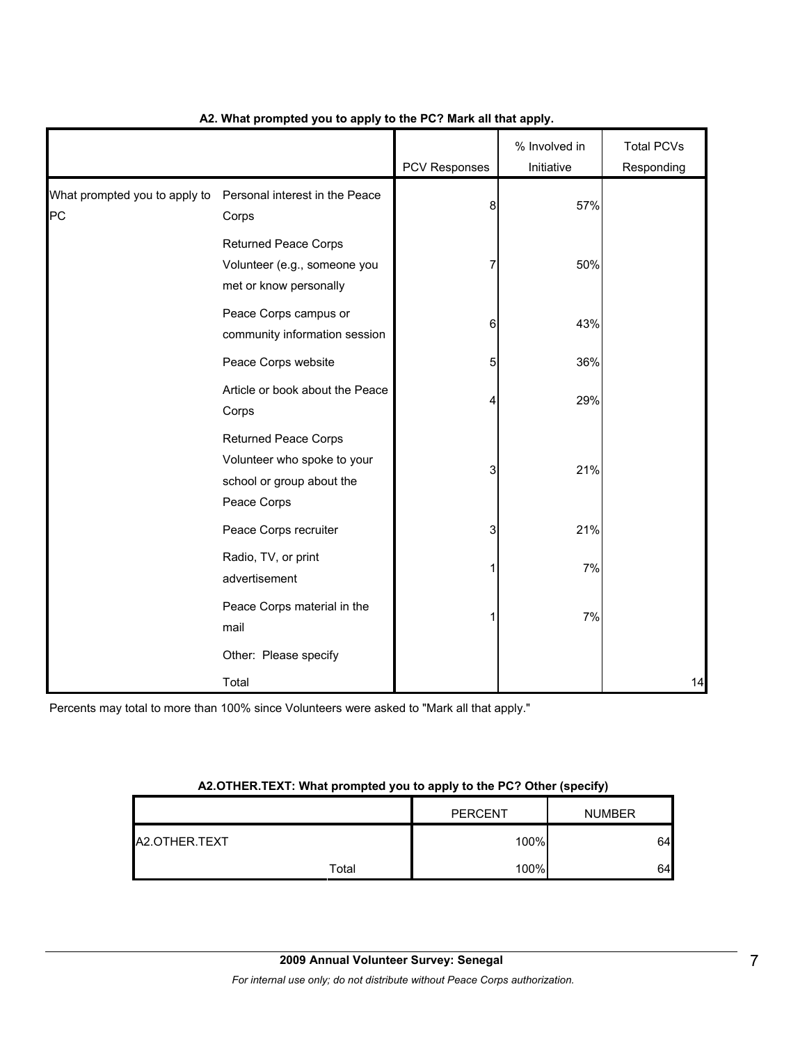**A2. What prompted you to apply to the PC? Mark all that apply.**

| | | PCV Responses | % Involved in Initiative | Total PCVs Responding |
|---|---|---|---|---|
| What prompted you to apply to PC | Personal interest in the Peace Corps | 8 | 57% | |
| | Returned Peace Corps Volunteer (e.g., someone you met or know personally | 7 | 50% | |
| | Peace Corps campus or community information session | 6 | 43% | |
| | Peace Corps website | 5 | 36% | |
| | Article or book about the Peace Corps | 4 | 29% | |
| | Returned Peace Corps Volunteer who spoke to your school or group about the Peace Corps | 3 | 21% | |
| | Peace Corps recruiter | 3 | 21% | |
| | Radio, TV, or print advertisement | 1 | 7% | |
| | Peace Corps material in the mail | 1 | 7% | |
| | Other: Please specify | | | |
| | Total | | | 14 |

Percents may total to more than 100% since Volunteers were asked to "Mark all that apply."

**A2.OTHER.TEXT: What prompted you to apply to the PC? Other (specify)**

| | | PERCENT | NUMBER |
|---|---|---|---|
| A2.OTHER.TEXT | | 100% | 64 |
| | Total | 100% | 64 |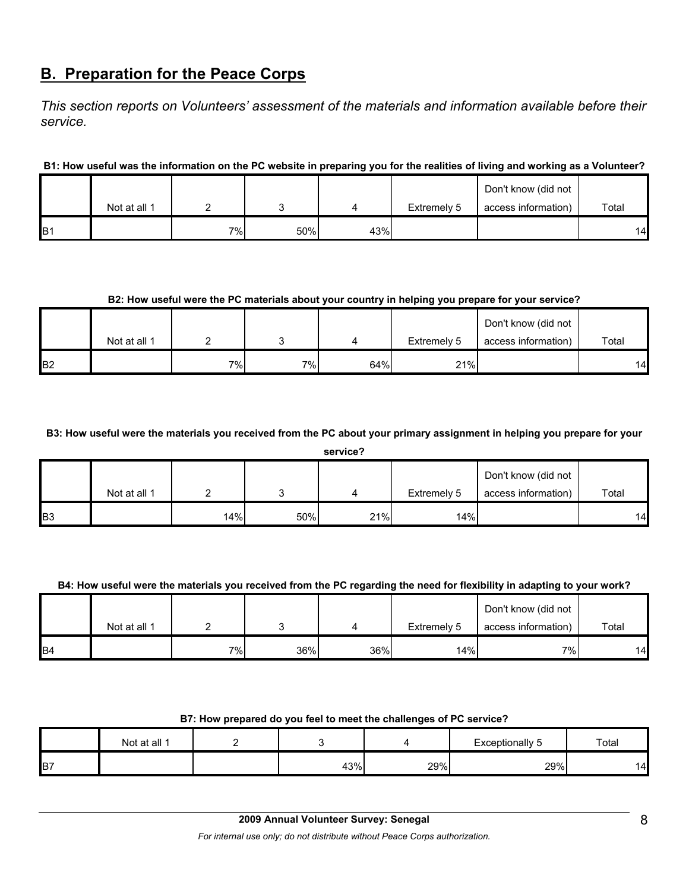## B. Preparation for the Peace Corps

*This section reports on Volunteers' assessment of the materials and information available before their service.*

**B1: How useful was the information on the PC website in preparing you for the realities of living and working as a Volunteer?**

| | Not at all 1 | 2 | 3 | 4 | Extremely 5 | Don't know (did not access information) | Total |
|---|---|---|---|---|---|---|---|
| B1 | | 7% | 50% | 43% | | | 14 |

**B2: How useful were the PC materials about your country in helping you prepare for your service?**

| | Not at all 1 | 2 | 3 | 4 | Extremely 5 | Don't know (did not access information) | Total |
|---|---|---|---|---|---|---|---|
| B2 | | 7% | 7% | 64% | 21% | | 14 |

**B3: How useful were the materials you received from the PC about your primary assignment in helping you prepare for your service?**

| | Not at all 1 | 2 | 3 | 4 | Extremely 5 | Don't know (did not access information) | Total |
|---|---|---|---|---|---|---|---|
| B3 | | 14% | 50% | 21% | 14% | | 14 |

**B4: How useful were the materials you received from the PC regarding the need for flexibility in adapting to your work?**

| | Not at all 1 | 2 | 3 | 4 | Extremely 5 | Don't know (did not access information) | Total |
|---|---|---|---|---|---|---|---|
| B4 | | 7% | 36% | 36% | 14% | 7% | 14 |

**B7: How prepared do you feel to meet the challenges of PC service?**

| | Not at all 1 | 2 | 3 | 4 | Exceptionally 5 | Total |
|---|---|---|---|---|---|---|
| B7 | | | 43% | 29% | 29% | 14 |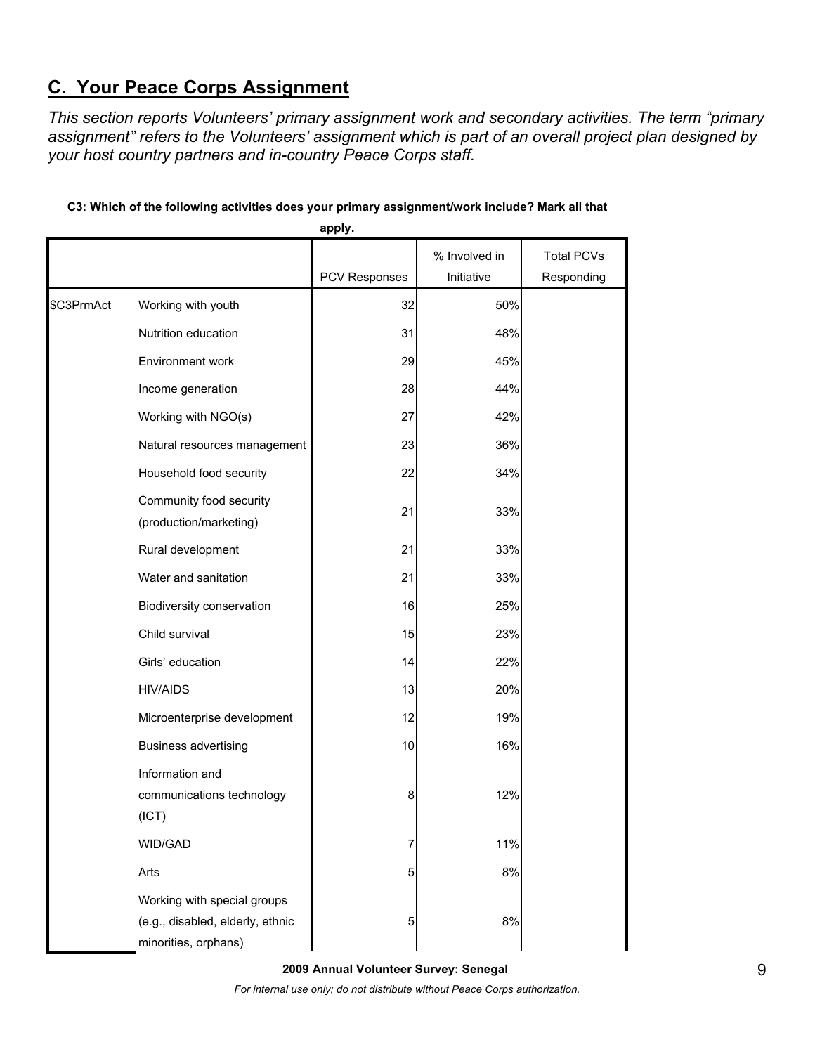## C. Your Peace Corps Assignment

*This section reports Volunteers' primary assignment work and secondary activities. The term "primary assignment" refers to the Volunteers' assignment which is part of an overall project plan designed by your host country partners and in-country Peace Corps staff.*

**C3: Which of the following activities does your primary assignment/work include? Mark all that apply.**

| | | PCV Responses | % Involved in Initiative | Total PCVs Responding |
|---|---|---|---|---|
| $C3PrmAct | Working with youth | 32 | 50% | |
| | Nutrition education | 31 | 48% | |
| | Environment work | 29 | 45% | |
| | Income generation | 28 | 44% | |
| | Working with NGO(s) | 27 | 42% | |
| | Natural resources management | 23 | 36% | |
| | Household food security | 22 | 34% | |
| | Community food security (production/marketing) | 21 | 33% | |
| | Rural development | 21 | 33% | |
| | Water and sanitation | 21 | 33% | |
| | Biodiversity conservation | 16 | 25% | |
| | Child survival | 15 | 23% | |
| | Girls' education | 14 | 22% | |
| | HIV/AIDS | 13 | 20% | |
| | Microenterprise development | 12 | 19% | |
| | Business advertising | 10 | 16% | |
| | Information and communications technology (ICT) | 8 | 12% | |
| | WID/GAD | 7 | 11% | |
| | Arts | 5 | 8% | |
| | Working with special groups (e.g., disabled, elderly, ethnic minorities, orphans) | 5 | 8% | |

**2009 Annual Volunteer Survey: Senegal**

*For internal use only; do not distribute without Peace Corps authorization.*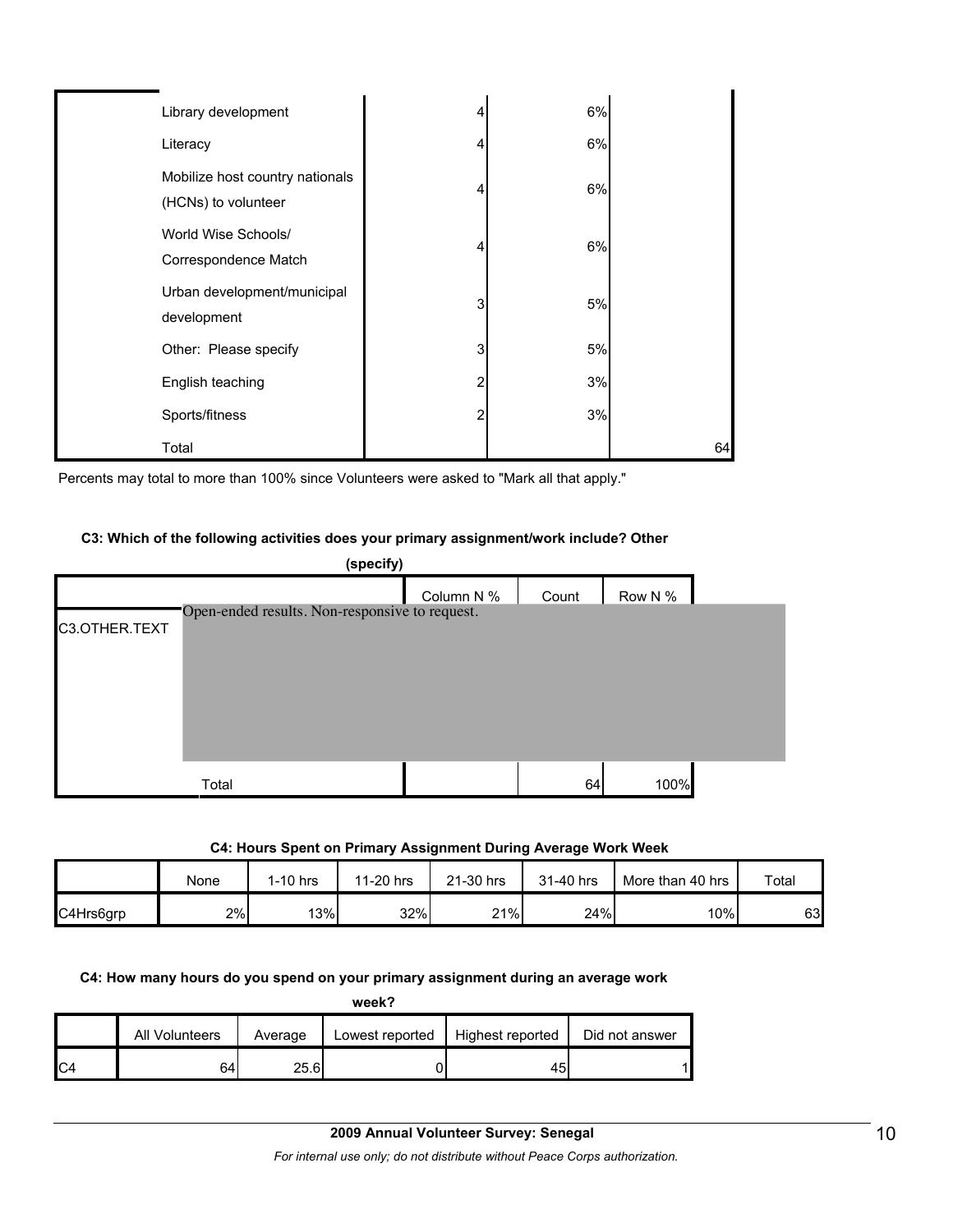| | | | |
|---|---|---|---|
| Library development | 4 | 6% | |
| Literacy | 4 | 6% | |
| Mobilize host country nationals (HCNs) to volunteer | 4 | 6% | |
| World Wise Schools/ Correspondence Match | 4 | 6% | |
| Urban development/municipal development | 3 | 5% | |
| Other: Please specify | 3 | 5% | |
| English teaching | 2 | 3% | |
| Sports/fitness | 2 | 3% | |
| Total | | | 64 |

Percents may total to more than 100% since Volunteers were asked to "Mark all that apply."

**C3: Which of the following activities does your primary assignment/work include? Other (specify)**

| | | Column N % | Count | Row N % |
|---|---|---|---|---|
| C3.OTHER.TEXT | Open-ended results. Non-responsive to request. | | | |
| | Total | | 64 | 100% |

**C4: Hours Spent on Primary Assignment During Average Work Week**

| | None | 1-10 hrs | 11-20 hrs | 21-30 hrs | 31-40 hrs | More than 40 hrs | Total |
|---|---|---|---|---|---|---|---|
| C4Hrs6grp | 2% | 13% | 32% | 21% | 24% | 10% | 63 |

**C4: How many hours do you spend on your primary assignment during an average work week?**

| | All Volunteers | Average | Lowest reported | Highest reported | Did not answer |
|---|---|---|---|---|---|
| C4 | 64 | 25.6 | 0 | 45 | 1 |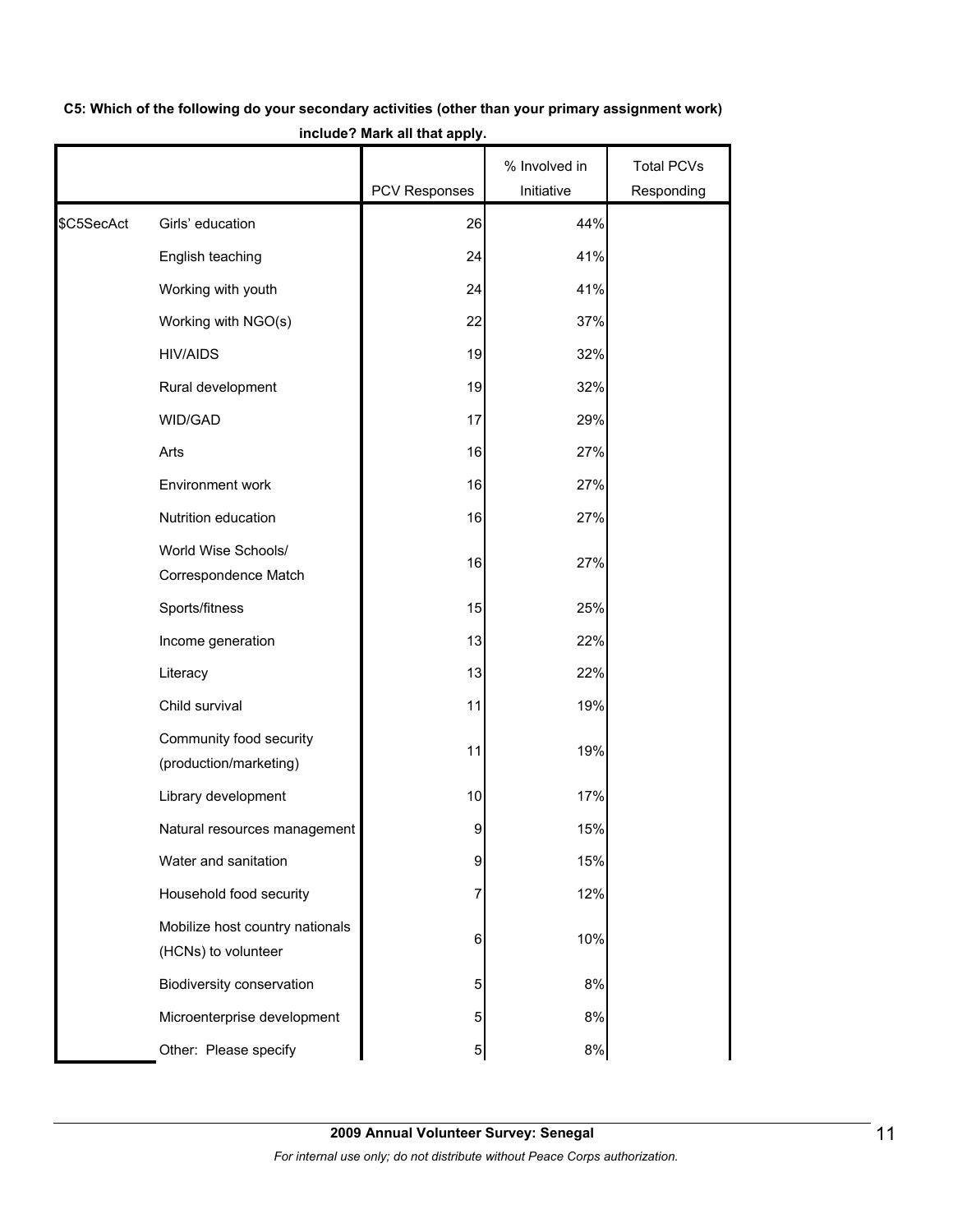**C5: Which of the following do your secondary activities (other than your primary assignment work) include? Mark all that apply.**

| | | PCV Responses | % Involved in Initiative | Total PCVs Responding |
|---|---|---|---|---|
| $C5SecAct | Girls' education | 26 | 44% | |
| | English teaching | 24 | 41% | |
| | Working with youth | 24 | 41% | |
| | Working with NGO(s) | 22 | 37% | |
| | HIV/AIDS | 19 | 32% | |
| | Rural development | 19 | 32% | |
| | WID/GAD | 17 | 29% | |
| | Arts | 16 | 27% | |
| | Environment work | 16 | 27% | |
| | Nutrition education | 16 | 27% | |
| | World Wise Schools/ Correspondence Match | 16 | 27% | |
| | Sports/fitness | 15 | 25% | |
| | Income generation | 13 | 22% | |
| | Literacy | 13 | 22% | |
| | Child survival | 11 | 19% | |
| | Community food security (production/marketing) | 11 | 19% | |
| | Library development | 10 | 17% | |
| | Natural resources management | 9 | 15% | |
| | Water and sanitation | 9 | 15% | |
| | Household food security | 7 | 12% | |
| | Mobilize host country nationals (HCNs) to volunteer | 6 | 10% | |
| | Biodiversity conservation | 5 | 8% | |
| | Microenterprise development | 5 | 8% | |
| | Other: Please specify | 5 | 8% | |

**2009 Annual Volunteer Survey: Senegal**

*For internal use only; do not distribute without Peace Corps authorization.*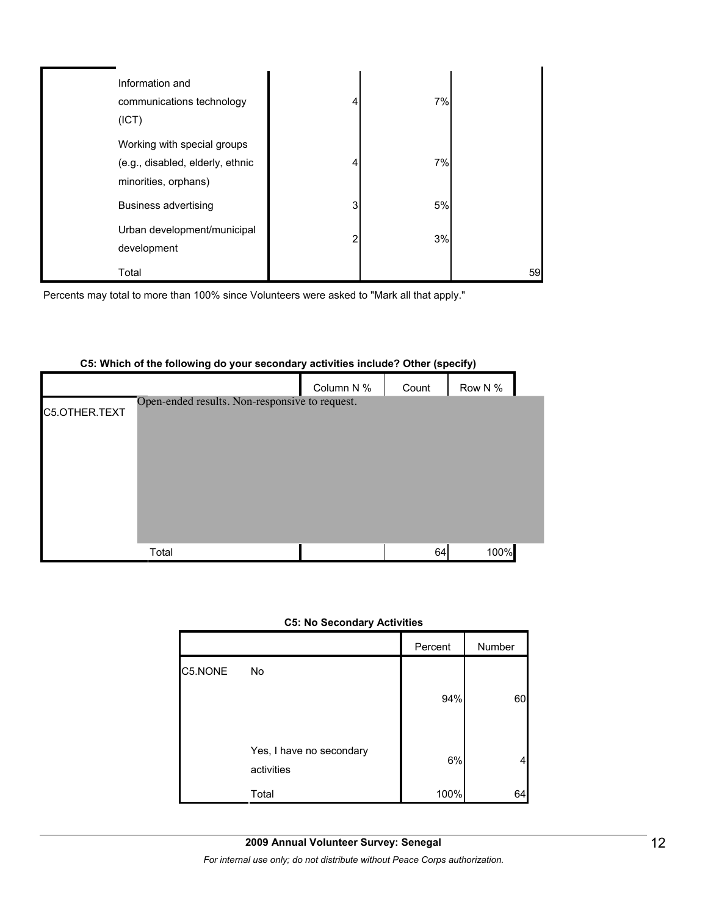| | | | | |
|---|---|---|---|---|
| | Information and communications technology (ICT) | 4 | 7% | |
| | Working with special groups (e.g., disabled, elderly, ethnic minorities, orphans) | 4 | 7% | |
| | Business advertising | 3 | 5% | |
| | Urban development/municipal development | 2 | 3% | |
| | Total | | | 59 |

Percents may total to more than 100% since Volunteers were asked to "Mark all that apply."

**C5: Which of the following do your secondary activities include? Other (specify)**

| | | Column N % | Count | Row N % |
|---|---|---|---|---|
| C5.OTHER.TEXT | Open-ended results. Non-responsive to request. | | | |
| | Total | | 64 | 100% |

**C5: No Secondary Activities**

| | | Percent | Number |
|---|---|---|---|
| C5.NONE | No | 94% | 60 |
| | Yes, I have no secondary activities | 6% | 4 |
| | Total | 100% | 64 |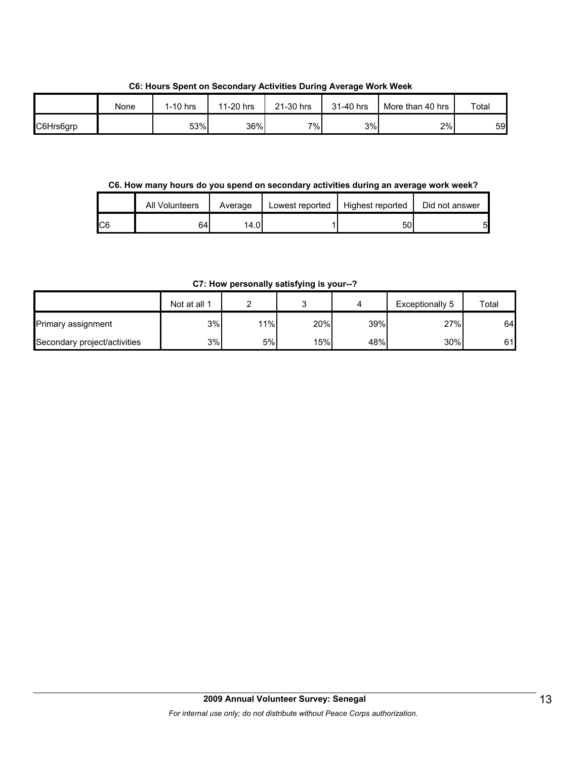**C6: Hours Spent on Secondary Activities During Average Work Week**

| | None | 1-10 hrs | 11-20 hrs | 21-30 hrs | 31-40 hrs | More than 40 hrs | Total |
|---|---|---|---|---|---|---|---|
| C6Hrs6grp | | 53% | 36% | 7% | 3% | 2% | 59 |

**C6. How many hours do you spend on secondary activities during an average work week?**

| | All Volunteers | Average | Lowest reported | Highest reported | Did not answer |
|---|---|---|---|---|---|
| C6 | 64 | 14.0 | 1 | 50 | 5 |

**C7: How personally satisfying is your--?**

| | Not at all 1 | 2 | 3 | 4 | Exceptionally 5 | Total |
|---|---|---|---|---|---|---|
| Primary assignment | 3% | 11% | 20% | 39% | 27% | 64 |
| Secondary project/activities | 3% | 5% | 15% | 48% | 30% | 61 |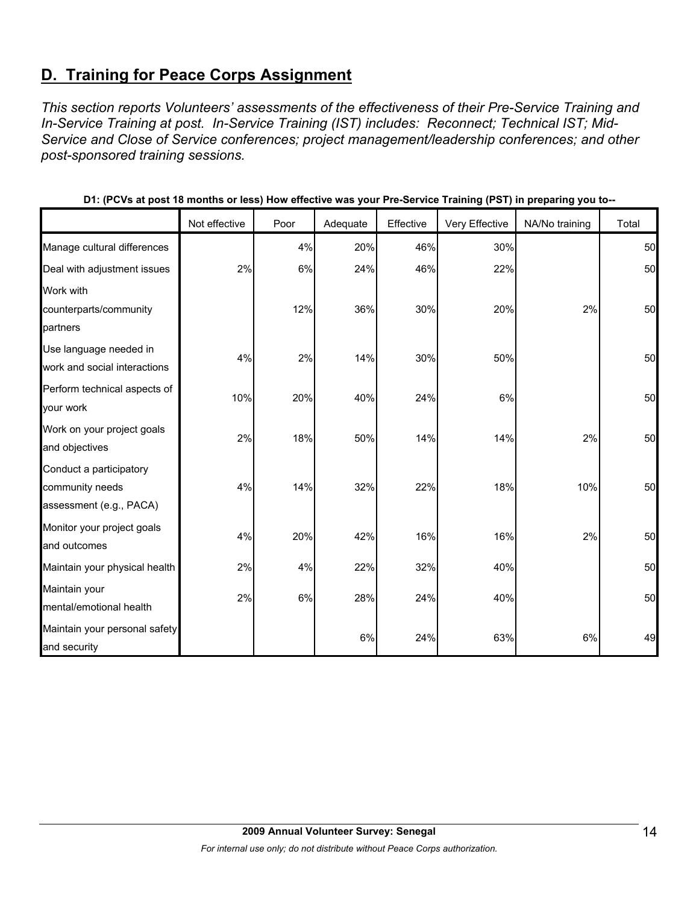## D. Training for Peace Corps Assignment

*This section reports Volunteers' assessments of the effectiveness of their Pre-Service Training and In-Service Training at post. In-Service Training (IST) includes: Reconnect; Technical IST; Mid-Service and Close of Service conferences; project management/leadership conferences; and other post-sponsored training sessions.*

**D1: (PCVs at post 18 months or less) How effective was your Pre-Service Training (PST) in preparing you to--**

| | Not effective | Poor | Adequate | Effective | Very Effective | NA/No training | Total |
|---|---|---|---|---|---|---|---|
| Manage cultural differences | | 4% | 20% | 46% | 30% | | 50 |
| Deal with adjustment issues | 2% | 6% | 24% | 46% | 22% | | 50 |
| Work with counterparts/community partners | | 12% | 36% | 30% | 20% | 2% | 50 |
| Use language needed in work and social interactions | 4% | 2% | 14% | 30% | 50% | | 50 |
| Perform technical aspects of your work | 10% | 20% | 40% | 24% | 6% | | 50 |
| Work on your project goals and objectives | 2% | 18% | 50% | 14% | 14% | 2% | 50 |
| Conduct a participatory community needs assessment (e.g., PACA) | 4% | 14% | 32% | 22% | 18% | 10% | 50 |
| Monitor your project goals and outcomes | 4% | 20% | 42% | 16% | 16% | 2% | 50 |
| Maintain your physical health | 2% | 4% | 22% | 32% | 40% | | 50 |
| Maintain your mental/emotional health | 2% | 6% | 28% | 24% | 40% | | 50 |
| Maintain your personal safety and security | | | 6% | 24% | 63% | 6% | 49 |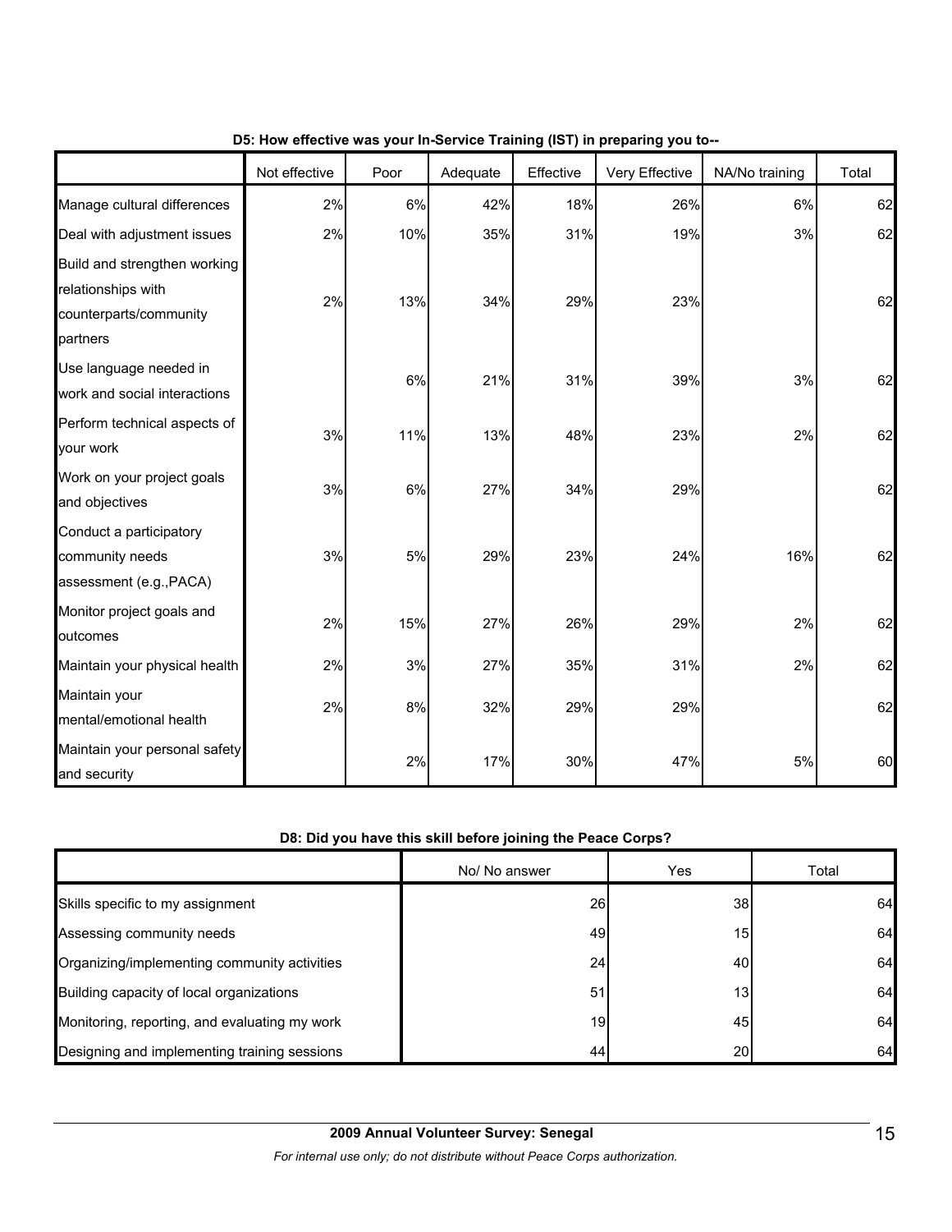**D5: How effective was your In-Service Training (IST) in preparing you to--**

| | Not effective | Poor | Adequate | Effective | Very Effective | NA/No training | Total |
|---|---|---|---|---|---|---|---|
| Manage cultural differences | 2% | 6% | 42% | 18% | 26% | 6% | 62 |
| Deal with adjustment issues | 2% | 10% | 35% | 31% | 19% | 3% | 62 |
| Build and strengthen working relationships with counterparts/community partners | 2% | 13% | 34% | 29% | 23% | | 62 |
| Use language needed in work and social interactions | | 6% | 21% | 31% | 39% | 3% | 62 |
| Perform technical aspects of your work | 3% | 11% | 13% | 48% | 23% | 2% | 62 |
| Work on your project goals and objectives | 3% | 6% | 27% | 34% | 29% | | 62 |
| Conduct a participatory community needs assessment (e.g.,PACA) | 3% | 5% | 29% | 23% | 24% | 16% | 62 |
| Monitor project goals and outcomes | 2% | 15% | 27% | 26% | 29% | 2% | 62 |
| Maintain your physical health | 2% | 3% | 27% | 35% | 31% | 2% | 62 |
| Maintain your mental/emotional health | 2% | 8% | 32% | 29% | 29% | | 62 |
| Maintain your personal safety and security | | 2% | 17% | 30% | 47% | 5% | 60 |

**D8: Did you have this skill before joining the Peace Corps?**

| | No/ No answer | Yes | Total |
|---|---|---|---|
| Skills specific to my assignment | 26 | 38 | 64 |
| Assessing community needs | 49 | 15 | 64 |
| Organizing/implementing community activities | 24 | 40 | 64 |
| Building capacity of local organizations | 51 | 13 | 64 |
| Monitoring, reporting, and evaluating my work | 19 | 45 | 64 |
| Designing and implementing training sessions | 44 | 20 | 64 |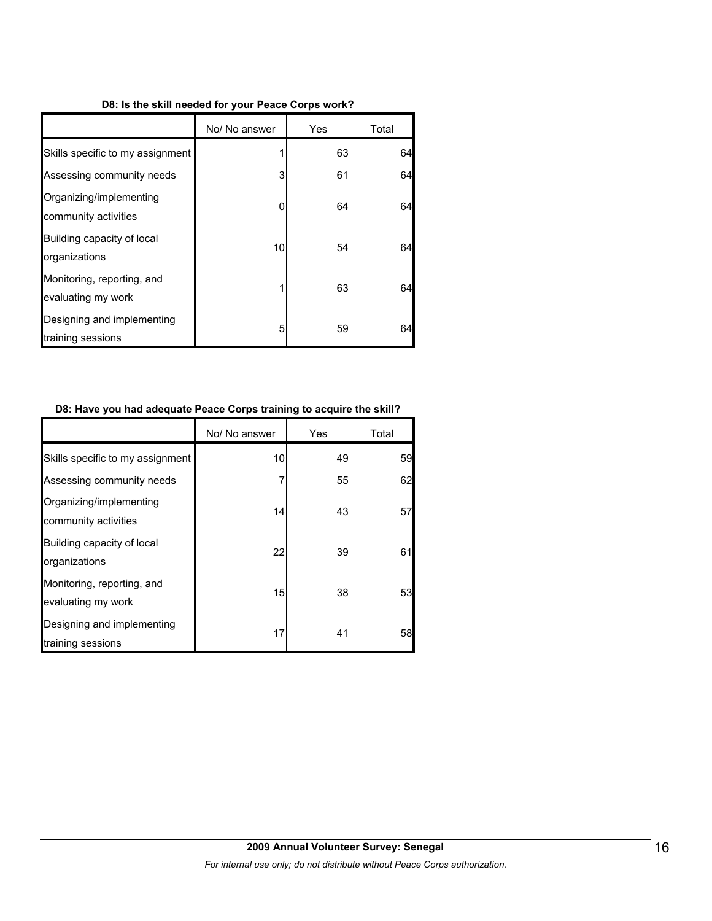**D8: Is the skill needed for your Peace Corps work?**

| | No/ No answer | Yes | Total |
|---|---|---|---|
| Skills specific to my assignment | 1 | 63 | 64 |
| Assessing community needs | 3 | 61 | 64 |
| Organizing/implementing community activities | 0 | 64 | 64 |
| Building capacity of local organizations | 10 | 54 | 64 |
| Monitoring, reporting, and evaluating my work | 1 | 63 | 64 |
| Designing and implementing training sessions | 5 | 59 | 64 |

**D8: Have you had adequate Peace Corps training to acquire the skill?**

| | No/ No answer | Yes | Total |
|---|---|---|---|
| Skills specific to my assignment | 10 | 49 | 59 |
| Assessing community needs | 7 | 55 | 62 |
| Organizing/implementing community activities | 14 | 43 | 57 |
| Building capacity of local organizations | 22 | 39 | 61 |
| Monitoring, reporting, and evaluating my work | 15 | 38 | 53 |
| Designing and implementing training sessions | 17 | 41 | 58 |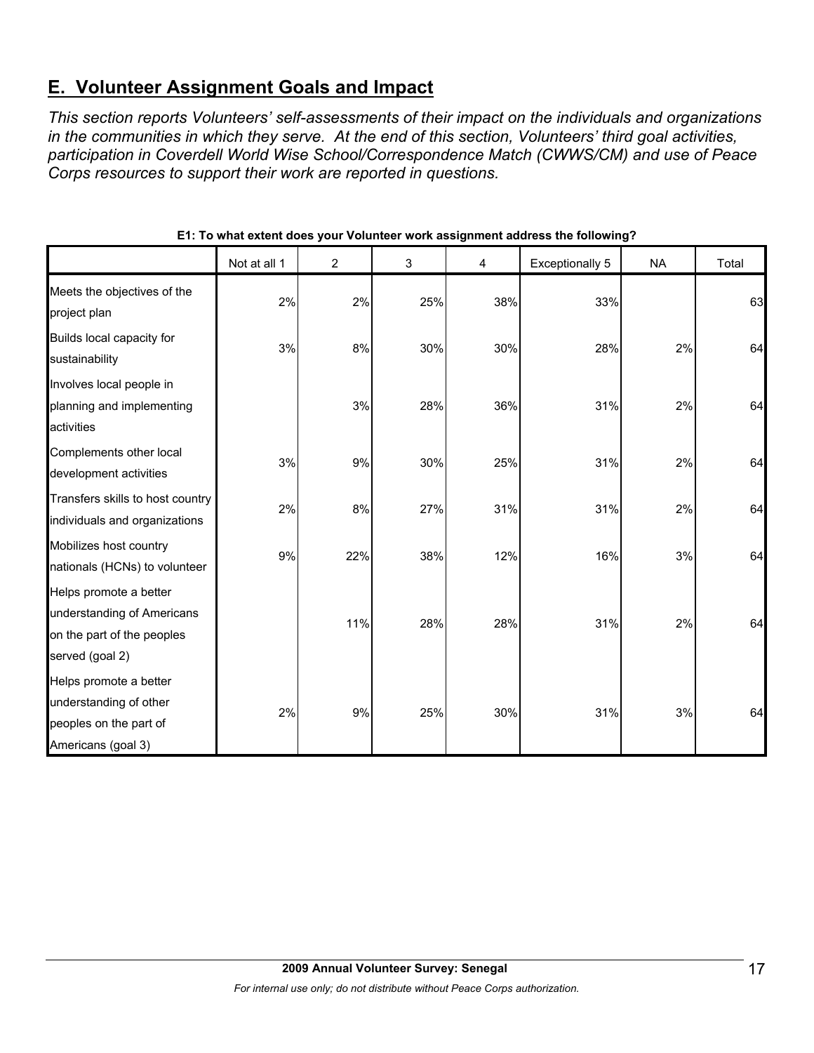## E. Volunteer Assignment Goals and Impact

*This section reports Volunteers' self-assessments of their impact on the individuals and organizations in the communities in which they serve. At the end of this section, Volunteers' third goal activities, participation in Coverdell World Wise School/Correspondence Match (CWWS/CM) and use of Peace Corps resources to support their work are reported in questions.*

**E1: To what extent does your Volunteer work assignment address the following?**

| | Not at all 1 | 2 | 3 | 4 | Exceptionally 5 | NA | Total |
|---|---|---|---|---|---|---|---|
| Meets the objectives of the project plan | 2% | 2% | 25% | 38% | 33% | | 63 |
| Builds local capacity for sustainability | 3% | 8% | 30% | 30% | 28% | 2% | 64 |
| Involves local people in planning and implementing activities | | 3% | 28% | 36% | 31% | 2% | 64 |
| Complements other local development activities | 3% | 9% | 30% | 25% | 31% | 2% | 64 |
| Transfers skills to host country individuals and organizations | 2% | 8% | 27% | 31% | 31% | 2% | 64 |
| Mobilizes host country nationals (HCNs) to volunteer | 9% | 22% | 38% | 12% | 16% | 3% | 64 |
| Helps promote a better understanding of Americans on the part of the peoples served (goal 2) | | 11% | 28% | 28% | 31% | 2% | 64 |
| Helps promote a better understanding of other peoples on the part of Americans (goal 3) | 2% | 9% | 25% | 30% | 31% | 3% | 64 |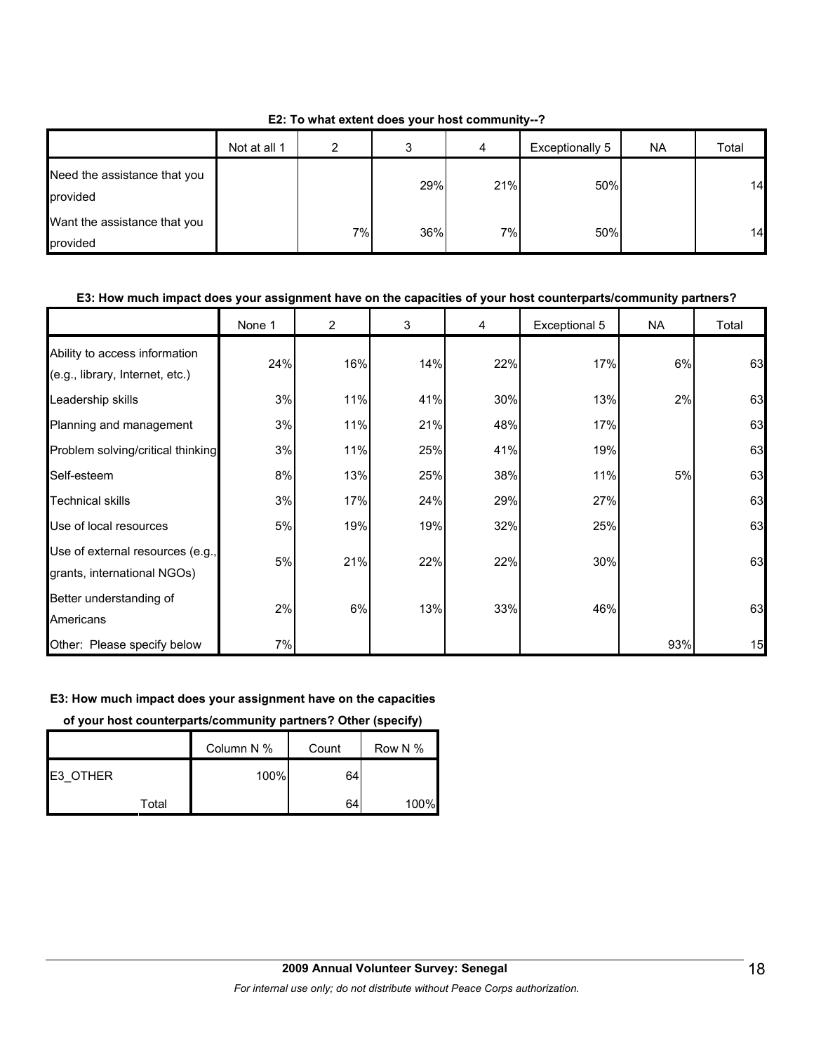**E2: To what extent does your host community--?**

| | Not at all 1 | 2 | 3 | 4 | Exceptionally 5 | NA | Total |
|---|---|---|---|---|---|---|---|
| Need the assistance that you provided | | | 29% | 21% | 50% | | 14 |
| Want the assistance that you provided | | 7% | 36% | 7% | 50% | | 14 |

**E3: How much impact does your assignment have on the capacities of your host counterparts/community partners?**

| | None 1 | 2 | 3 | 4 | Exceptional 5 | NA | Total |
|---|---|---|---|---|---|---|---|
| Ability to access information (e.g., library, Internet, etc.) | 24% | 16% | 14% | 22% | 17% | 6% | 63 |
| Leadership skills | 3% | 11% | 41% | 30% | 13% | 2% | 63 |
| Planning and management | 3% | 11% | 21% | 48% | 17% | | 63 |
| Problem solving/critical thinking | 3% | 11% | 25% | 41% | 19% | | 63 |
| Self-esteem | 8% | 13% | 25% | 38% | 11% | 5% | 63 |
| Technical skills | 3% | 17% | 24% | 29% | 27% | | 63 |
| Use of local resources | 5% | 19% | 19% | 32% | 25% | | 63 |
| Use of external resources (e.g., grants, international NGOs) | 5% | 21% | 22% | 22% | 30% | | 63 |
| Better understanding of Americans | 2% | 6% | 13% | 33% | 46% | | 63 |
| Other: Please specify below | 7% | | | | | 93% | 15 |

**E3: How much impact does your assignment have on the capacities of your host counterparts/community partners? Other (specify)**

| | | Column N % | Count | Row N % |
|---|---|---|---|---|
| E3_OTHER | | 100% | 64 | |
| | Total | | 64 | 100% |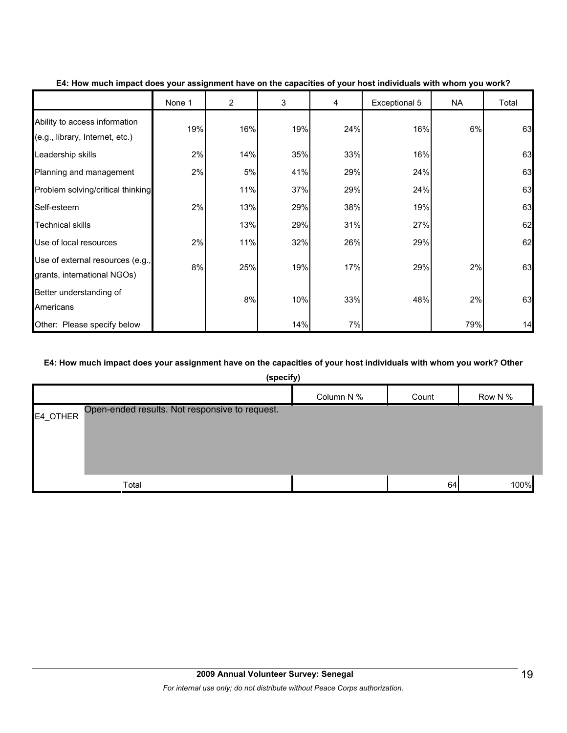**E4: How much impact does your assignment have on the capacities of your host individuals with whom you work?**

| | None 1 | 2 | 3 | 4 | Exceptional 5 | NA | Total |
|---|---|---|---|---|---|---|---|
| Ability to access information (e.g., library, Internet, etc.) | 19% | 16% | 19% | 24% | 16% | 6% | 63 |
| Leadership skills | 2% | 14% | 35% | 33% | 16% | | 63 |
| Planning and management | 2% | 5% | 41% | 29% | 24% | | 63 |
| Problem solving/critical thinking | | 11% | 37% | 29% | 24% | | 63 |
| Self-esteem | 2% | 13% | 29% | 38% | 19% | | 63 |
| Technical skills | | 13% | 29% | 31% | 27% | | 62 |
| Use of local resources | 2% | 11% | 32% | 26% | 29% | | 62 |
| Use of external resources (e.g., grants, international NGOs) | 8% | 25% | 19% | 17% | 29% | 2% | 63 |
| Better understanding of Americans | | 8% | 10% | 33% | 48% | 2% | 63 |
| Other: Please specify below | | | 14% | 7% | | 79% | 14 |

**E4: How much impact does your assignment have on the capacities of your host individuals with whom you work? Other (specify)**

| | | Column N % | Count | Row N % |
|---|---|---|---|---|
| E4_OTHER | Open-ended results. Not responsive to request. | | | |
| | Total | | 64 | 100% |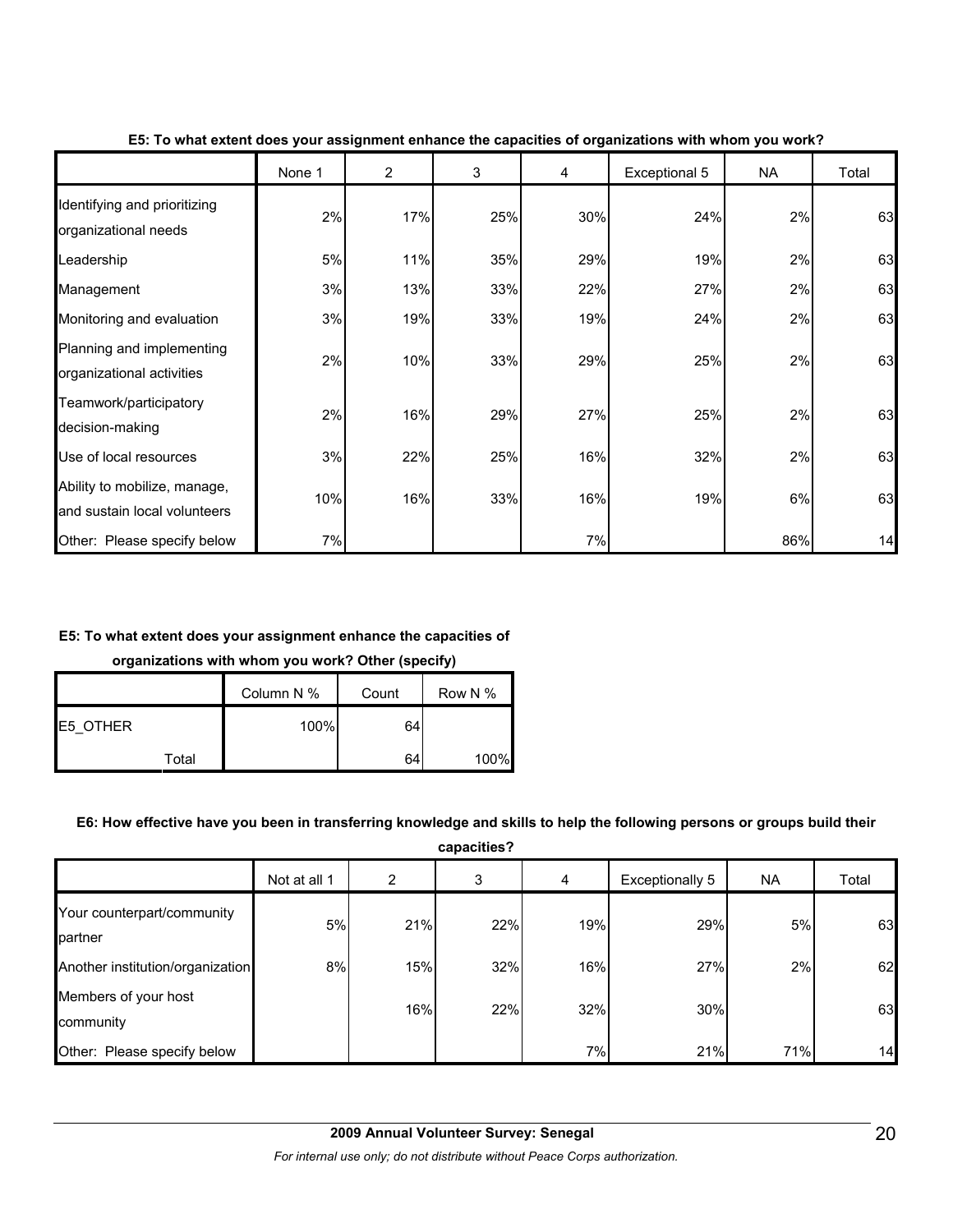**E5: To what extent does your assignment enhance the capacities of organizations with whom you work?**

| | None 1 | 2 | 3 | 4 | Exceptional 5 | NA | Total |
|---|---|---|---|---|---|---|---|
| Identifying and prioritizing organizational needs | 2% | 17% | 25% | 30% | 24% | 2% | 63 |
| Leadership | 5% | 11% | 35% | 29% | 19% | 2% | 63 |
| Management | 3% | 13% | 33% | 22% | 27% | 2% | 63 |
| Monitoring and evaluation | 3% | 19% | 33% | 19% | 24% | 2% | 63 |
| Planning and implementing organizational activities | 2% | 10% | 33% | 29% | 25% | 2% | 63 |
| Teamwork/participatory decision-making | 2% | 16% | 29% | 27% | 25% | 2% | 63 |
| Use of local resources | 3% | 22% | 25% | 16% | 32% | 2% | 63 |
| Ability to mobilize, manage, and sustain local volunteers | 10% | 16% | 33% | 16% | 19% | 6% | 63 |
| Other: Please specify below | 7% | | | 7% | | 86% | 14 |

**E5: To what extent does your assignment enhance the capacities of organizations with whom you work? Other (specify)**

| | Column N % | Count | Row N % |
|---|---|---|---|
| E5_OTHER | 100% | 64 | |
| Total | | 64 | 100% |

**E6: How effective have you been in transferring knowledge and skills to help the following persons or groups build their capacities?**

| | Not at all 1 | 2 | 3 | 4 | Exceptionally 5 | NA | Total |
|---|---|---|---|---|---|---|---|
| Your counterpart/community partner | 5% | 21% | 22% | 19% | 29% | 5% | 63 |
| Another institution/organization | 8% | 15% | 32% | 16% | 27% | 2% | 62 |
| Members of your host community | | 16% | 22% | 32% | 30% | | 63 |
| Other: Please specify below | | | | 7% | 21% | 71% | 14 |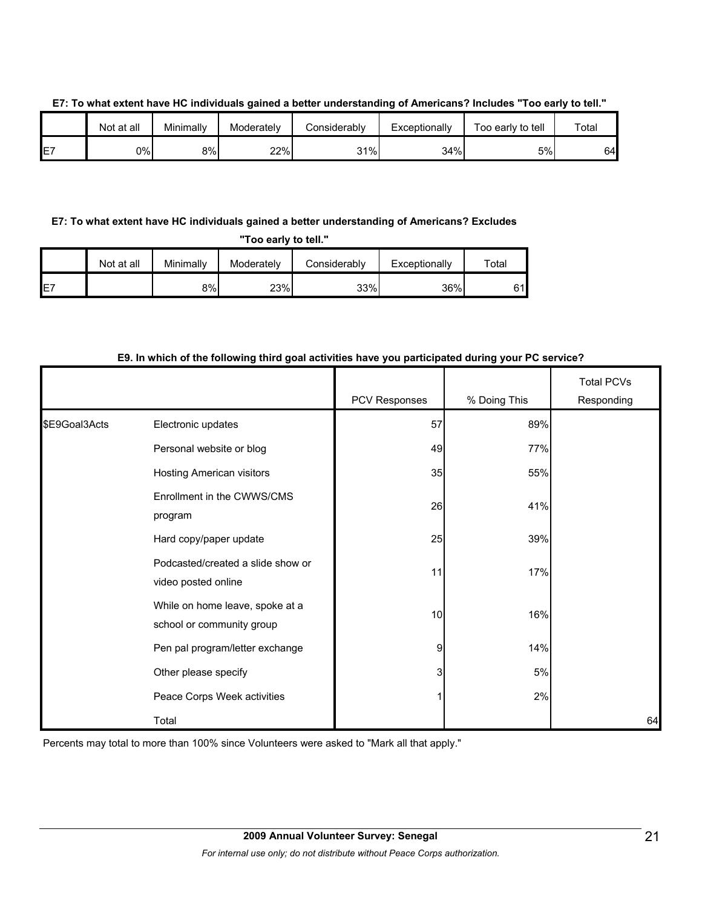**E7: To what extent have HC individuals gained a better understanding of Americans? Includes "Too early to tell."**

| | Not at all | Minimally | Moderately | Considerably | Exceptionally | Too early to tell | Total |
|---|---|---|---|---|---|---|---|
| E7 | 0% | 8% | 22% | 31% | 34% | 5% | 64 |

**E7: To what extent have HC individuals gained a better understanding of Americans? Excludes "Too early to tell."**

| | Not at all | Minimally | Moderately | Considerably | Exceptionally | Total |
|---|---|---|---|---|---|---|
| E7 | | 8% | 23% | 33% | 36% | 61 |

**E9. In which of the following third goal activities have you participated during your PC service?**

| | | PCV Responses | % Doing This | Total PCVs Responding |
|---|---|---|---|---|
| $E9Goal3Acts | Electronic updates | 57 | 89% | |
| | Personal website or blog | 49 | 77% | |
| | Hosting American visitors | 35 | 55% | |
| | Enrollment in the CWWS/CMS program | 26 | 41% | |
| | Hard copy/paper update | 25 | 39% | |
| | Podcasted/created a slide show or video posted online | 11 | 17% | |
| | While on home leave, spoke at a school or community group | 10 | 16% | |
| | Pen pal program/letter exchange | 9 | 14% | |
| | Other please specify | 3 | 5% | |
| | Peace Corps Week activities | 1 | 2% | |
| | Total | | | 64 |

Percents may total to more than 100% since Volunteers were asked to "Mark all that apply."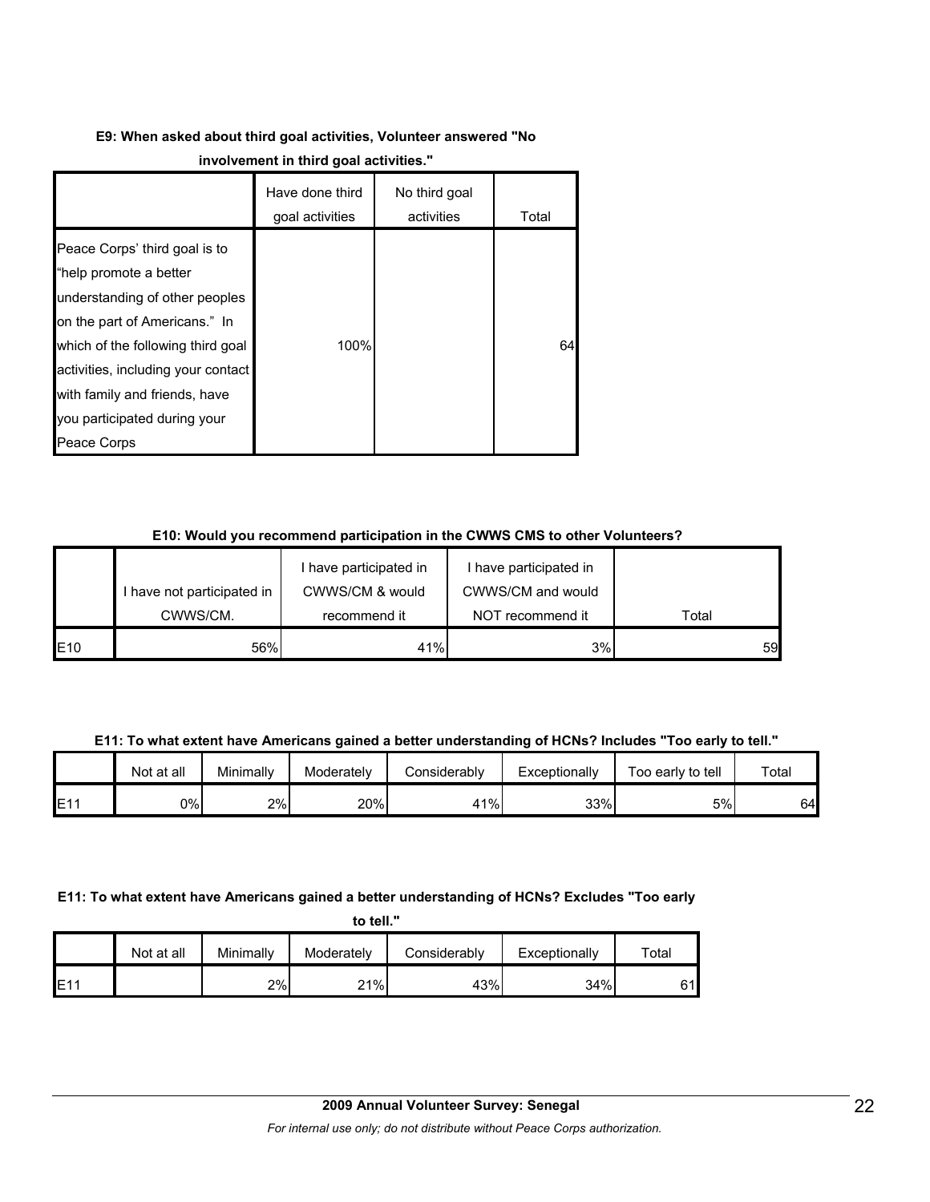**E9: When asked about third goal activities, Volunteer answered "No involvement in third goal activities."**

| | Have done third goal activities | No third goal activities | Total |
|---|---|---|---|
| Peace Corps' third goal is to "help promote a better understanding of other peoples on the part of Americans." In which of the following third goal activities, including your contact with family and friends, have you participated during your Peace Corps | 100% | | 64 |

**E10: Would you recommend participation in the CWWS CMS to other Volunteers?**

| | I have not participated in CWWS/CM. | I have participated in CWWS/CM & would recommend it | I have participated in CWWS/CM and would NOT recommend it | Total |
|---|---|---|---|---|
| E10 | 56% | 41% | 3% | 59 |

**E11: To what extent have Americans gained a better understanding of HCNs? Includes "Too early to tell."**

| | Not at all | Minimally | Moderately | Considerably | Exceptionally | Too early to tell | Total |
|---|---|---|---|---|---|---|---|
| E11 | 0% | 2% | 20% | 41% | 33% | 5% | 64 |

**E11: To what extent have Americans gained a better understanding of HCNs? Excludes "Too early to tell."**

| | Not at all | Minimally | Moderately | Considerably | Exceptionally | Total |
|---|---|---|---|---|---|---|
| E11 | | 2% | 21% | 43% | 34% | 61 |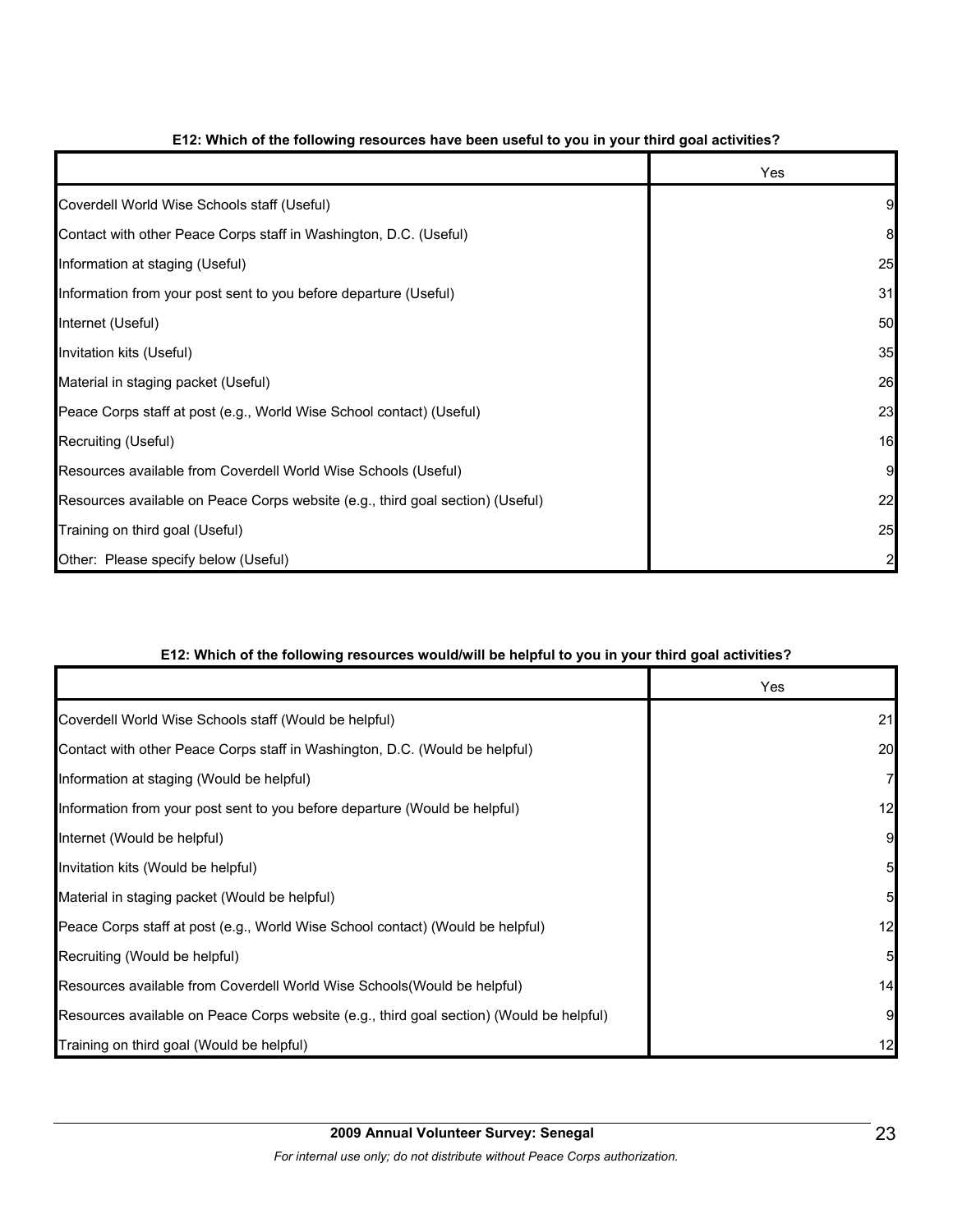**E12: Which of the following resources have been useful to you in your third goal activities?**

| | Yes |
|---|---|
| Coverdell World Wise Schools staff (Useful) | 9 |
| Contact with other Peace Corps staff in Washington, D.C. (Useful) | 8 |
| Information at staging (Useful) | 25 |
| Information from your post sent to you before departure (Useful) | 31 |
| Internet (Useful) | 50 |
| Invitation kits (Useful) | 35 |
| Material in staging packet (Useful) | 26 |
| Peace Corps staff at post (e.g., World Wise School contact) (Useful) | 23 |
| Recruiting (Useful) | 16 |
| Resources available from Coverdell World Wise Schools (Useful) | 9 |
| Resources available on Peace Corps website (e.g., third goal section) (Useful) | 22 |
| Training on third goal (Useful) | 25 |
| Other: Please specify below (Useful) | 2 |

**E12: Which of the following resources would/will be helpful to you in your third goal activities?**

| | Yes |
|---|---|
| Coverdell World Wise Schools staff (Would be helpful) | 21 |
| Contact with other Peace Corps staff in Washington, D.C. (Would be helpful) | 20 |
| Information at staging (Would be helpful) | 7 |
| Information from your post sent to you before departure (Would be helpful) | 12 |
| Internet (Would be helpful) | 9 |
| Invitation kits (Would be helpful) | 5 |
| Material in staging packet (Would be helpful) | 5 |
| Peace Corps staff at post (e.g., World Wise School contact) (Would be helpful) | 12 |
| Recruiting (Would be helpful) | 5 |
| Resources available from Coverdell World Wise Schools(Would be helpful) | 14 |
| Resources available on Peace Corps website (e.g., third goal section) (Would be helpful) | 9 |
| Training on third goal (Would be helpful) | 12 |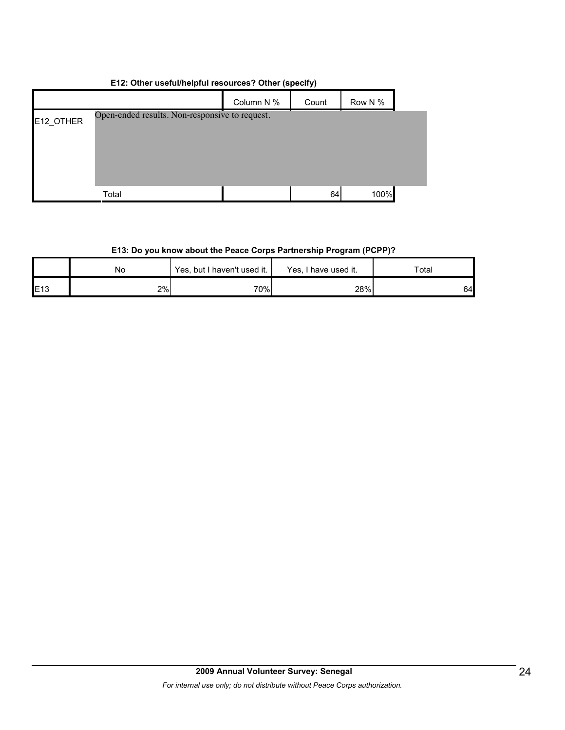**E12: Other useful/helpful resources? Other (specify)**

| | | Column N % | Count | Row N % |
|---|---|---|---|---|
| E12_OTHER | Open-ended results. Non-responsive to request. | | | |
| | Total | | 64 | 100% |

**E13: Do you know about the Peace Corps Partnership Program (PCPP)?**

| | No | Yes, but I haven't used it. | Yes, I have used it. | Total |
|---|---|---|---|---|
| E13 | 2% | 70% | 28% | 64 |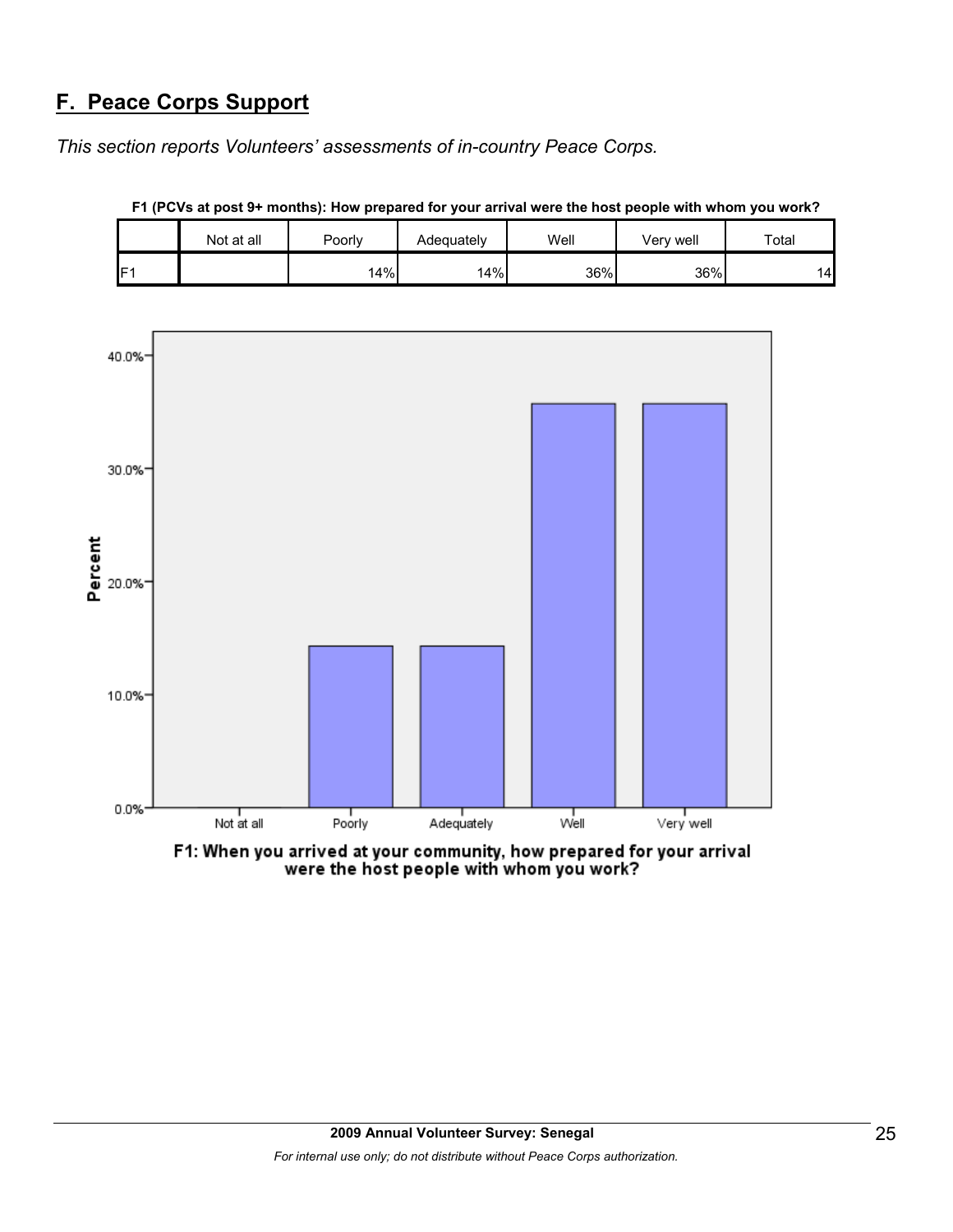## F. Peace Corps Support

*This section reports Volunteers' assessments of in-country Peace Corps.*

**F1 (PCVs at post 9+ months): How prepared for your arrival were the host people with whom you work?**

| | Not at all | Poorly | Adequately | Well | Very well | Total |
|---|---|---|---|---|---|---|
| F1 | | 14% | 14% | 36% | 36% | 14 |

F1: When you arrived at your community, how prepared for your arrival were the host people with whom you work?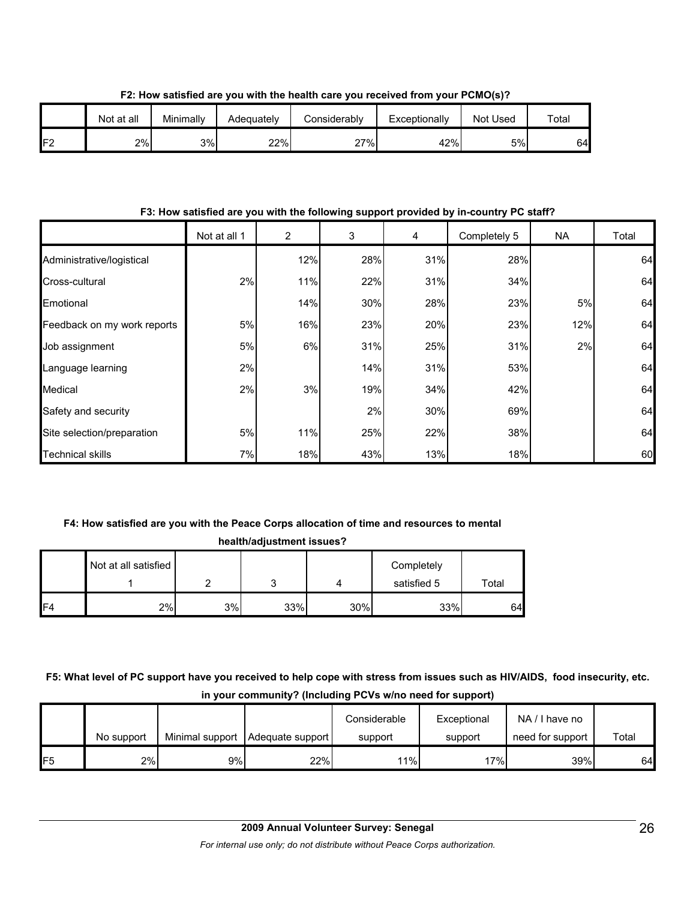**F2: How satisfied are you with the health care you received from your PCMO(s)?**

| | Not at all | Minimally | Adequately | Considerably | Exceptionally | Not Used | Total |
|---|---|---|---|---|---|---|---|
| F2 | 2% | 3% | 22% | 27% | 42% | 5% | 64 |

**F3: How satisfied are you with the following support provided by in-country PC staff?**

| | Not at all 1 | 2 | 3 | 4 | Completely 5 | NA | Total |
|---|---|---|---|---|---|---|---|
| Administrative/logistical | | 12% | 28% | 31% | 28% | | 64 |
| Cross-cultural | 2% | 11% | 22% | 31% | 34% | | 64 |
| Emotional | | 14% | 30% | 28% | 23% | 5% | 64 |
| Feedback on my work reports | 5% | 16% | 23% | 20% | 23% | 12% | 64 |
| Job assignment | 5% | 6% | 31% | 25% | 31% | 2% | 64 |
| Language learning | 2% | | 14% | 31% | 53% | | 64 |
| Medical | 2% | 3% | 19% | 34% | 42% | | 64 |
| Safety and security | | | 2% | 30% | 69% | | 64 |
| Site selection/preparation | 5% | 11% | 25% | 22% | 38% | | 64 |
| Technical skills | 7% | 18% | 43% | 13% | 18% | | 60 |

**F4: How satisfied are you with the Peace Corps allocation of time and resources to mental health/adjustment issues?**

| | Not at all satisfied 1 | 2 | 3 | 4 | Completely satisfied 5 | Total |
|---|---|---|---|---|---|---|
| F4 | 2% | 3% | 33% | 30% | 33% | 64 |

**F5: What level of PC support have you received to help cope with stress from issues such as HIV/AIDS, food insecurity, etc. in your community? (Including PCVs w/no need for support)**

| | No support | Minimal support | Adequate support | Considerable support | Exceptional support | NA / I have no need for support | Total |
|---|---|---|---|---|---|---|---|
| F5 | 2% | 9% | 22% | 11% | 17% | 39% | 64 |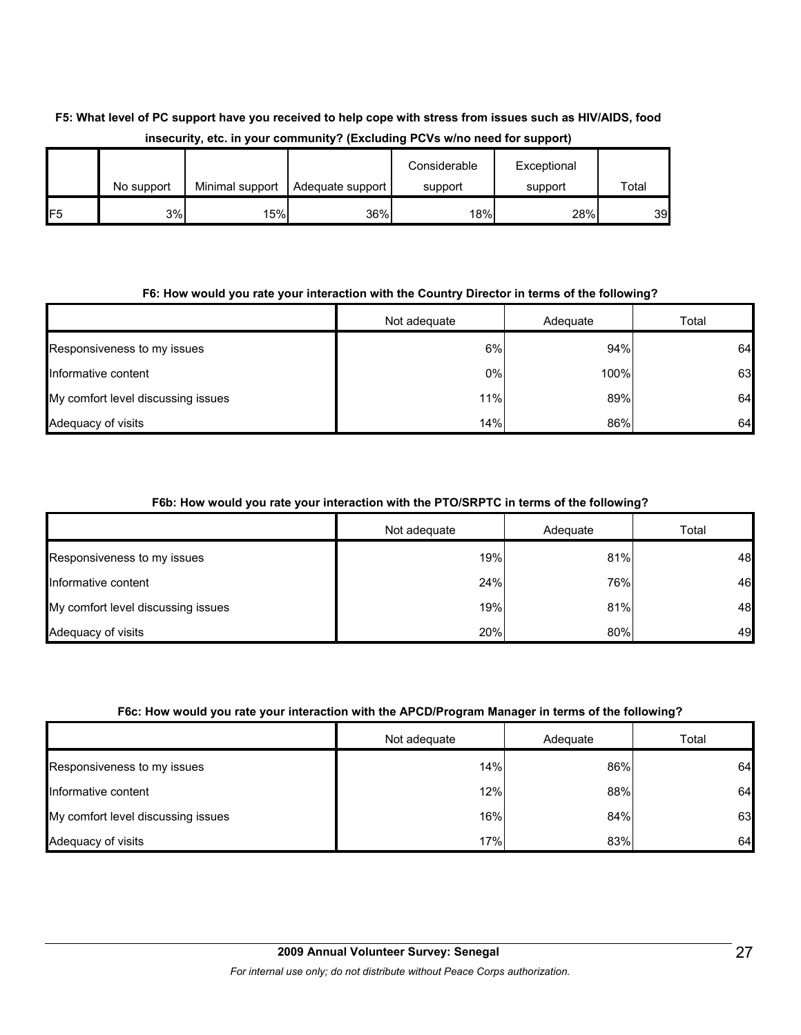**F5: What level of PC support have you received to help cope with stress from issues such as HIV/AIDS, food insecurity, etc. in your community? (Excluding PCVs w/no need for support)**

| | No support | Minimal support | Adequate support | Considerable support | Exceptional support | Total |
|---|---|---|---|---|---|---|
| F5 | 3% | 15% | 36% | 18% | 28% | 39 |

**F6: How would you rate your interaction with the Country Director in terms of the following?**

| | Not adequate | Adequate | Total |
|---|---|---|---|
| Responsiveness to my issues | 6% | 94% | 64 |
| Informative content | 0% | 100% | 63 |
| My comfort level discussing issues | 11% | 89% | 64 |
| Adequacy of visits | 14% | 86% | 64 |

**F6b: How would you rate your interaction with the PTO/SRPTC in terms of the following?**

| | Not adequate | Adequate | Total |
|---|---|---|---|
| Responsiveness to my issues | 19% | 81% | 48 |
| Informative content | 24% | 76% | 46 |
| My comfort level discussing issues | 19% | 81% | 48 |
| Adequacy of visits | 20% | 80% | 49 |

**F6c: How would you rate your interaction with the APCD/Program Manager in terms of the following?**

| | Not adequate | Adequate | Total |
|---|---|---|---|
| Responsiveness to my issues | 14% | 86% | 64 |
| Informative content | 12% | 88% | 64 |
| My comfort level discussing issues | 16% | 84% | 63 |
| Adequacy of visits | 17% | 83% | 64 |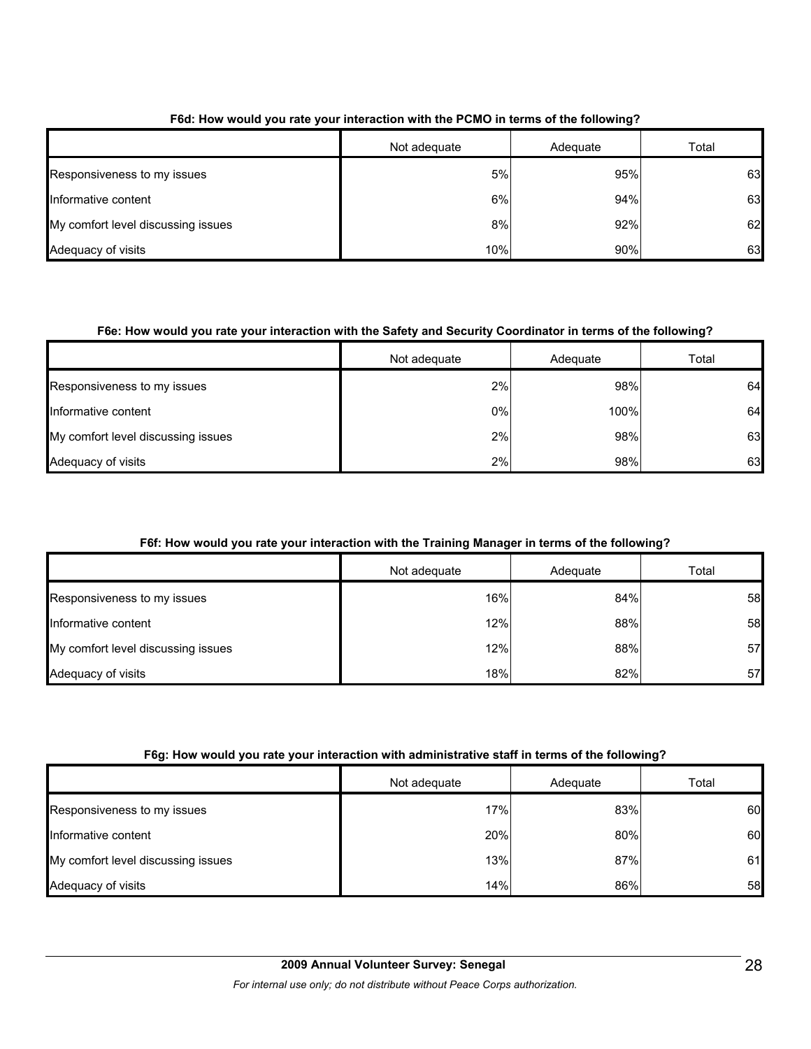**F6d: How would you rate your interaction with the PCMO in terms of the following?**

| | Not adequate | Adequate | Total |
|---|---|---|---|
| Responsiveness to my issues | 5% | 95% | 63 |
| Informative content | 6% | 94% | 63 |
| My comfort level discussing issues | 8% | 92% | 62 |
| Adequacy of visits | 10% | 90% | 63 |

**F6e: How would you rate your interaction with the Safety and Security Coordinator in terms of the following?**

| | Not adequate | Adequate | Total |
|---|---|---|---|
| Responsiveness to my issues | 2% | 98% | 64 |
| Informative content | 0% | 100% | 64 |
| My comfort level discussing issues | 2% | 98% | 63 |
| Adequacy of visits | 2% | 98% | 63 |

**F6f: How would you rate your interaction with the Training Manager in terms of the following?**

| | Not adequate | Adequate | Total |
|---|---|---|---|
| Responsiveness to my issues | 16% | 84% | 58 |
| Informative content | 12% | 88% | 58 |
| My comfort level discussing issues | 12% | 88% | 57 |
| Adequacy of visits | 18% | 82% | 57 |

**F6g: How would you rate your interaction with administrative staff in terms of the following?**

| | Not adequate | Adequate | Total |
|---|---|---|---|
| Responsiveness to my issues | 17% | 83% | 60 |
| Informative content | 20% | 80% | 60 |
| My comfort level discussing issues | 13% | 87% | 61 |
| Adequacy of visits | 14% | 86% | 58 |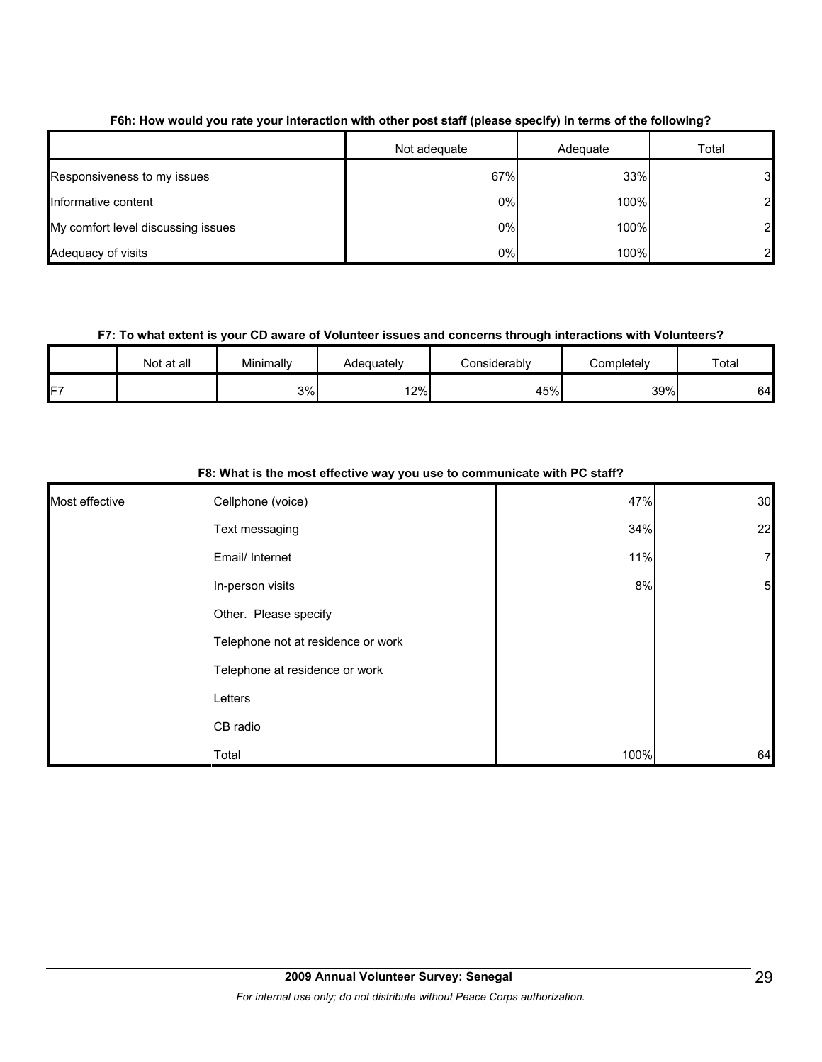**F6h: How would you rate your interaction with other post staff (please specify) in terms of the following?**

| | Not adequate | Adequate | Total |
|---|---|---|---|
| Responsiveness to my issues | 67% | 33% | 3 |
| Informative content | 0% | 100% | 2 |
| My comfort level discussing issues | 0% | 100% | 2 |
| Adequacy of visits | 0% | 100% | 2 |

**F7: To what extent is your CD aware of Volunteer issues and concerns through interactions with Volunteers?**

| | Not at all | Minimally | Adequately | Considerably | Completely | Total |
|---|---|---|---|---|---|---|
| F7 | | 3% | 12% | 45% | 39% | 64 |

**F8: What is the most effective way you use to communicate with PC staff?**

| | | | |
|---|---|---|---|
| Most effective | Cellphone (voice) | 47% | 30 |
| | Text messaging | 34% | 22 |
| | Email/ Internet | 11% | 7 |
| | In-person visits | 8% | 5 |
| | Other. Please specify | | |
| | Telephone not at residence or work | | |
| | Telephone at residence or work | | |
| | Letters | | |
| | CB radio | | |
| | Total | 100% | 64 |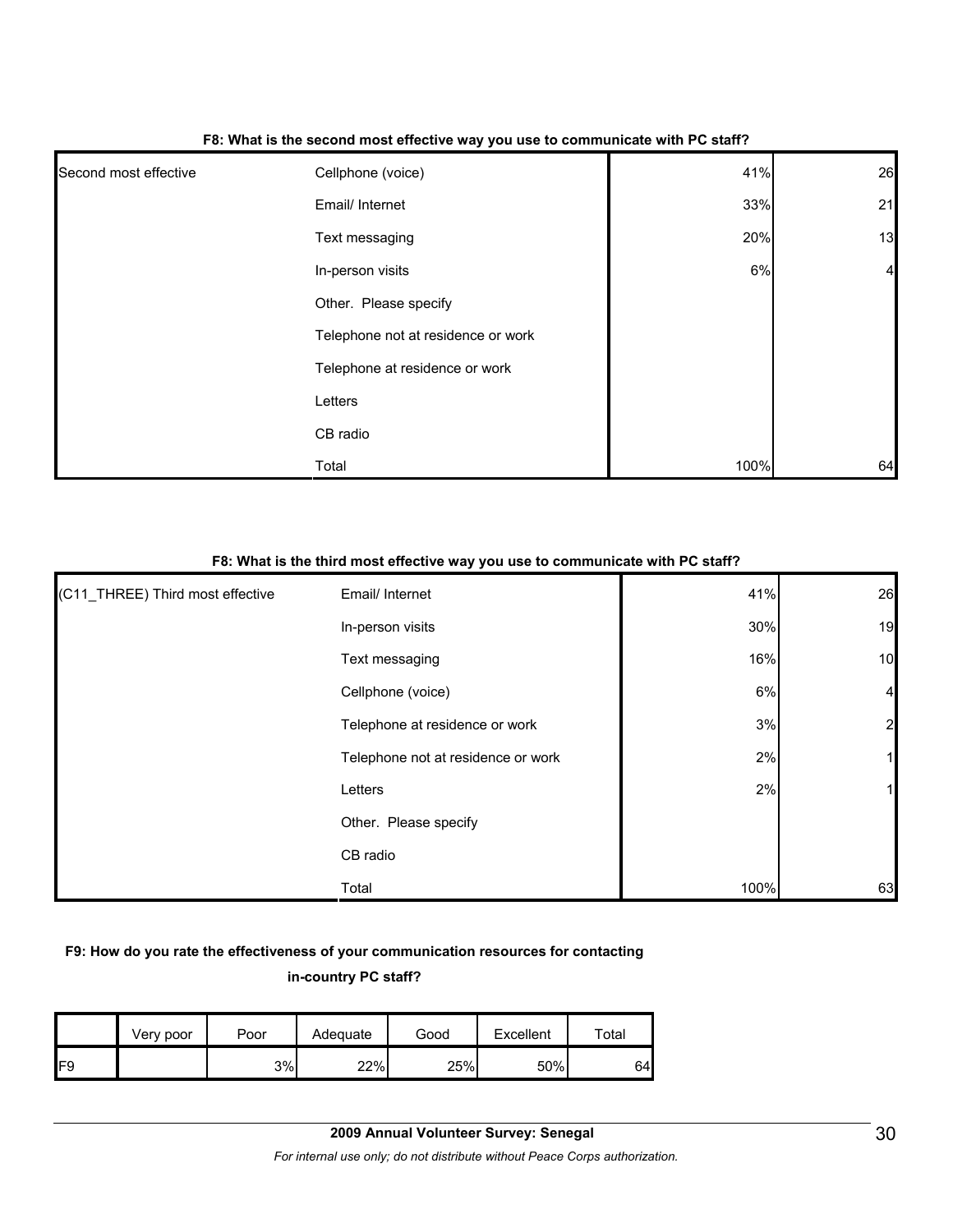**F8: What is the second most effective way you use to communicate with PC staff?**

| | | | |
|---|---|---|---|
| Second most effective | Cellphone (voice) | 41% | 26 |
| | Email/ Internet | 33% | 21 |
| | Text messaging | 20% | 13 |
| | In-person visits | 6% | 4 |
| | Other. Please specify | | |
| | Telephone not at residence or work | | |
| | Telephone at residence or work | | |
| | Letters | | |
| | CB radio | | |
| | Total | 100% | 64 |

**F8: What is the third most effective way you use to communicate with PC staff?**

| | | | |
|---|---|---|---|
| (C11_THREE) Third most effective | Email/ Internet | 41% | 26 |
| | In-person visits | 30% | 19 |
| | Text messaging | 16% | 10 |
| | Cellphone (voice) | 6% | 4 |
| | Telephone at residence or work | 3% | 2 |
| | Telephone not at residence or work | 2% | 1 |
| | Letters | 2% | 1 |
| | Other. Please specify | | |
| | CB radio | | |
| | Total | 100% | 63 |

**F9: How do you rate the effectiveness of your communication resources for contacting in-country PC staff?**

| | Very poor | Poor | Adequate | Good | Excellent | Total |
|---|---|---|---|---|---|---|
| F9 | | 3% | 22% | 25% | 50% | 64 |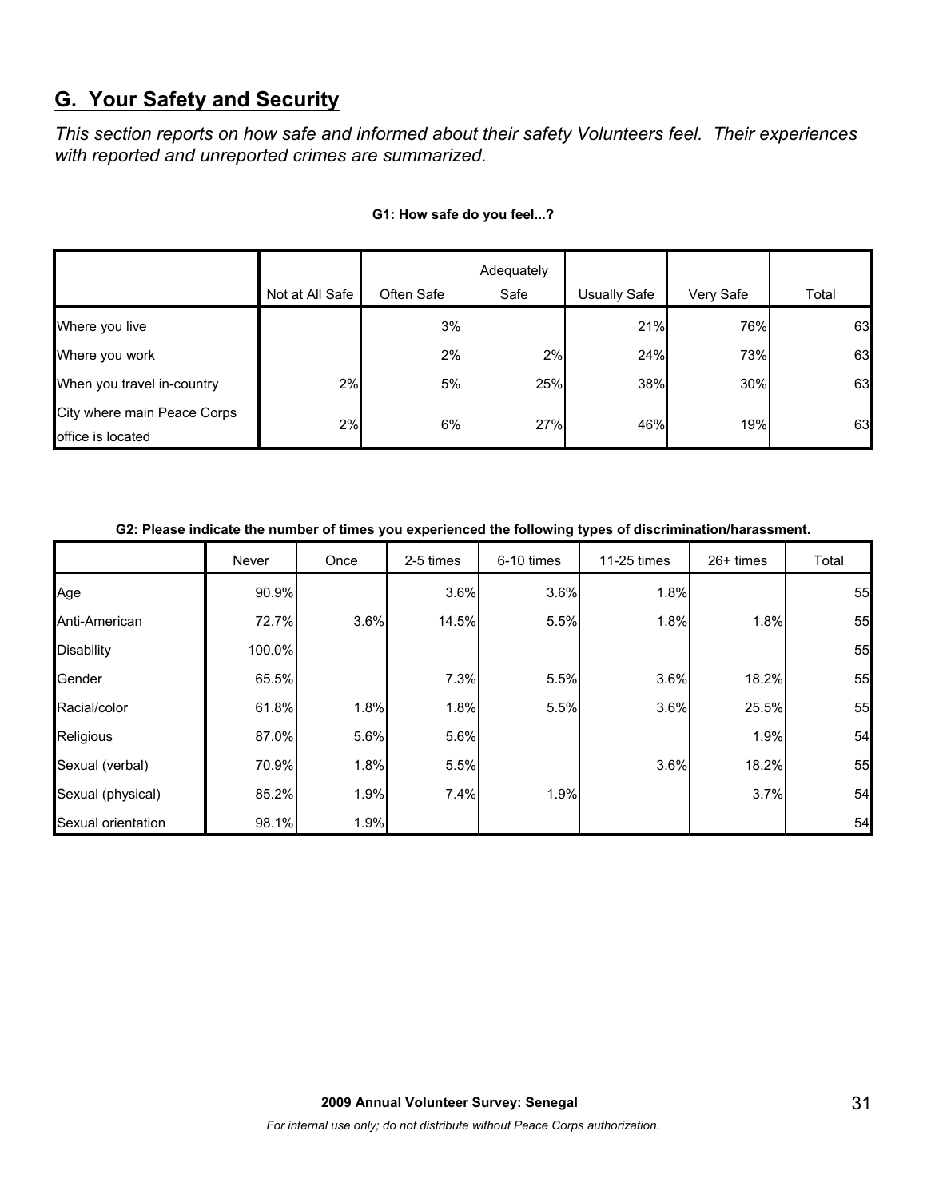## G. Your Safety and Security

*This section reports on how safe and informed about their safety Volunteers feel. Their experiences with reported and unreported crimes are summarized.*

**G1: How safe do you feel...?**

| | Not at All Safe | Often Safe | Adequately Safe | Usually Safe | Very Safe | Total |
|---|---|---|---|---|---|---|
| Where you live | | 3% | | 21% | 76% | 63 |
| Where you work | | 2% | 2% | 24% | 73% | 63 |
| When you travel in-country | 2% | 5% | 25% | 38% | 30% | 63 |
| City where main Peace Corps office is located | 2% | 6% | 27% | 46% | 19% | 63 |

**G2: Please indicate the number of times you experienced the following types of discrimination/harassment.**

| | Never | Once | 2-5 times | 6-10 times | 11-25 times | 26+ times | Total |
|---|---|---|---|---|---|---|---|
| Age | 90.9% | | 3.6% | 3.6% | 1.8% | | 55 |
| Anti-American | 72.7% | 3.6% | 14.5% | 5.5% | 1.8% | 1.8% | 55 |
| Disability | 100.0% | | | | | | 55 |
| Gender | 65.5% | | 7.3% | 5.5% | 3.6% | 18.2% | 55 |
| Racial/color | 61.8% | 1.8% | 1.8% | 5.5% | 3.6% | 25.5% | 55 |
| Religious | 87.0% | 5.6% | 5.6% | | | 1.9% | 54 |
| Sexual (verbal) | 70.9% | 1.8% | 5.5% | | 3.6% | 18.2% | 55 |
| Sexual (physical) | 85.2% | 1.9% | 7.4% | 1.9% | | 3.7% | 54 |
| Sexual orientation | 98.1% | 1.9% | | | | | 54 |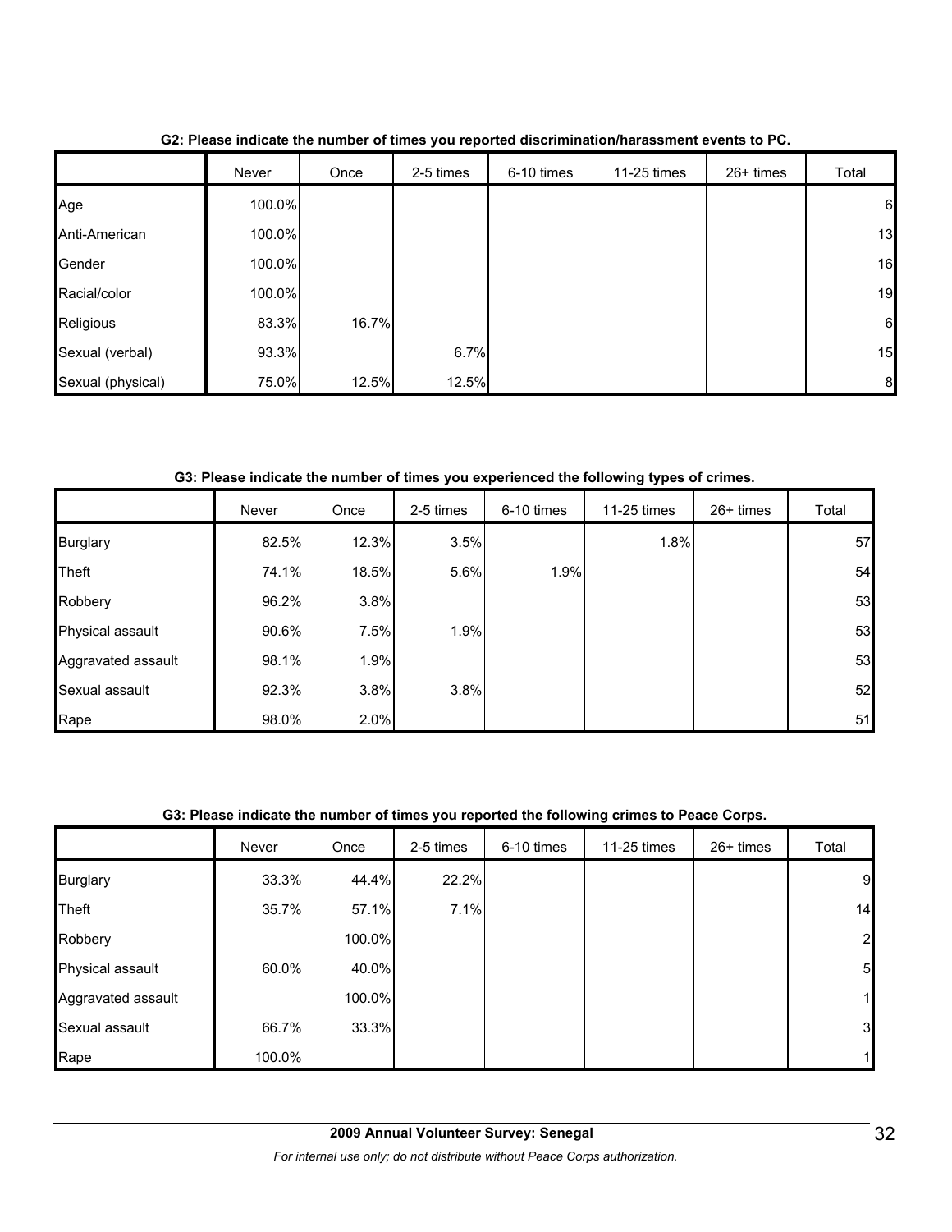**G2: Please indicate the number of times you reported discrimination/harassment events to PC.**

| | Never | Once | 2-5 times | 6-10 times | 11-25 times | 26+ times | Total |
|---|---|---|---|---|---|---|---|
| Age | 100.0% | | | | | | 6 |
| Anti-American | 100.0% | | | | | | 13 |
| Gender | 100.0% | | | | | | 16 |
| Racial/color | 100.0% | | | | | | 19 |
| Religious | 83.3% | 16.7% | | | | | 6 |
| Sexual (verbal) | 93.3% | | 6.7% | | | | 15 |
| Sexual (physical) | 75.0% | 12.5% | 12.5% | | | | 8 |

**G3: Please indicate the number of times you experienced the following types of crimes.**

| | Never | Once | 2-5 times | 6-10 times | 11-25 times | 26+ times | Total |
|---|---|---|---|---|---|---|---|
| Burglary | 82.5% | 12.3% | 3.5% | | 1.8% | | 57 |
| Theft | 74.1% | 18.5% | 5.6% | 1.9% | | | 54 |
| Robbery | 96.2% | 3.8% | | | | | 53 |
| Physical assault | 90.6% | 7.5% | 1.9% | | | | 53 |
| Aggravated assault | 98.1% | 1.9% | | | | | 53 |
| Sexual assault | 92.3% | 3.8% | 3.8% | | | | 52 |
| Rape | 98.0% | 2.0% | | | | | 51 |

**G3: Please indicate the number of times you reported the following crimes to Peace Corps.**

| | Never | Once | 2-5 times | 6-10 times | 11-25 times | 26+ times | Total |
|---|---|---|---|---|---|---|---|
| Burglary | 33.3% | 44.4% | 22.2% | | | | 9 |
| Theft | 35.7% | 57.1% | 7.1% | | | | 14 |
| Robbery | | 100.0% | | | | | 2 |
| Physical assault | 60.0% | 40.0% | | | | | 5 |
| Aggravated assault | | 100.0% | | | | | 1 |
| Sexual assault | 66.7% | 33.3% | | | | | 3 |
| Rape | 100.0% | | | | | | 1 |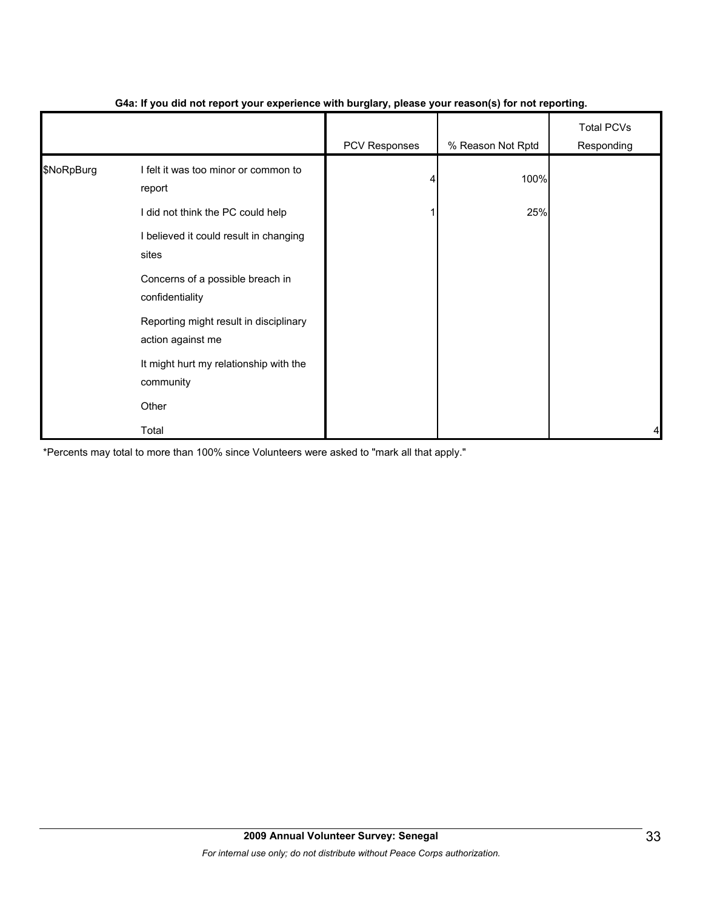**G4a: If you did not report your experience with burglary, please your reason(s) for not reporting.**

| | | PCV Responses | % Reason Not Rptd | Total PCVs Responding |
|---|---|---|---|---|
| $NoRpBurg | I felt it was too minor or common to report | 4 | 100% | |
| | I did not think the PC could help | 1 | 25% | |
| | I believed it could result in changing sites | | | |
| | Concerns of a possible breach in confidentiality | | | |
| | Reporting might result in disciplinary action against me | | | |
| | It might hurt my relationship with the community | | | |
| | Other | | | |
| | Total | | | 4 |

*Percents may total to more than 100% since Volunteers were asked to "mark all that apply."

**2009 Annual Volunteer Survey: Senegal**

*For internal use only; do not distribute without Peace Corps authorization.*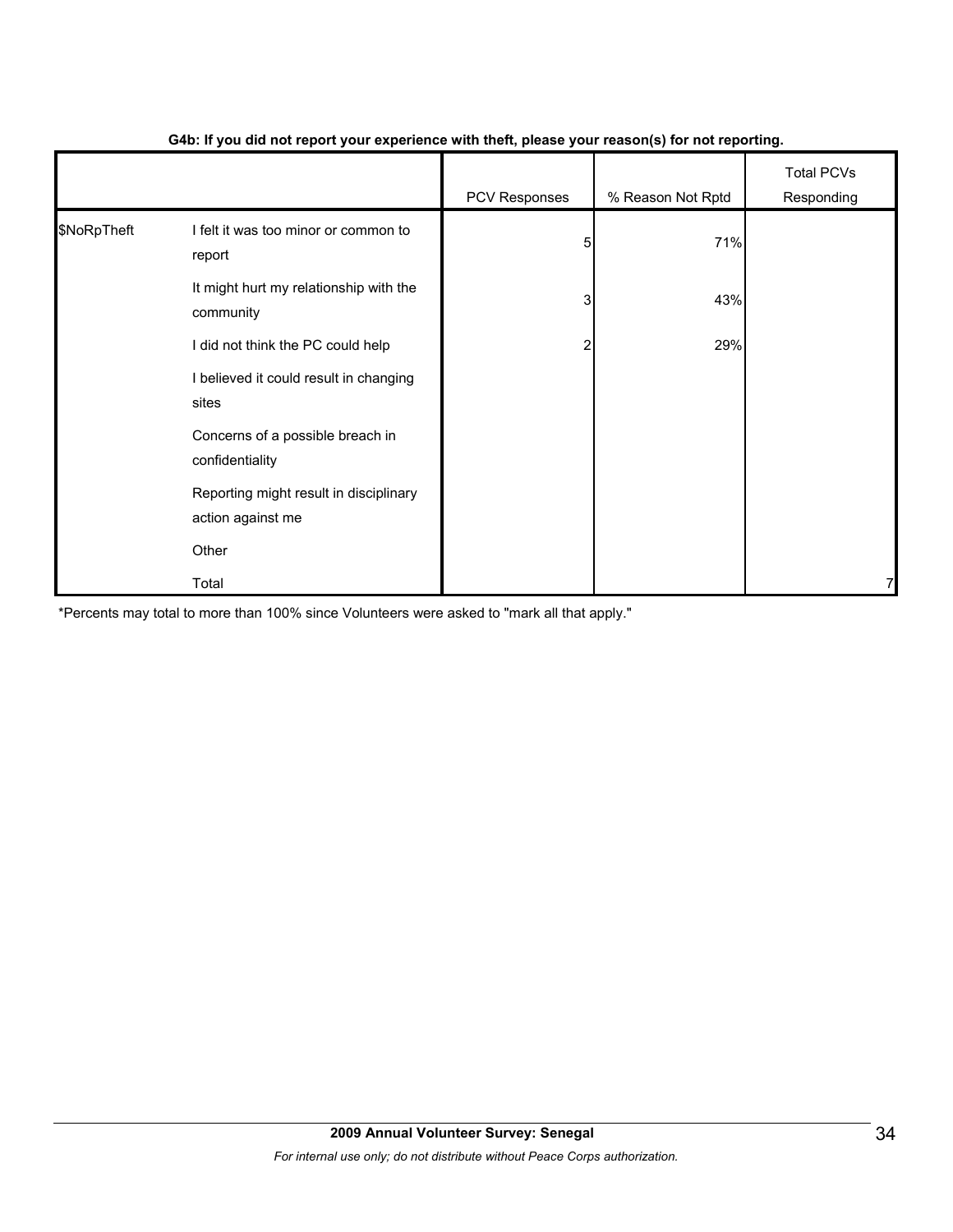**G4b: If you did not report your experience with theft, please your reason(s) for not reporting.**

| | | PCV Responses | % Reason Not Rptd | Total PCVs Responding |
|---|---|---|---|---|
| $NoRpTheft | I felt it was too minor or common to report | 5 | 71% | |
| | It might hurt my relationship with the community | 3 | 43% | |
| | I did not think the PC could help | 2 | 29% | |
| | I believed it could result in changing sites | | | |
| | Concerns of a possible breach in confidentiality | | | |
| | Reporting might result in disciplinary action against me | | | |
| | Other | | | |
| | Total | | | 7 |

*Percents may total to more than 100% since Volunteers were asked to "mark all that apply."

**2009 Annual Volunteer Survey: Senegal**

*For internal use only; do not distribute without Peace Corps authorization.*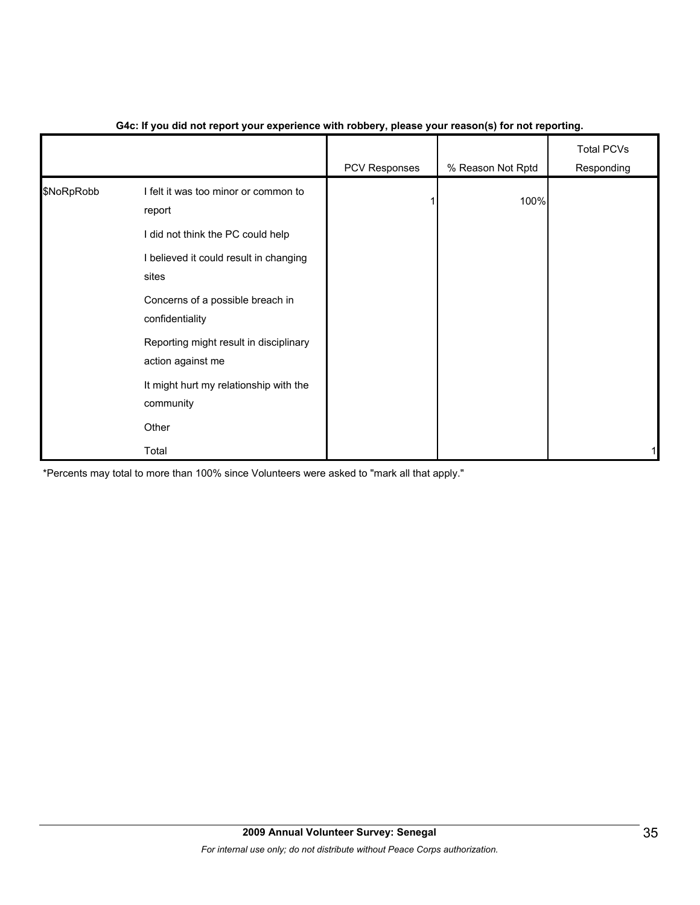**G4c: If you did not report your experience with robbery, please your reason(s) for not reporting.**

| | | PCV Responses | % Reason Not Rptd | Total PCVs Responding |
|---|---|---|---|---|
| $NoRpRobb | I felt it was too minor or common to report | 1 | 100% | |
| | I did not think the PC could help | | | |
| | I believed it could result in changing sites | | | |
| | Concerns of a possible breach in confidentiality | | | |
| | Reporting might result in disciplinary action against me | | | |
| | It might hurt my relationship with the community | | | |
| | Other | | | |
| | Total | | | 1 |

*Percents may total to more than 100% since Volunteers were asked to "mark all that apply."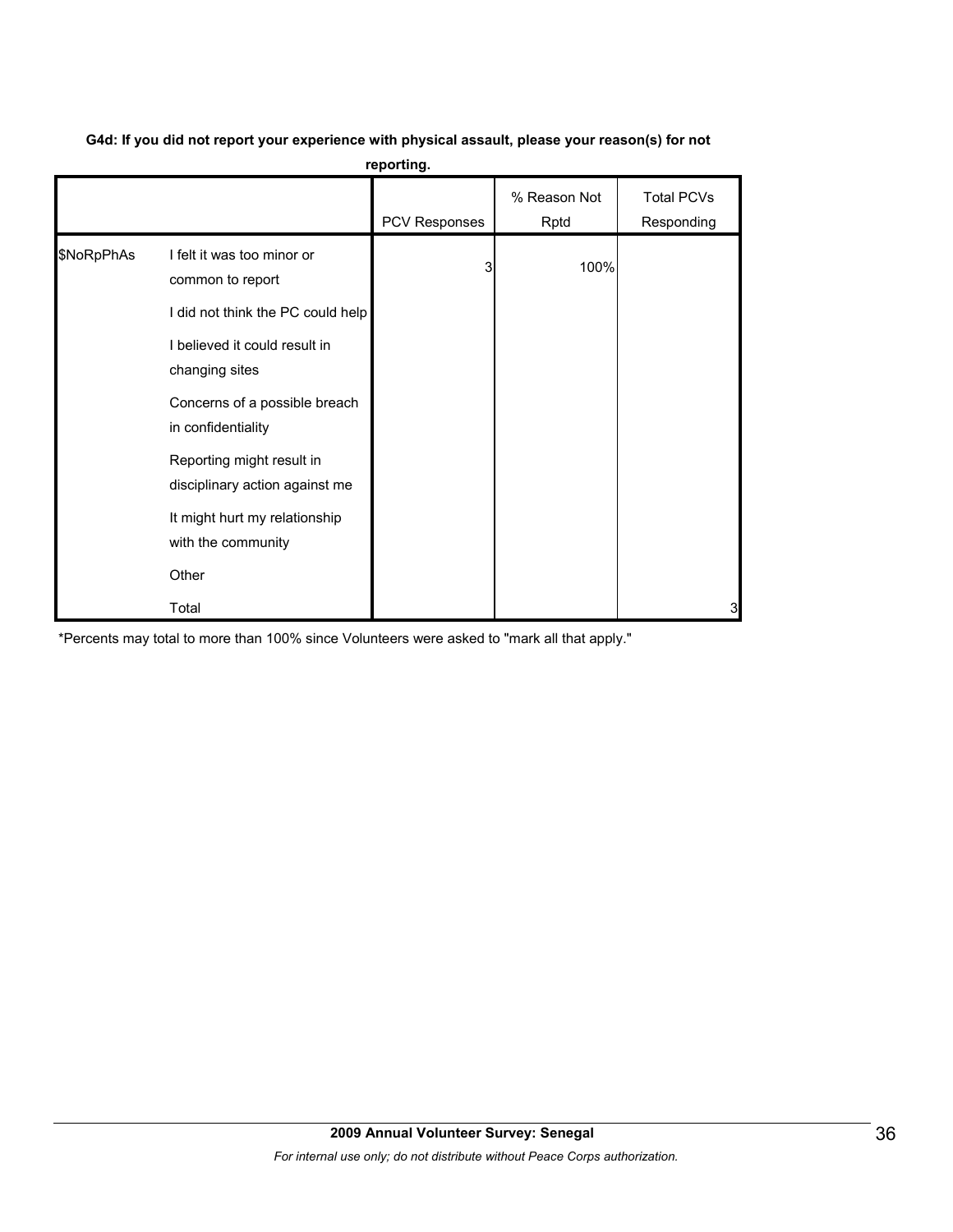**G4d: If you did not report your experience with physical assault, please your reason(s) for not reporting.**

| | | PCV Responses | % Reason Not Rptd | Total PCVs Responding |
|---|---|---|---|---|
| $NoRpPhAs | I felt it was too minor or common to report | 3 | 100% | |
| | I did not think the PC could help | | | |
| | I believed it could result in changing sites | | | |
| | Concerns of a possible breach in confidentiality | | | |
| | Reporting might result in disciplinary action against me | | | |
| | It might hurt my relationship with the community | | | |
| | Other | | | |
| | Total | | | 3 |

*Percents may total to more than 100% since Volunteers were asked to "mark all that apply."

**2009 Annual Volunteer Survey: Senegal**

*For internal use only; do not distribute without Peace Corps authorization.*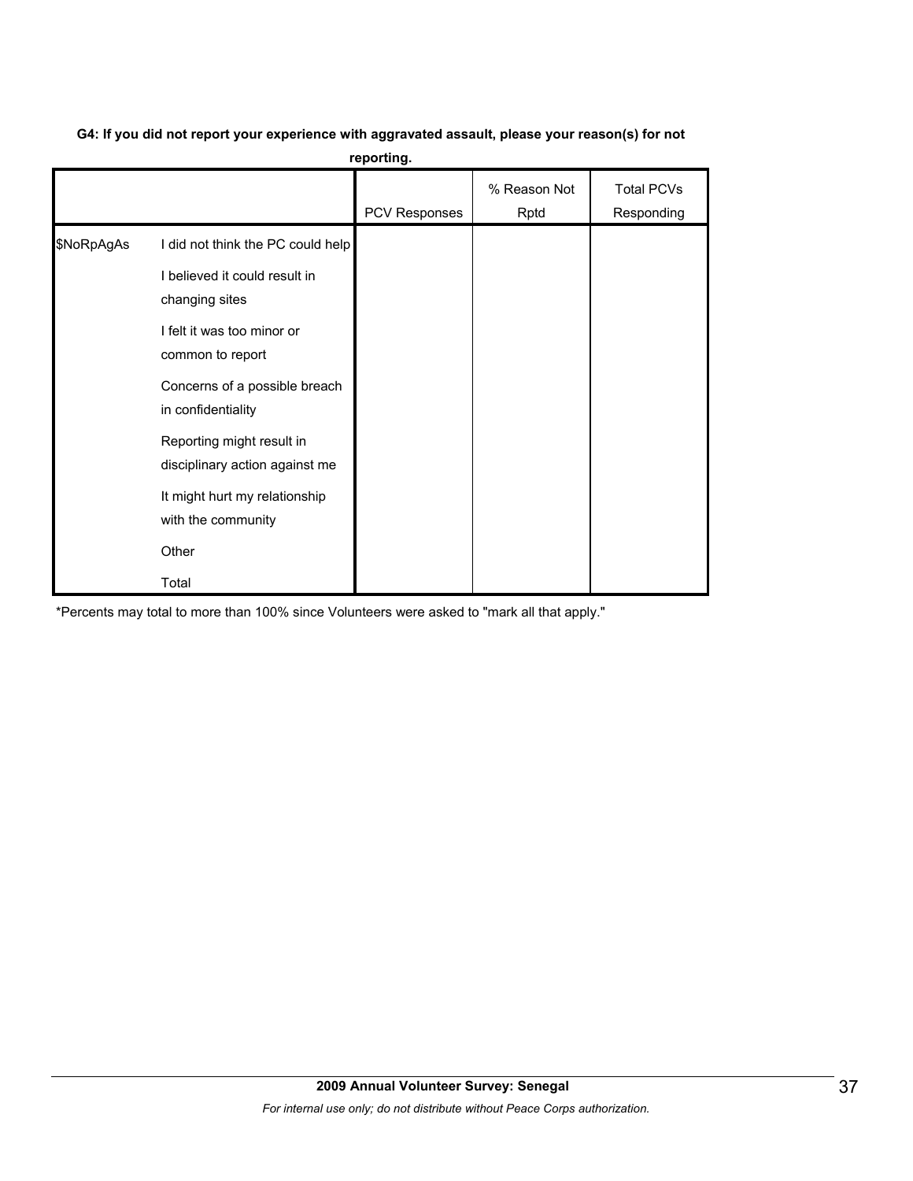**G4: If you did not report your experience with aggravated assault, please your reason(s) for not reporting.**

| | | PCV Responses | % Reason Not Rptd | Total PCVs Responding |
|---|---|---|---|---|
| $NoRpAgAs | I did not think the PC could help | | | |
| | I believed it could result in changing sites | | | |
| | I felt it was too minor or common to report | | | |
| | Concerns of a possible breach in confidentiality | | | |
| | Reporting might result in disciplinary action against me | | | |
| | It might hurt my relationship with the community | | | |
| | Other | | | |
| | Total | | | |

*Percents may total to more than 100% since Volunteers were asked to "mark all that apply."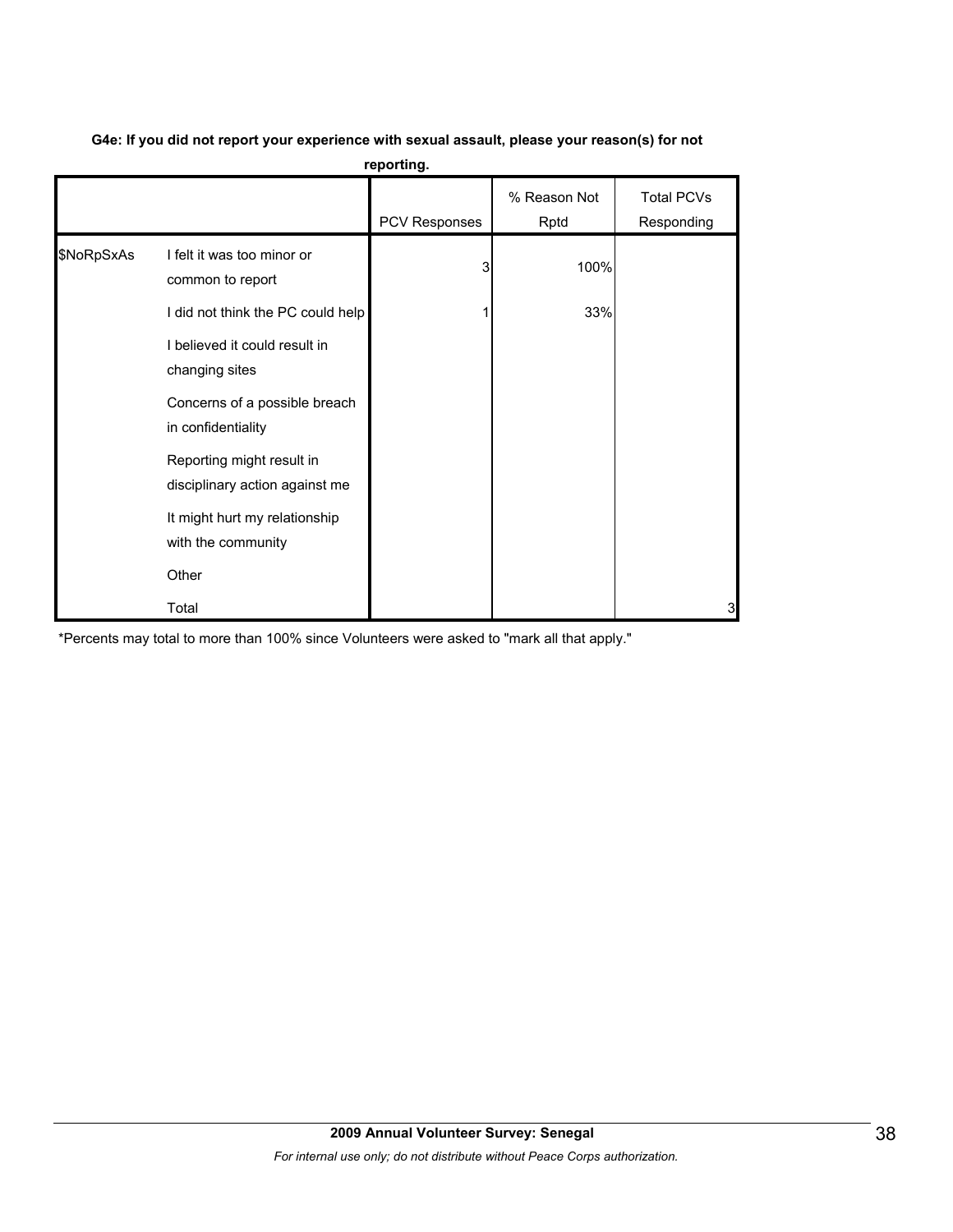**G4e: If you did not report your experience with sexual assault, please your reason(s) for not reporting.**

| | | PCV Responses | % Reason Not Rptd | Total PCVs Responding |
|---|---|---|---|---|
| $NoRpSxAs | I felt it was too minor or common to report | 3 | 100% | |
| | I did not think the PC could help | 1 | 33% | |
| | I believed it could result in changing sites | | | |
| | Concerns of a possible breach in confidentiality | | | |
| | Reporting might result in disciplinary action against me | | | |
| | It might hurt my relationship with the community | | | |
| | Other | | | |
| | Total | | | 3 |

*Percents may total to more than 100% since Volunteers were asked to "mark all that apply."

**2009 Annual Volunteer Survey: Senegal**

*For internal use only; do not distribute without Peace Corps authorization.*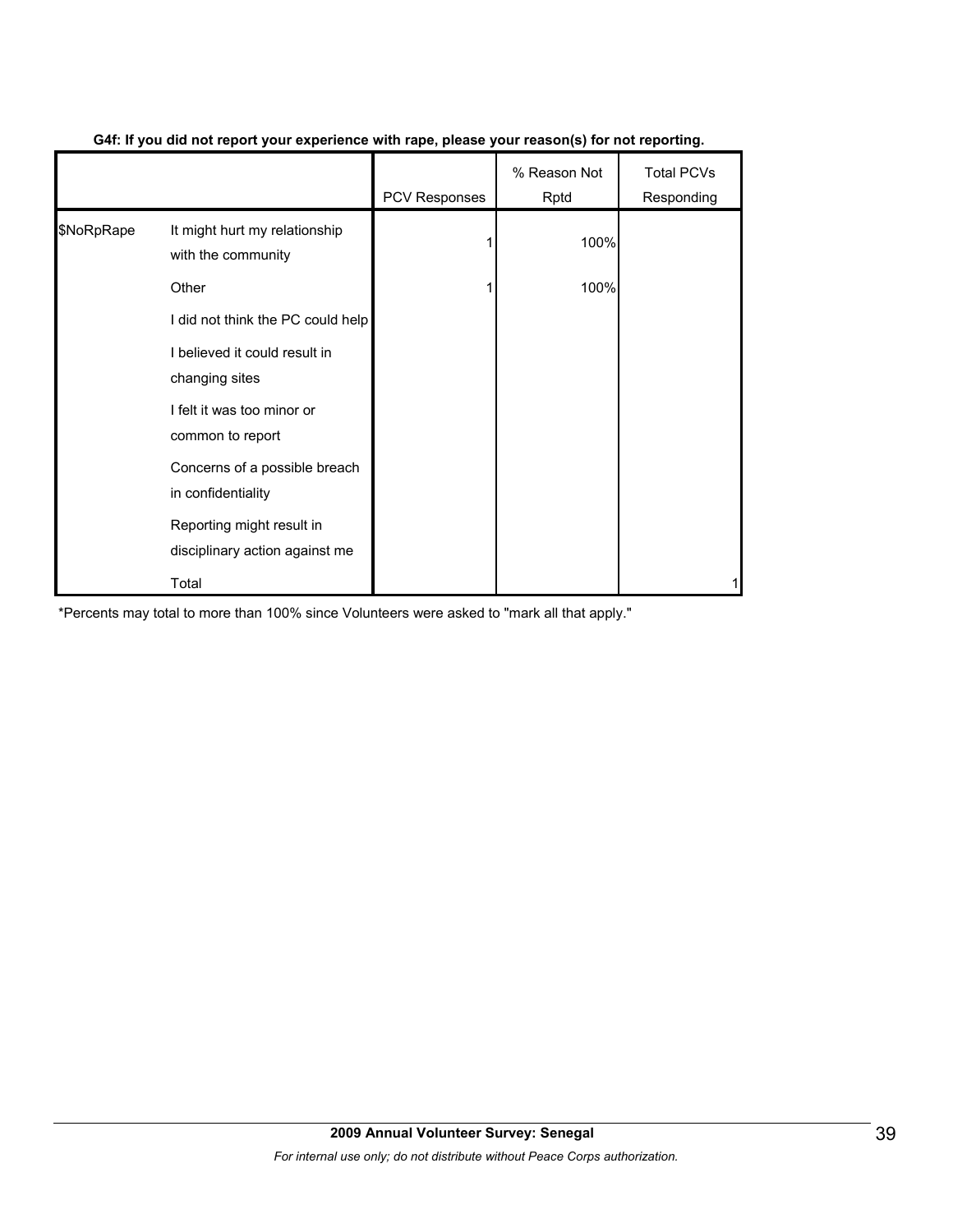**G4f: If you did not report your experience with rape, please your reason(s) for not reporting.**

| | | PCV Responses | % Reason Not Rptd | Total PCVs Responding |
|---|---|---|---|---|
| $NoRpRape | It might hurt my relationship with the community | 1 | 100% | |
| | Other | 1 | 100% | |
| | I did not think the PC could help | | | |
| | I believed it could result in changing sites | | | |
| | I felt it was too minor or common to report | | | |
| | Concerns of a possible breach in confidentiality | | | |
| | Reporting might result in disciplinary action against me | | | |
| | Total | | | 1 |

*Percents may total to more than 100% since Volunteers were asked to "mark all that apply."

**2009 Annual Volunteer Survey: Senegal**

*For internal use only; do not distribute without Peace Corps authorization.*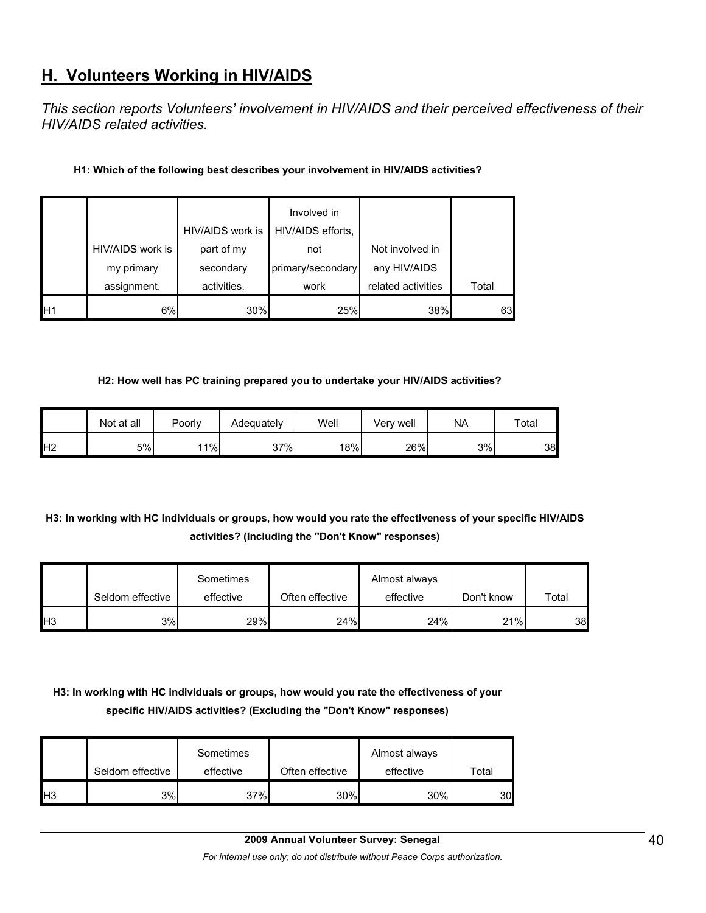## H. Volunteers Working in HIV/AIDS

*This section reports Volunteers' involvement in HIV/AIDS and their perceived effectiveness of their HIV/AIDS related activities.*

**H1: Which of the following best describes your involvement in HIV/AIDS activities?**

| | HIV/AIDS work is my primary assignment. | HIV/AIDS work is part of my secondary activities. | Involved in HIV/AIDS efforts, not primary/secondary work | Not involved in any HIV/AIDS related activities | Total |
|---|---|---|---|---|---|
| H1 | 6% | 30% | 25% | 38% | 63 |

**H2: How well has PC training prepared you to undertake your HIV/AIDS activities?**

| | Not at all | Poorly | Adequately | Well | Very well | NA | Total |
|---|---|---|---|---|---|---|---|
| H2 | 5% | 11% | 37% | 18% | 26% | 3% | 38 |

**H3: In working with HC individuals or groups, how would you rate the effectiveness of your specific HIV/AIDS activities? (Including the "Don't Know" responses)**

| | Seldom effective | Sometimes effective | Often effective | Almost always effective | Don't know | Total |
|---|---|---|---|---|---|---|
| H3 | 3% | 29% | 24% | 24% | 21% | 38 |

**H3: In working with HC individuals or groups, how would you rate the effectiveness of your specific HIV/AIDS activities? (Excluding the "Don't Know" responses)**

| | Seldom effective | Sometimes effective | Often effective | Almost always effective | Total |
|---|---|---|---|---|---|
| H3 | 3% | 37% | 30% | 30% | 30 |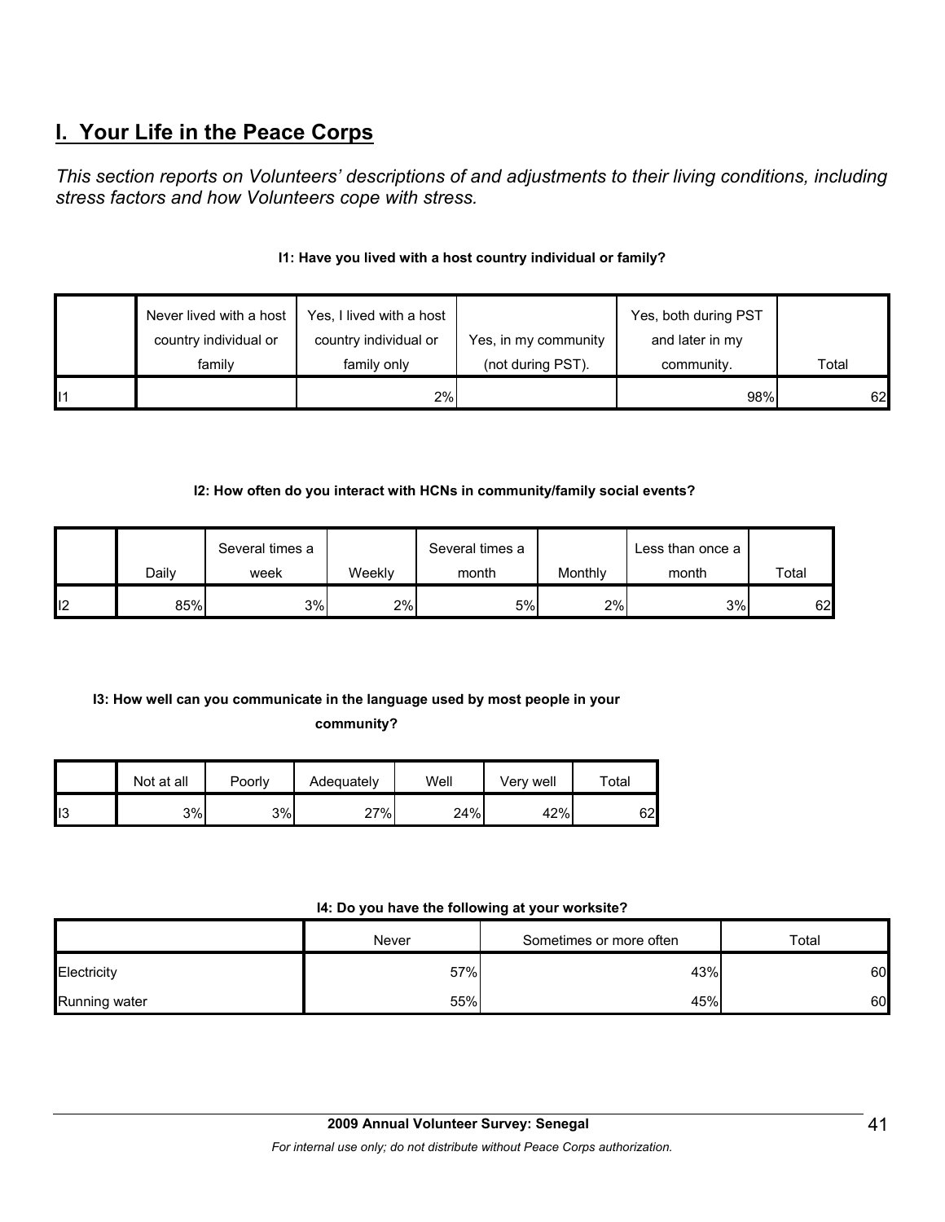# I. Your Life in the Peace Corps

*This section reports on Volunteers' descriptions of and adjustments to their living conditions, including stress factors and how Volunteers cope with stress.*

**I1: Have you lived with a host country individual or family?**

| | Never lived with a host country individual or family | Yes, I lived with a host country individual or family only | Yes, in my community (not during PST). | Yes, both during PST and later in my community. | Total |
|---|---|---|---|---|---|
| I1 | | 2% | | 98% | 62 |

**I2: How often do you interact with HCNs in community/family social events?**

| | Daily | Several times a week | Weekly | Several times a month | Monthly | Less than once a month | Total |
|---|---|---|---|---|---|---|---|
| I2 | 85% | 3% | 2% | 5% | 2% | 3% | 62 |

**I3: How well can you communicate in the language used by most people in your community?**

| | Not at all | Poorly | Adequately | Well | Very well | Total |
|---|---|---|---|---|---|---|
| I3 | 3% | 3% | 27% | 24% | 42% | 62 |

**I4: Do you have the following at your worksite?**

| | Never | Sometimes or more often | Total |
|---|---|---|---|
| Electricity | 57% | 43% | 60 |
| Running water | 55% | 45% | 60 |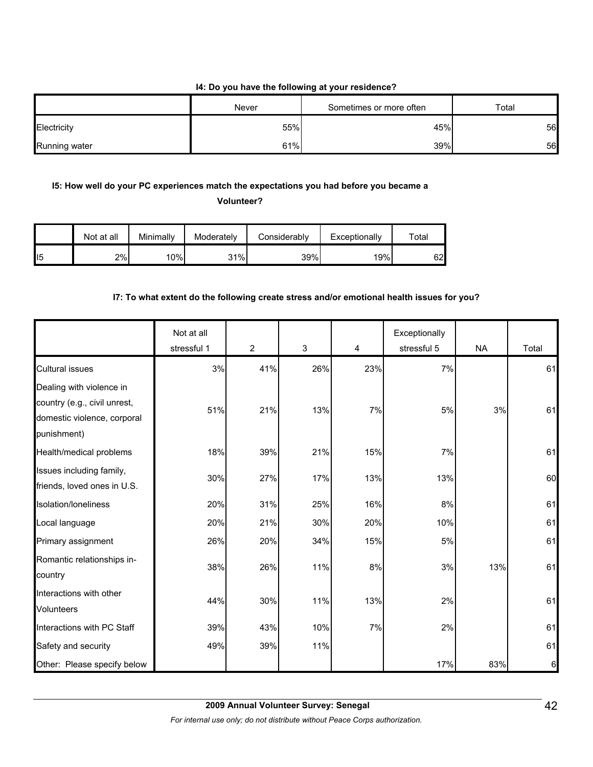**I4: Do you have the following at your residence?**

| | Never | Sometimes or more often | Total |
|---|---|---|---|
| Electricity | 55% | 45% | 56 |
| Running water | 61% | 39% | 56 |

**I5: How well do your PC experiences match the expectations you had before you became a Volunteer?**

| | Not at all | Minimally | Moderately | Considerably | Exceptionally | Total |
|---|---|---|---|---|---|---|
| I5 | 2% | 10% | 31% | 39% | 19% | 62 |

**I7: To what extent do the following create stress and/or emotional health issues for you?**

| | Not at all stressful 1 | 2 | 3 | 4 | Exceptionally stressful 5 | NA | Total |
|---|---|---|---|---|---|---|---|
| Cultural issues | 3% | 41% | 26% | 23% | 7% | | 61 |
| Dealing with violence in country (e.g., civil unrest, domestic violence, corporal punishment) | 51% | 21% | 13% | 7% | 5% | 3% | 61 |
| Health/medical problems | 18% | 39% | 21% | 15% | 7% | | 61 |
| Issues including family, friends, loved ones in U.S. | 30% | 27% | 17% | 13% | 13% | | 60 |
| Isolation/loneliness | 20% | 31% | 25% | 16% | 8% | | 61 |
| Local language | 20% | 21% | 30% | 20% | 10% | | 61 |
| Primary assignment | 26% | 20% | 34% | 15% | 5% | | 61 |
| Romantic relationships in-country | 38% | 26% | 11% | 8% | 3% | 13% | 61 |
| Interactions with other Volunteers | 44% | 30% | 11% | 13% | 2% | | 61 |
| Interactions with PC Staff | 39% | 43% | 10% | 7% | 2% | | 61 |
| Safety and security | 49% | 39% | 11% | | | | 61 |
| Other: Please specify below | | | | | 17% | 83% | 6 |

**2009 Annual Volunteer Survey: Senegal**

*For internal use only; do not distribute without Peace Corps authorization.*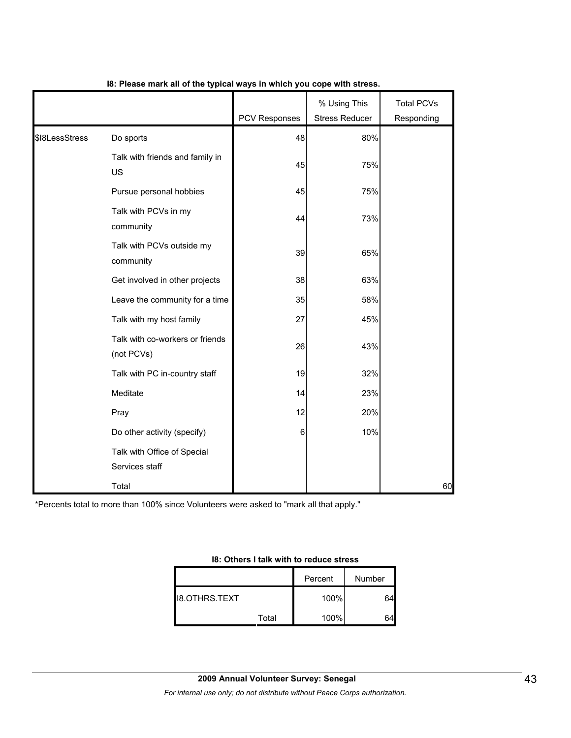**I8: Please mark all of the typical ways in which you cope with stress.**

| | | PCV Responses | % Using This Stress Reducer | Total PCVs Responding |
|---|---|---|---|---|
| $I8LessStress | Do sports | 48 | 80% | |
| | Talk with friends and family in US | 45 | 75% | |
| | Pursue personal hobbies | 45 | 75% | |
| | Talk with PCVs in my community | 44 | 73% | |
| | Talk with PCVs outside my community | 39 | 65% | |
| | Get involved in other projects | 38 | 63% | |
| | Leave the community for a time | 35 | 58% | |
| | Talk with my host family | 27 | 45% | |
| | Talk with co-workers or friends (not PCVs) | 26 | 43% | |
| | Talk with PC in-country staff | 19 | 32% | |
| | Meditate | 14 | 23% | |
| | Pray | 12 | 20% | |
| | Do other activity (specify) | 6 | 10% | |
| | Talk with Office of Special Services staff | | | |
| | Total | | | 60 |

*Percents total to more than 100% since Volunteers were asked to "mark all that apply."

**I8: Others I talk with to reduce stress**

| | | Percent | Number |
|---|---|---|---|
| I8.OTHRS.TEXT | | 100% | 64 |
| | Total | 100% | 64 |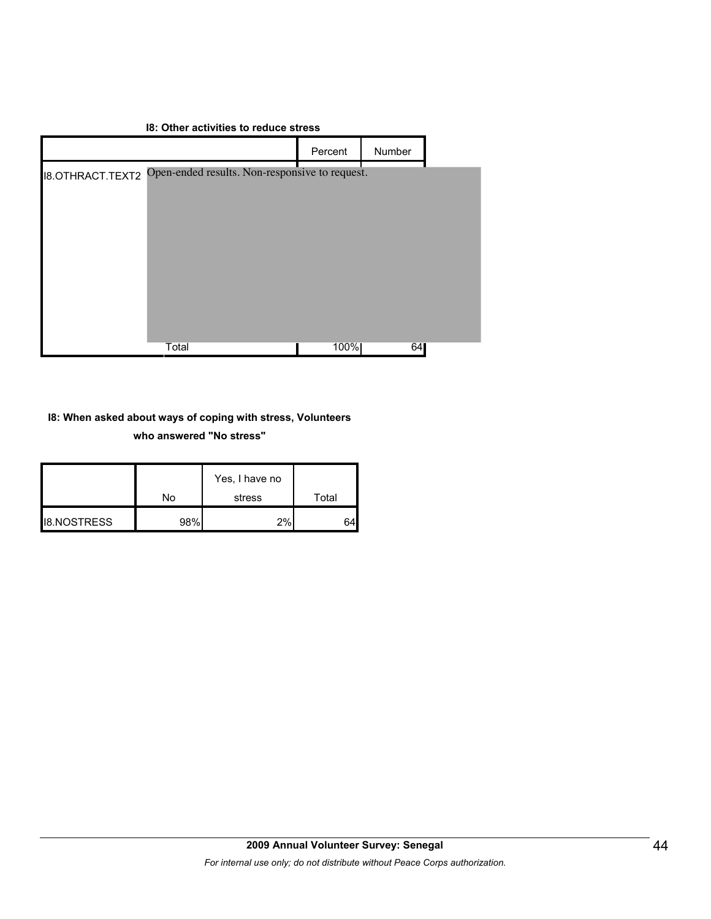**I8: Other activities to reduce stress**

| | | Percent | Number |
|---|---|---|---|
| I8.OTHRACT.TEXT2 | Open-ended results. Non-responsive to request. | | |
| | Total | 100% | 64 |

**I8: When asked about ways of coping with stress, Volunteers who answered "No stress"**

| | No | Yes, I have no stress | Total |
|---|---|---|---|
| I8.NOSTRESS | 98% | 2% | 64 |

**2009 Annual Volunteer Survey: Senegal**

*For internal use only; do not distribute without Peace Corps authorization.*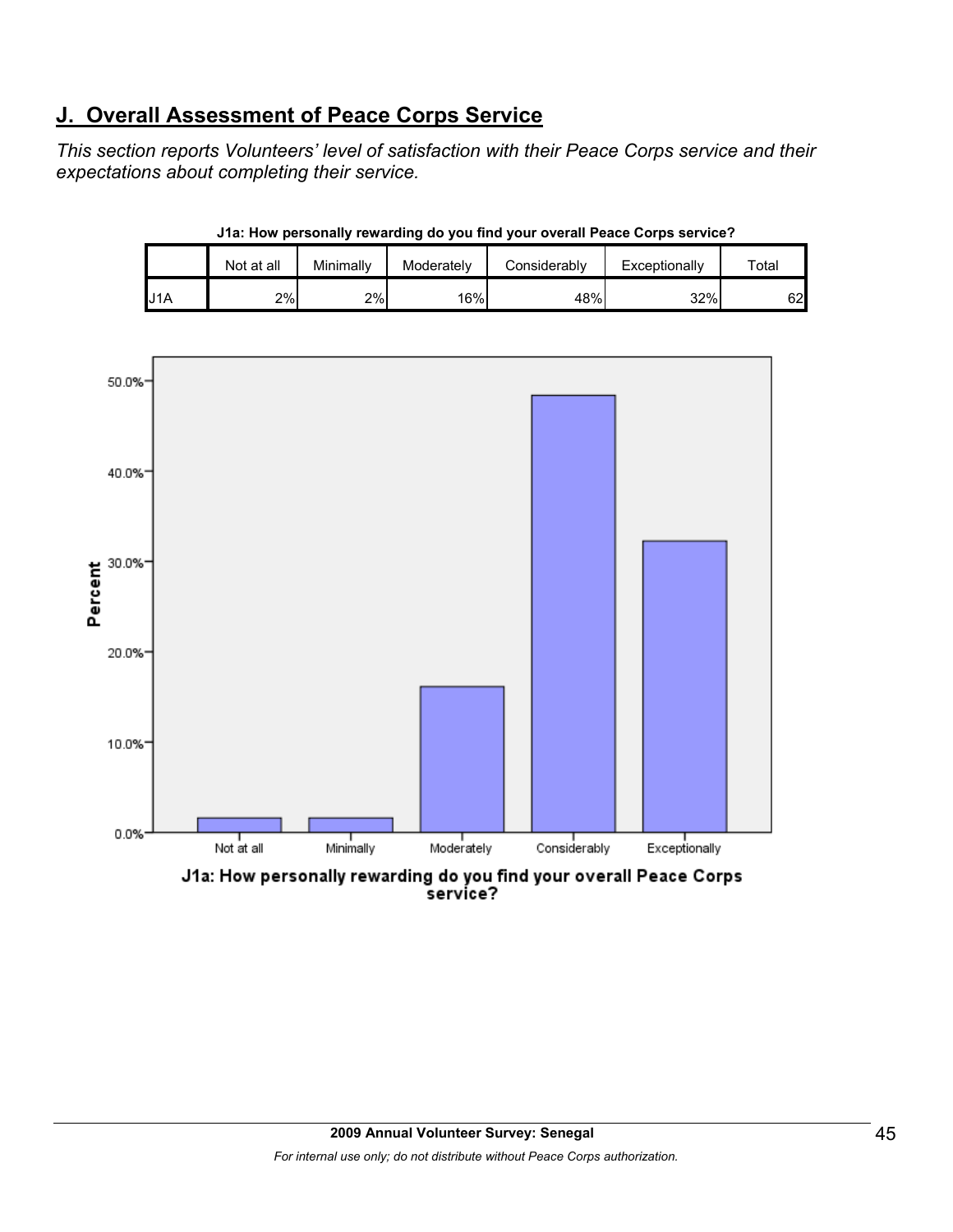## J. Overall Assessment of Peace Corps Service

*This section reports Volunteers' level of satisfaction with their Peace Corps service and their expectations about completing their service.*

**J1a: How personally rewarding do you find your overall Peace Corps service?**

| | Not at all | Minimally | Moderately | Considerably | Exceptionally | Total |
|---|---|---|---|---|---|---|
| J1A | 2% | 2% | 16% | 48% | 32% | 62 |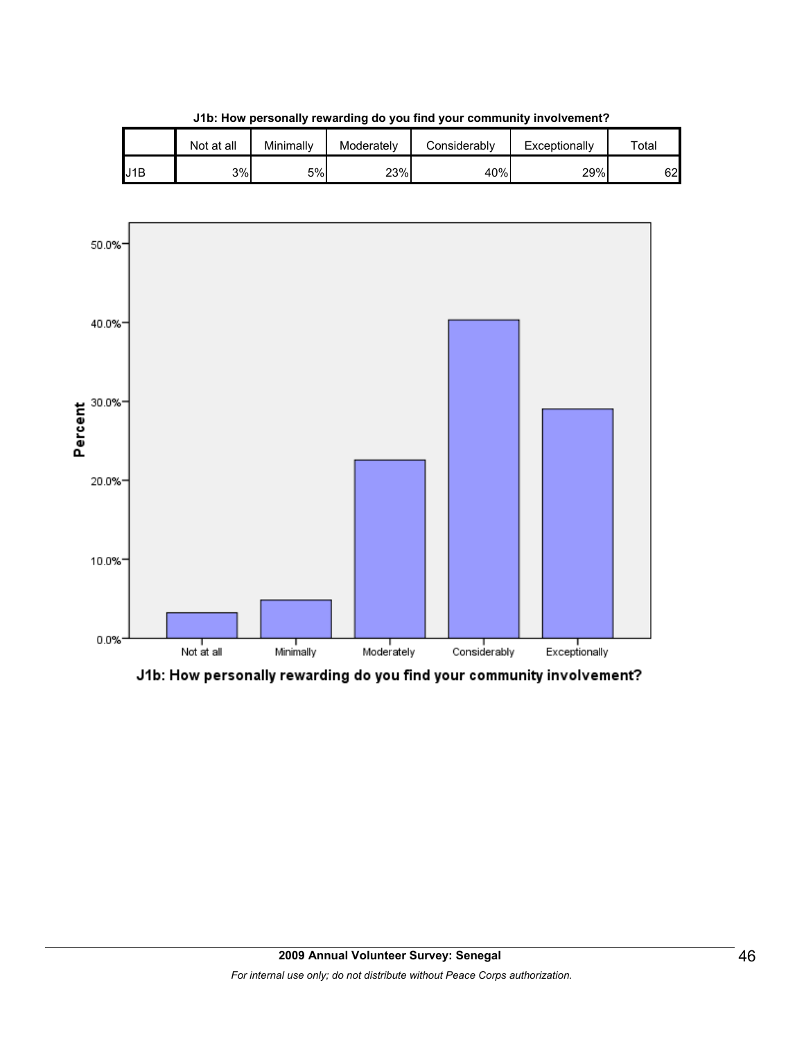**J1b: How personally rewarding do you find your community involvement?**

| | Not at all | Minimally | Moderately | Considerably | Exceptionally | Total |
|---|---|---|---|---|---|---|
| J1B | 3% | 5% | 23% | 40% | 29% | 62 |

J1b: How personally rewarding do you find your community involvement?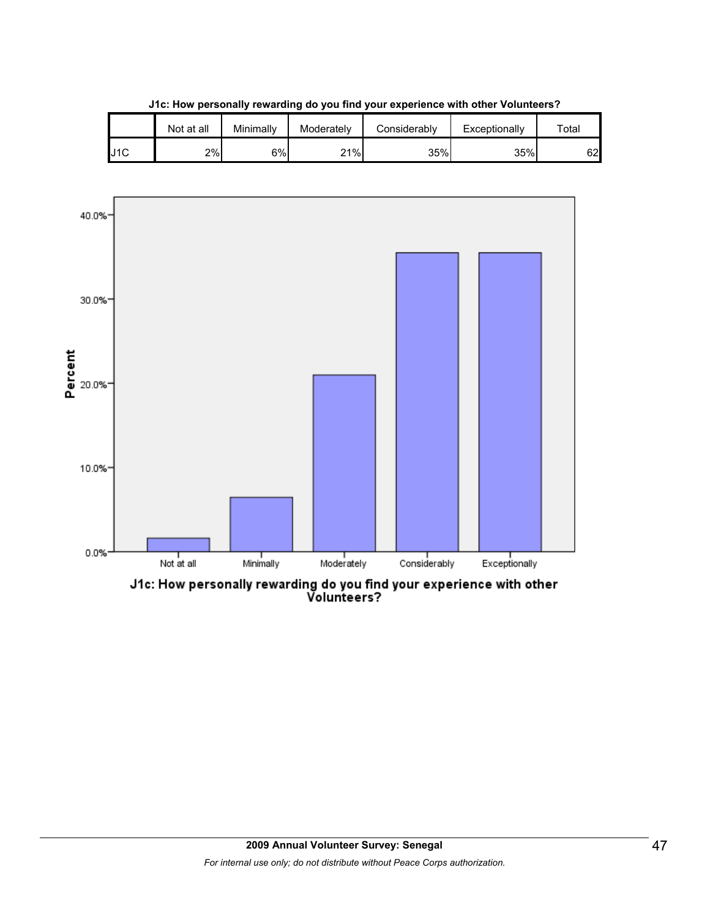**J1c: How personally rewarding do you find your experience with other Volunteers?**

| | Not at all | Minimally | Moderately | Considerably | Exceptionally | Total |
|---|---|---|---|---|---|---|
| J1C | 2% | 6% | 21% | 35% | 35% | 62 |

J1c: How personally rewarding do you find your experience with other Volunteers?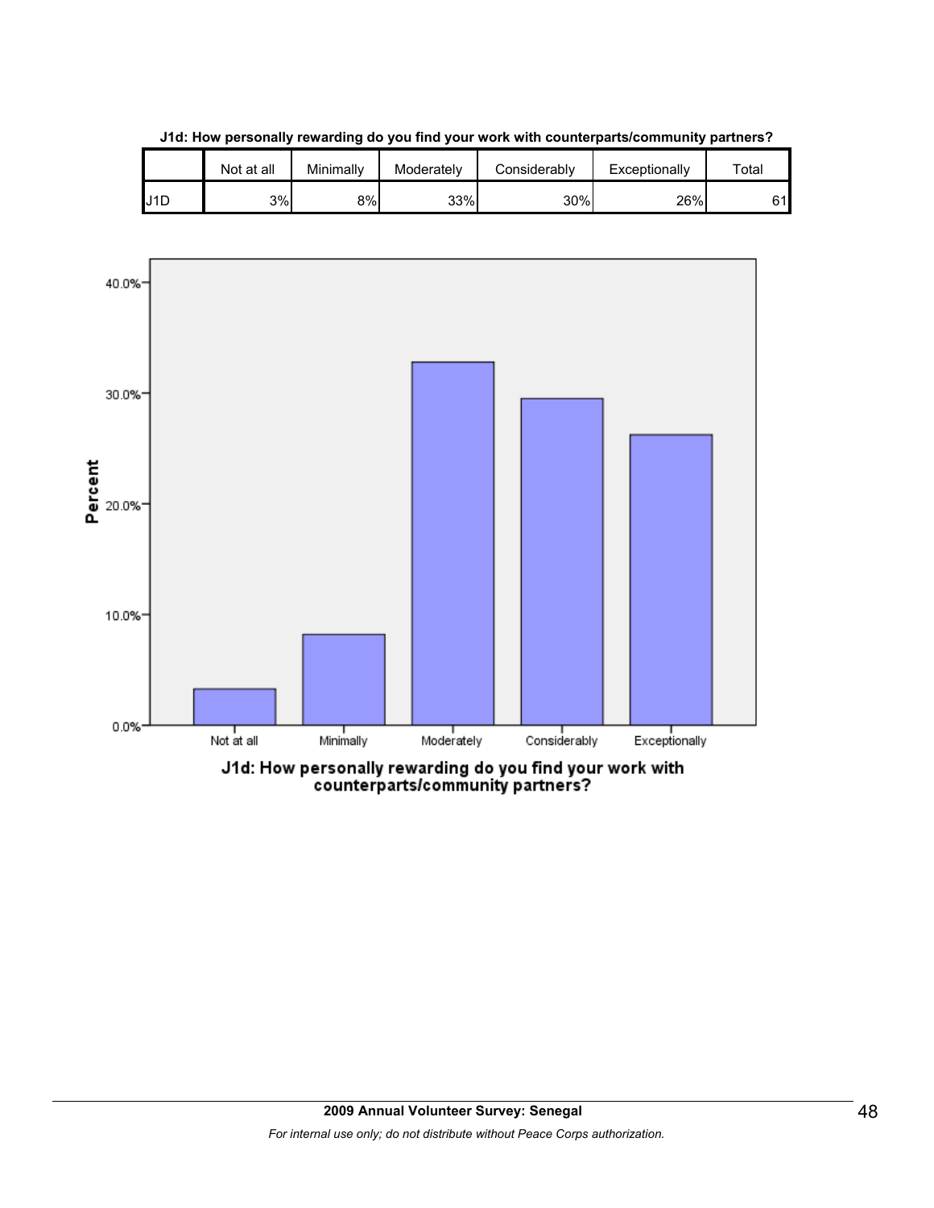**J1d: How personally rewarding do you find your work with counterparts/community partners?**

| | Not at all | Minimally | Moderately | Considerably | Exceptionally | Total |
|---|---|---|---|---|---|---|
| J1D | 3% | 8% | 33% | 30% | 26% | 61 |

J1d: How personally rewarding do you find your work with counterparts/community partners?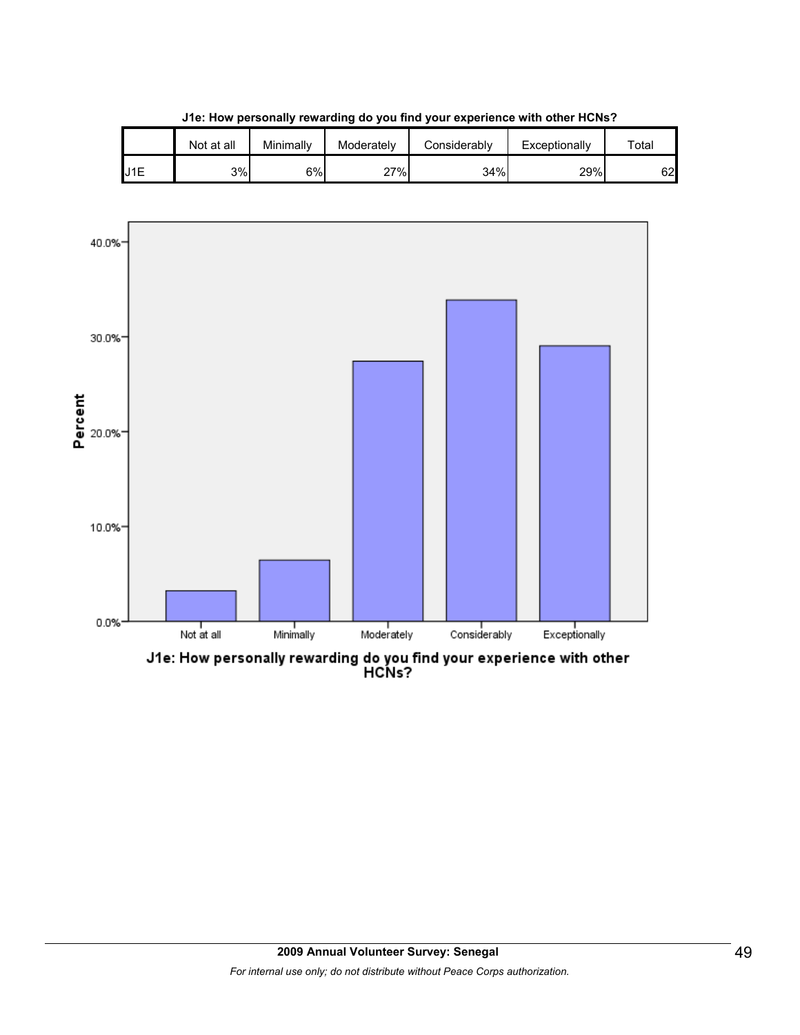**J1e: How personally rewarding do you find your experience with other HCNs?**

| | Not at all | Minimally | Moderately | Considerably | Exceptionally | Total |
|---|---|---|---|---|---|---|
| J1E | 3% | 6% | 27% | 34% | 29% | 62 |

**J1e: How personally rewarding do you find your experience with other HCNs?**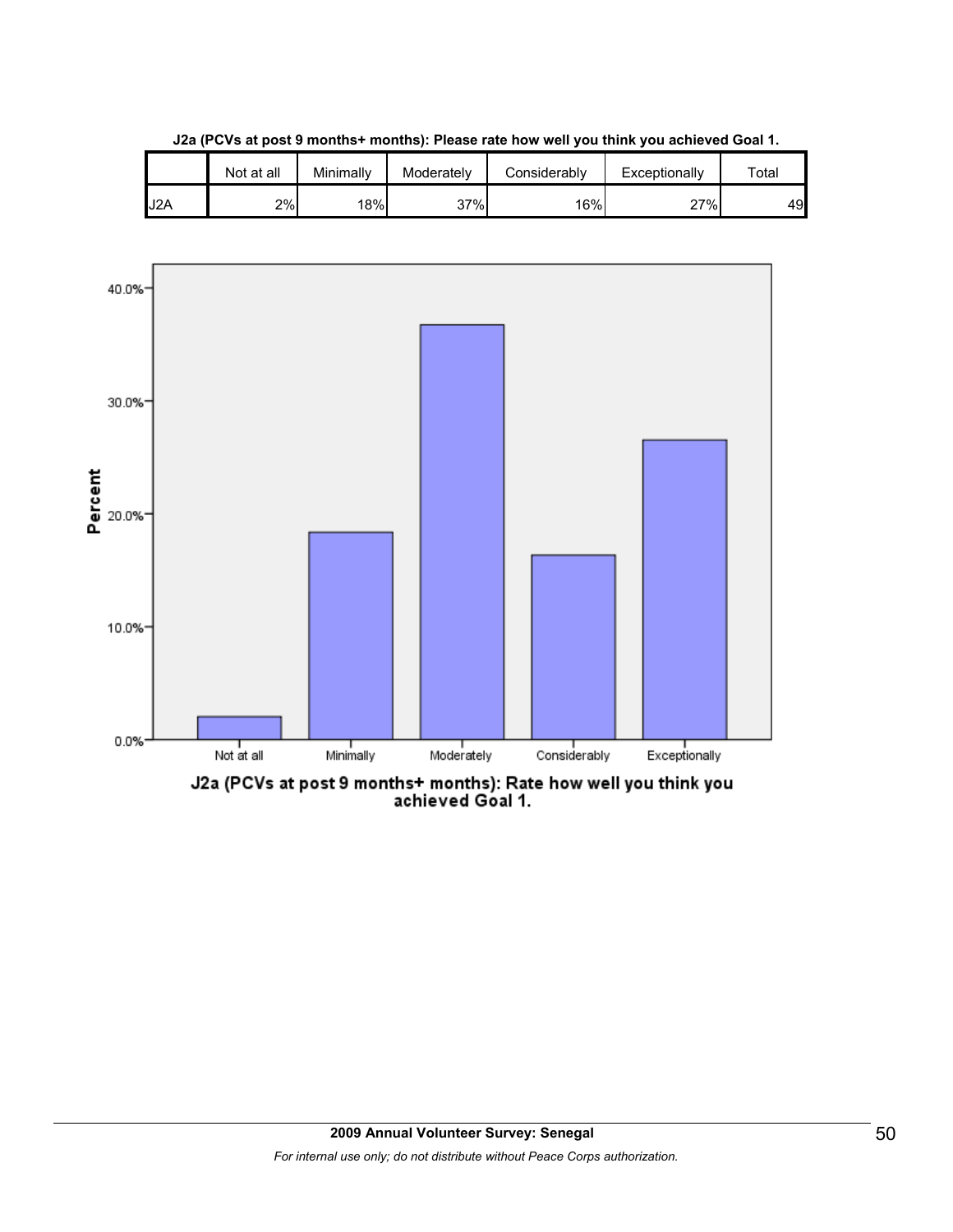**J2a (PCVs at post 9 months+ months): Please rate how well you think you achieved Goal 1.**

| | Not at all | Minimally | Moderately | Considerably | Exceptionally | Total |
|---|---|---|---|---|---|---|
| J2A | 2% | 18% | 37% | 16% | 27% | 49 |

J2a (PCVs at post 9 months+ months): Rate how well you think you achieved Goal 1.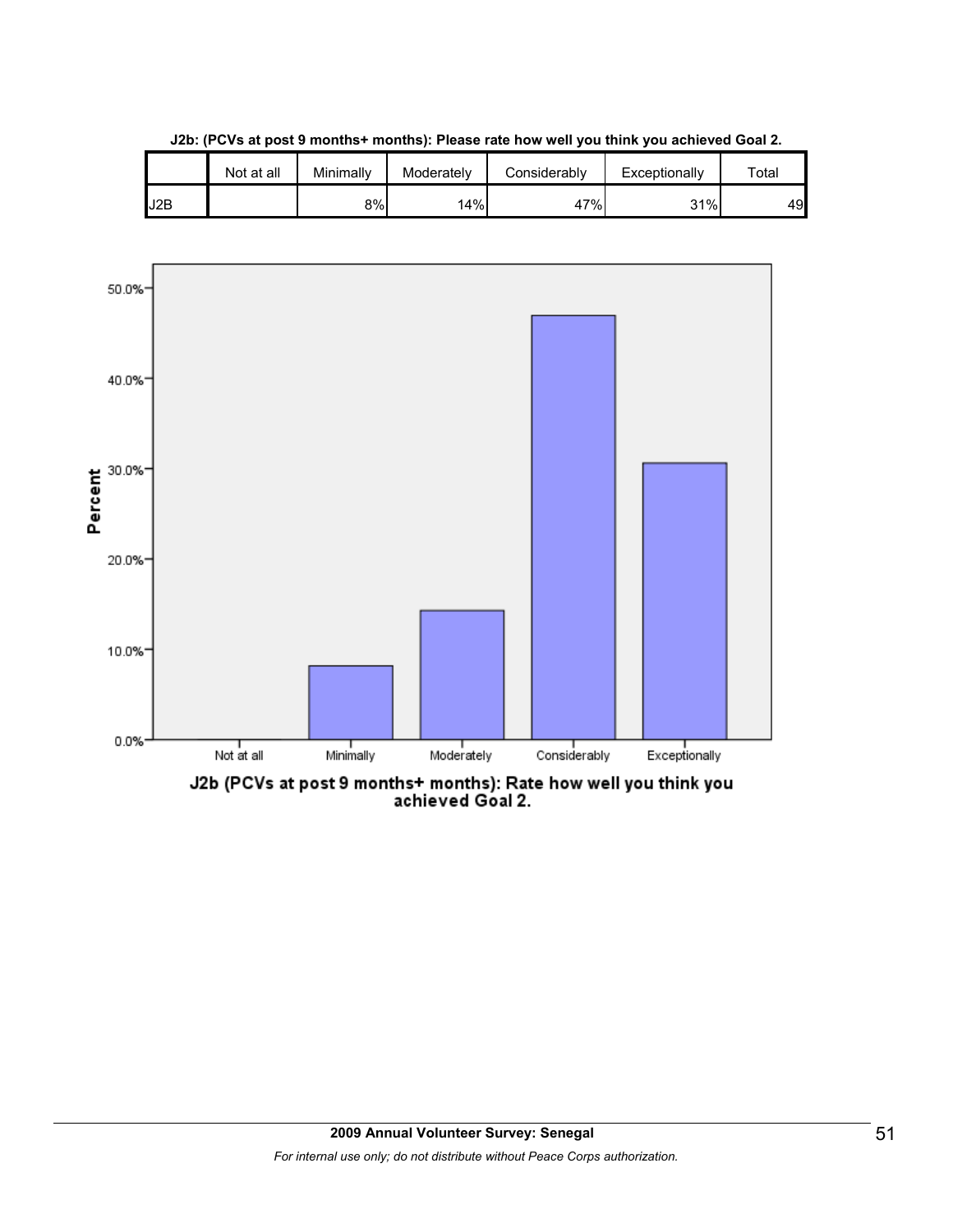**J2b: (PCVs at post 9 months+ months): Please rate how well you think you achieved Goal 2.**

| | Not at all | Minimally | Moderately | Considerably | Exceptionally | Total |
|---|---|---|---|---|---|---|
| J2B | | 8% | 14% | 47% | 31% | 49 |

J2b (PCVs at post 9 months+ months): Rate how well you think you achieved Goal 2.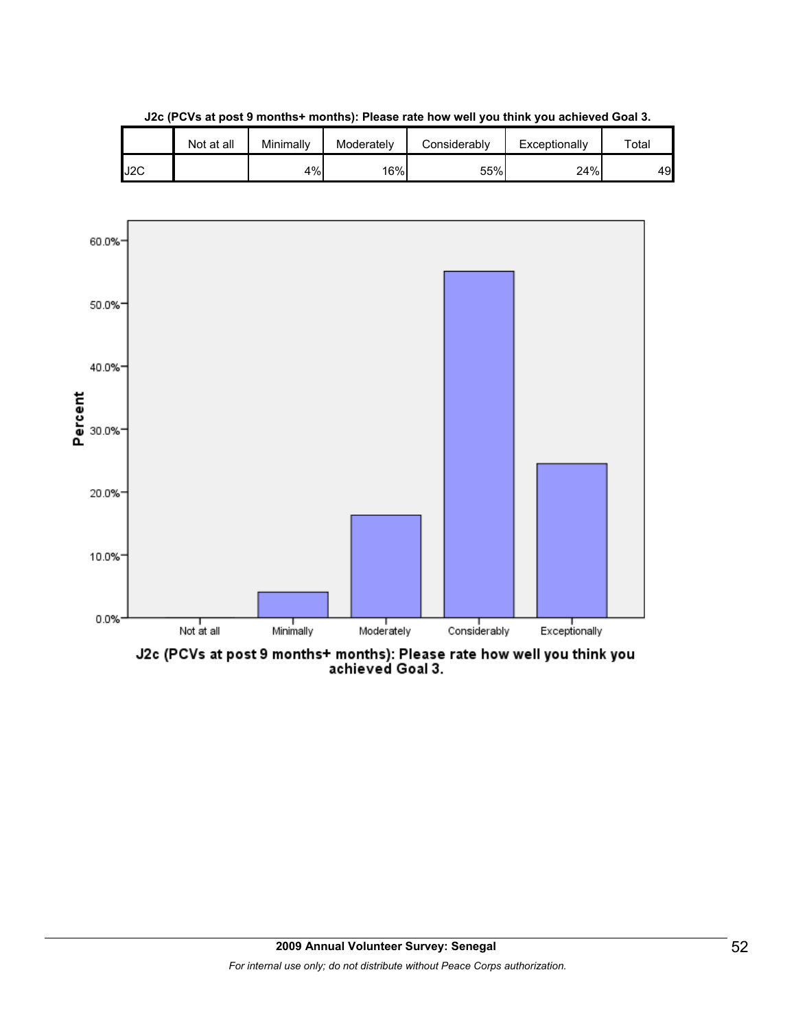**J2c (PCVs at post 9 months+ months): Please rate how well you think you achieved Goal 3.**

| | Not at all | Minimally | Moderately | Considerably | Exceptionally | Total |
|---|---|---|---|---|---|---|
| J2C | | 4% | 16% | 55% | 24% | 49 |

J2c (PCVs at post 9 months+ months): Please rate how well you think you achieved Goal 3.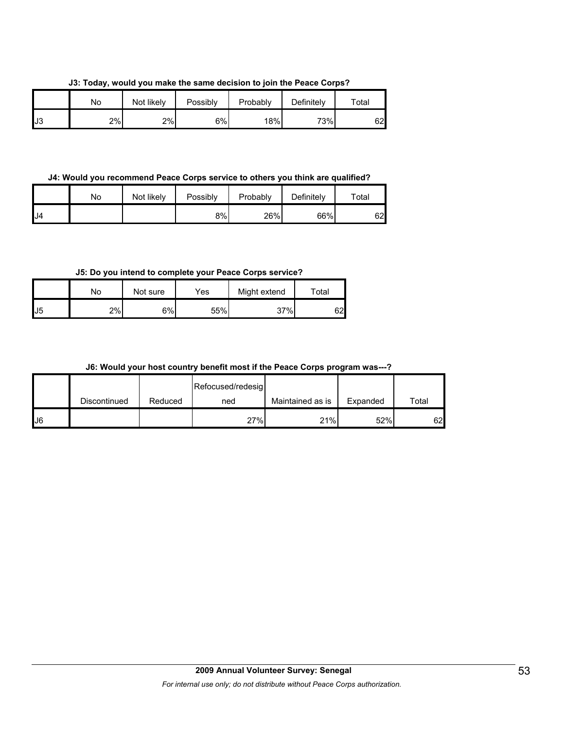**J3: Today, would you make the same decision to join the Peace Corps?**

| | No | Not likely | Possibly | Probably | Definitely | Total |
|---|---|---|---|---|---|---|
| J3 | 2% | 2% | 6% | 18% | 73% | 62 |

**J4: Would you recommend Peace Corps service to others you think are qualified?**

| | No | Not likely | Possibly | Probably | Definitely | Total |
|---|---|---|---|---|---|---|
| J4 | | | 8% | 26% | 66% | 62 |

**J5: Do you intend to complete your Peace Corps service?**

| | No | Not sure | Yes | Might extend | Total |
|---|---|---|---|---|---|
| J5 | 2% | 6% | 55% | 37% | 62 |

**J6: Would your host country benefit most if the Peace Corps program was---?**

| | Discontinued | Reduced | Refocused/redesigned | Maintained as is | Expanded | Total |
|---|---|---|---|---|---|---|
| J6 | | | 27% | 21% | 52% | 62 |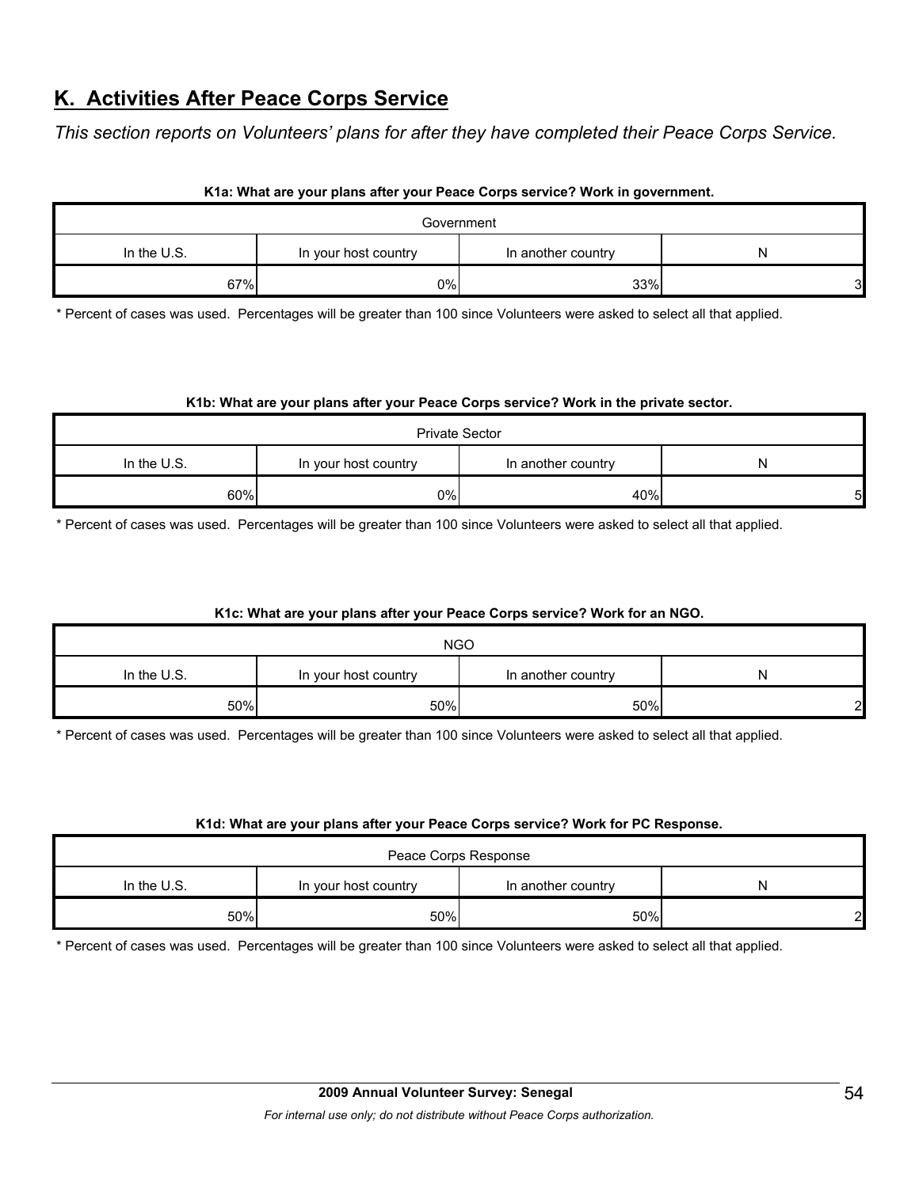## K. Activities After Peace Corps Service

*This section reports on Volunteers' plans for after they have completed their Peace Corps Service.*

**K1a: What are your plans after your Peace Corps service? Work in government.**

| Government | | | |
|---|---|---|---|
| In the U.S. | In your host country | In another country | N |
| 67% | 0% | 33% | 3 |

* Percent of cases was used. Percentages will be greater than 100 since Volunteers were asked to select all that applied.

**K1b: What are your plans after your Peace Corps service? Work in the private sector.**

| Private Sector | | | |
|---|---|---|---|
| In the U.S. | In your host country | In another country | N |
| 60% | 0% | 40% | 5 |

* Percent of cases was used. Percentages will be greater than 100 since Volunteers were asked to select all that applied.

**K1c: What are your plans after your Peace Corps service? Work for an NGO.**

| NGO | | | |
|---|---|---|---|
| In the U.S. | In your host country | In another country | N |
| 50% | 50% | 50% | 2 |

* Percent of cases was used. Percentages will be greater than 100 since Volunteers were asked to select all that applied.

**K1d: What are your plans after your Peace Corps service? Work for PC Response.**

| Peace Corps Response | | | |
|---|---|---|---|
| In the U.S. | In your host country | In another country | N |
| 50% | 50% | 50% | 2 |

* Percent of cases was used. Percentages will be greater than 100 since Volunteers were asked to select all that applied.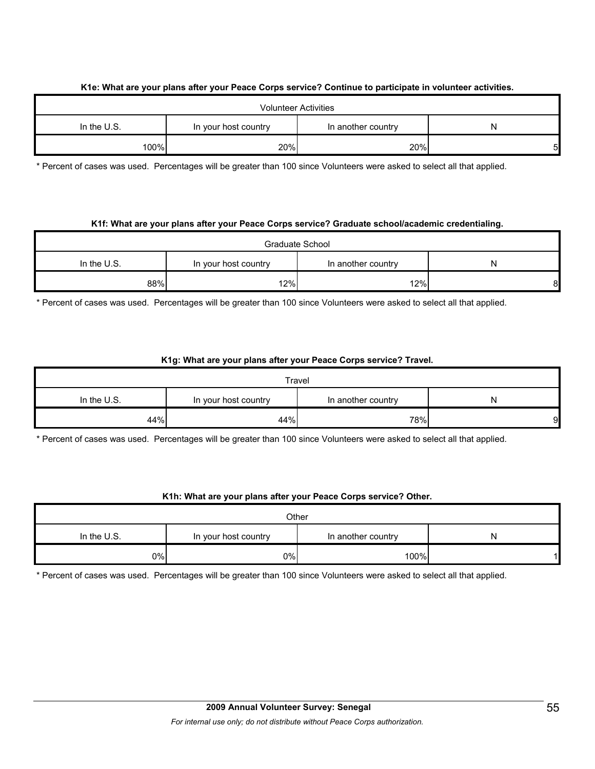**K1e: What are your plans after your Peace Corps service? Continue to participate in volunteer activities.**

| Volunteer Activities | | | |
|---|---|---|---|
| In the U.S. | In your host country | In another country | N |
| 100% | 20% | 20% | 5 |

* Percent of cases was used. Percentages will be greater than 100 since Volunteers were asked to select all that applied.

**K1f: What are your plans after your Peace Corps service? Graduate school/academic credentialing.**

| Graduate School | | | |
|---|---|---|---|
| In the U.S. | In your host country | In another country | N |
| 88% | 12% | 12% | 8 |

* Percent of cases was used. Percentages will be greater than 100 since Volunteers were asked to select all that applied.

**K1g: What are your plans after your Peace Corps service? Travel.**

| Travel | | | |
|---|---|---|---|
| In the U.S. | In your host country | In another country | N |
| 44% | 44% | 78% | 9 |

* Percent of cases was used. Percentages will be greater than 100 since Volunteers were asked to select all that applied.

**K1h: What are your plans after your Peace Corps service? Other.**

| Other | | | |
|---|---|---|---|
| In the U.S. | In your host country | In another country | N |
| 0% | 0% | 100% | 1 |

* Percent of cases was used. Percentages will be greater than 100 since Volunteers were asked to select all that applied.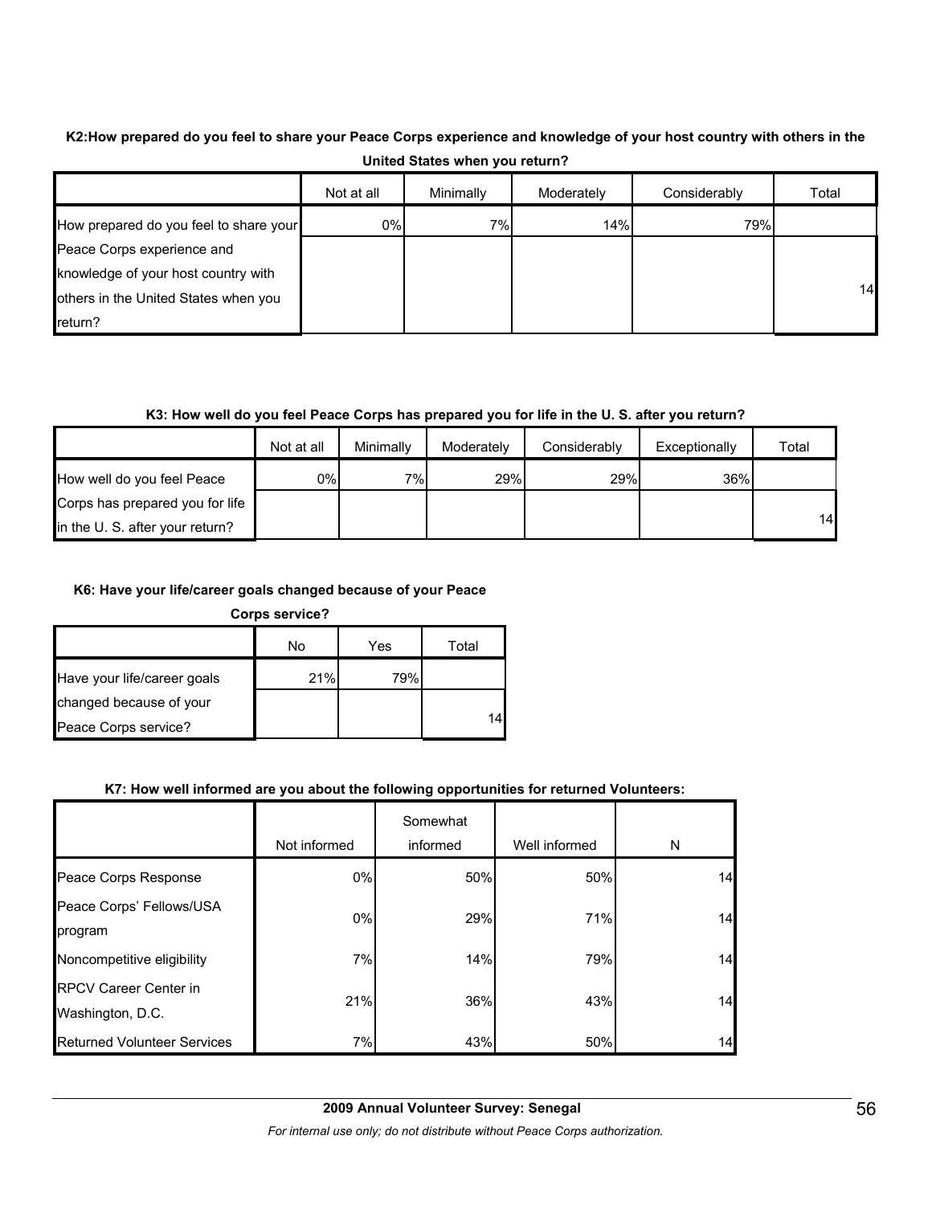**K2:How prepared do you feel to share your Peace Corps experience and knowledge of your host country with others in the United States when you return?**

| | Not at all | Minimally | Moderately | Considerably | Total |
|---|---|---|---|---|---|
| How prepared do you feel to share your Peace Corps experience and knowledge of your host country with others in the United States when you return? | 0% | 7% | 14% | 79% | 14 |

**K3: How well do you feel Peace Corps has prepared you for life in the U. S. after you return?**

| | Not at all | Minimally | Moderately | Considerably | Exceptionally | Total |
|---|---|---|---|---|---|---|
| How well do you feel Peace Corps has prepared you for life in the U. S. after your return? | 0% | 7% | 29% | 29% | 36% | 14 |

**K6: Have your life/career goals changed because of your Peace Corps service?**

| | No | Yes | Total |
|---|---|---|---|
| Have your life/career goals changed because of your Peace Corps service? | 21% | 79% | 14 |

**K7: How well informed are you about the following opportunities for returned Volunteers:**

| | Not informed | Somewhat informed | Well informed | N |
|---|---|---|---|---|
| Peace Corps Response | 0% | 50% | 50% | 14 |
| Peace Corps' Fellows/USA program | 0% | 29% | 71% | 14 |
| Noncompetitive eligibility | 7% | 14% | 79% | 14 |
| RPCV Career Center in Washington, D.C. | 21% | 36% | 43% | 14 |
| Returned Volunteer Services | 7% | 43% | 50% | 14 |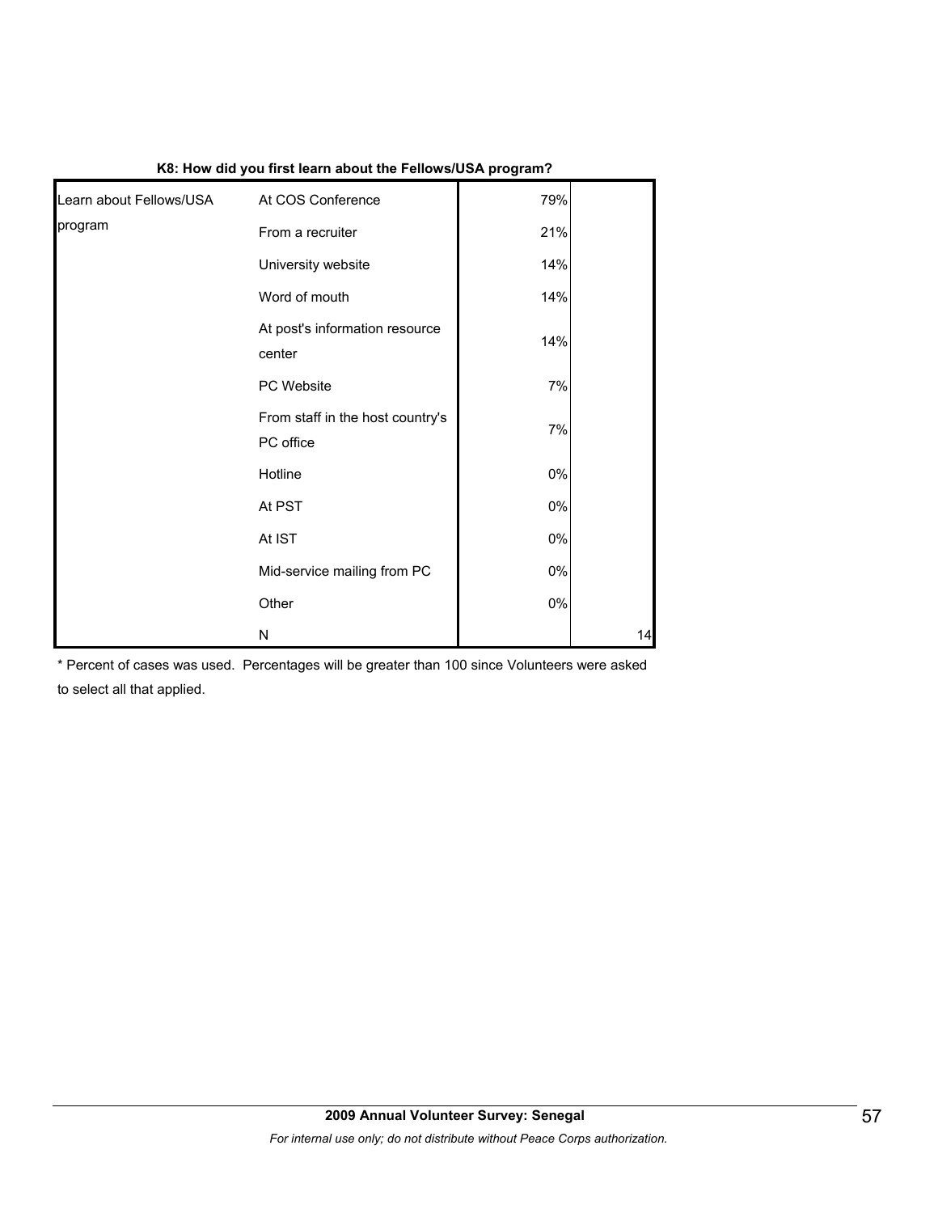**K8: How did you first learn about the Fellows/USA program?**

| | | | |
|---|---|---|---|
| Learn about Fellows/USA program | At COS Conference | 79% | |
| | From a recruiter | 21% | |
| | University website | 14% | |
| | Word of mouth | 14% | |
| | At post's information resource center | 14% | |
| | PC Website | 7% | |
| | From staff in the host country's PC office | 7% | |
| | Hotline | 0% | |
| | At PST | 0% | |
| | At IST | 0% | |
| | Mid-service mailing from PC | 0% | |
| | Other | 0% | |
| | N | | 14 |

* Percent of cases was used. Percentages will be greater than 100 since Volunteers were asked to select all that applied.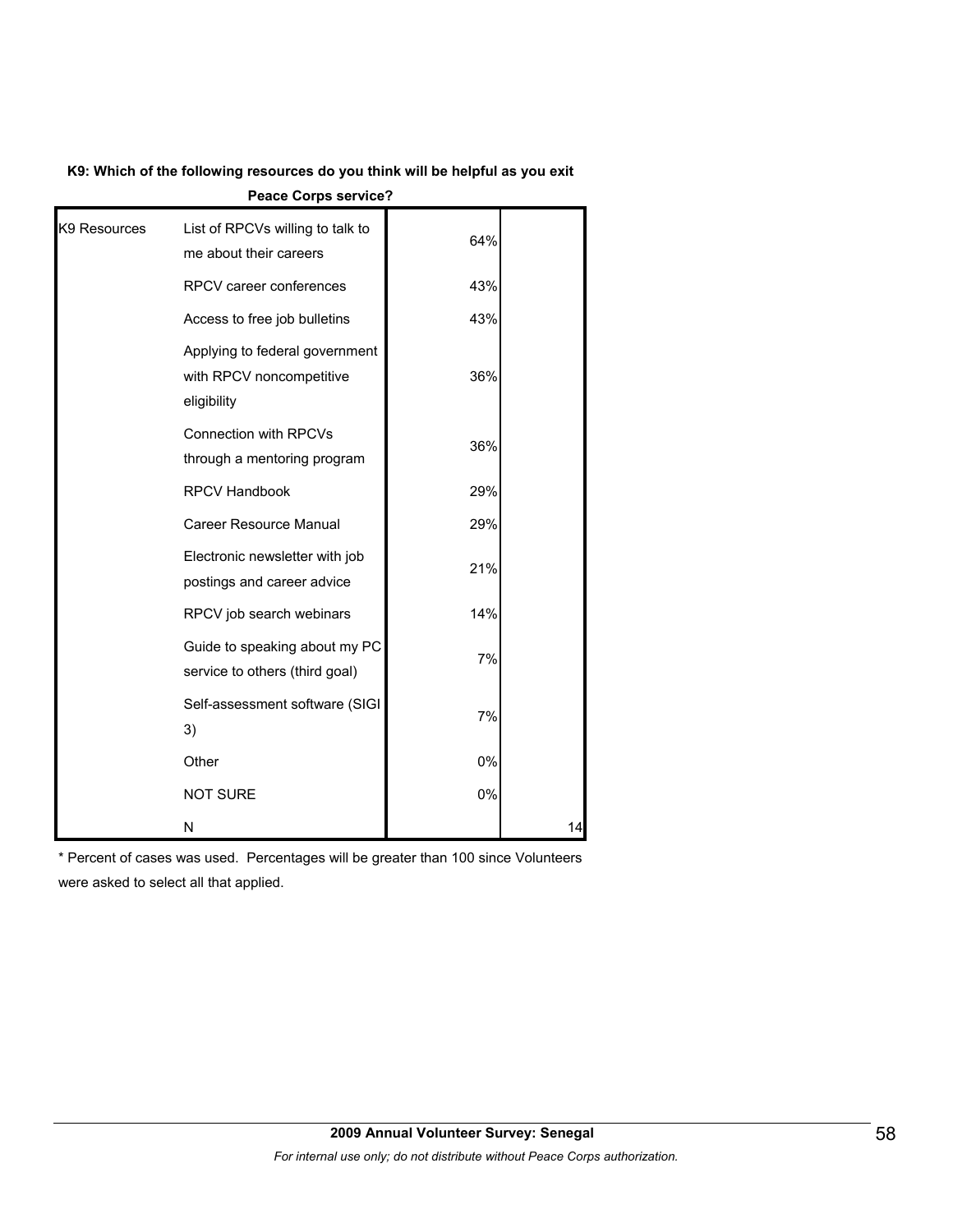**K9: Which of the following resources do you think will be helpful as you exit Peace Corps service?**

| | | | |
|---|---|---|---|
| K9 Resources | List of RPCVs willing to talk to me about their careers | 64% | |
| | RPCV career conferences | 43% | |
| | Access to free job bulletins | 43% | |
| | Applying to federal government with RPCV noncompetitive eligibility | 36% | |
| | Connection with RPCVs through a mentoring program | 36% | |
| | RPCV Handbook | 29% | |
| | Career Resource Manual | 29% | |
| | Electronic newsletter with job postings and career advice | 21% | |
| | RPCV job search webinars | 14% | |
| | Guide to speaking about my PC service to others (third goal) | 7% | |
| | Self-assessment software (SIGI 3) | 7% | |
| | Other | 0% | |
| | NOT SURE | 0% | |
| | N | | 14 |

* Percent of cases was used. Percentages will be greater than 100 since Volunteers were asked to select all that applied.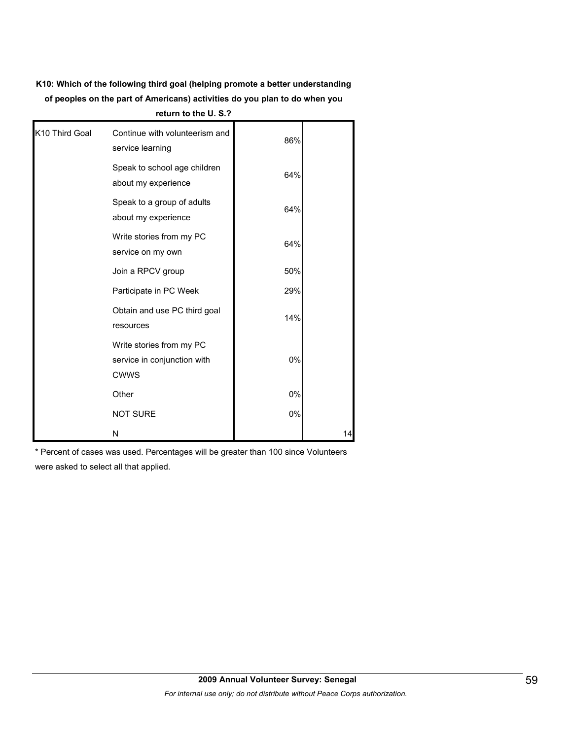**K10: Which of the following third goal (helping promote a better understanding of peoples on the part of Americans) activities do you plan to do when you return to the U. S.?**

| | | | |
|---|---|---|---|
| K10 Third Goal | Continue with volunteerism and service learning | 86% | |
| | Speak to school age children about my experience | 64% | |
| | Speak to a group of adults about my experience | 64% | |
| | Write stories from my PC service on my own | 64% | |
| | Join a RPCV group | 50% | |
| | Participate in PC Week | 29% | |
| | Obtain and use PC third goal resources | 14% | |
| | Write stories from my PC service in conjunction with CWWS | 0% | |
| | Other | 0% | |
| | NOT SURE | 0% | |
| | N | | 14 |

* Percent of cases was used. Percentages will be greater than 100 since Volunteers were asked to select all that applied.